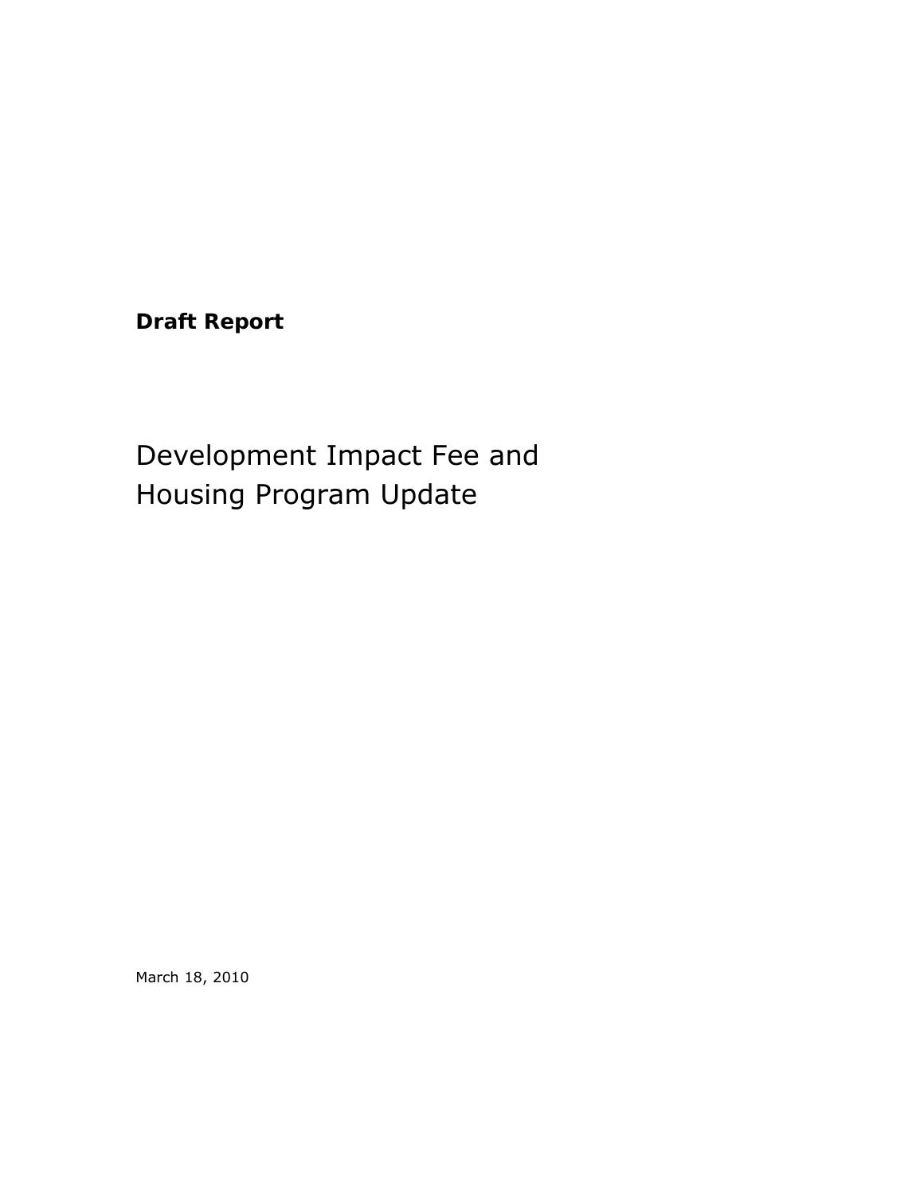**Draft Report**

# Development Impact Fee and Housing Program Update

March 18, 2010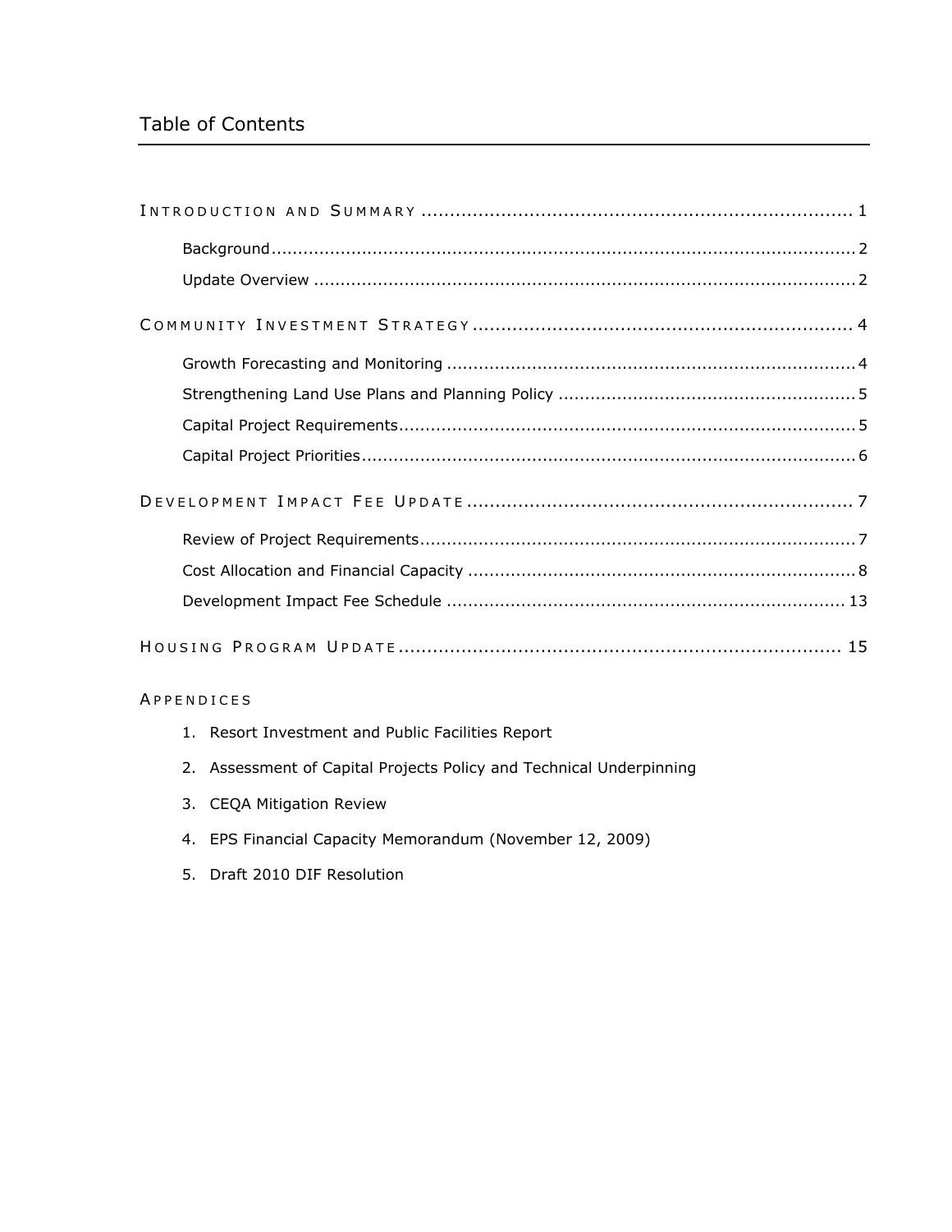# Table of Contents

**INTRODUCTION AND SUMMARY** .................................................................. 1

- Background ................................................................................................ 2
- Update Overview ......................................................................................... 2

**COMMUNITY INVESTMENT STRATEGY** ......................................................... 4

- Growth Forecasting and Monitoring ................................................................ 4
- Strengthening Land Use Plans and Planning Policy ............................................ 5
- Capital Project Requirements ........................................................................ 5
- Capital Project Priorities ............................................................................... 6

**DEVELOPMENT IMPACT FEE UPDATE** ........................................................... 7

- Review of Project Requirements ..................................................................... 7
- Cost Allocation and Financial Capacity ............................................................ 8
- Development Impact Fee Schedule ............................................................... 13

**HOUSING PROGRAM UPDATE** ..................................................................... 15

**APPENDICES**

1. Resort Investment and Public Facilities Report
2. Assessment of Capital Projects Policy and Technical Underpinning
3. CEQA Mitigation Review
4. EPS Financial Capacity Memorandum (November 12, 2009)
5. Draft 2010 DIF Resolution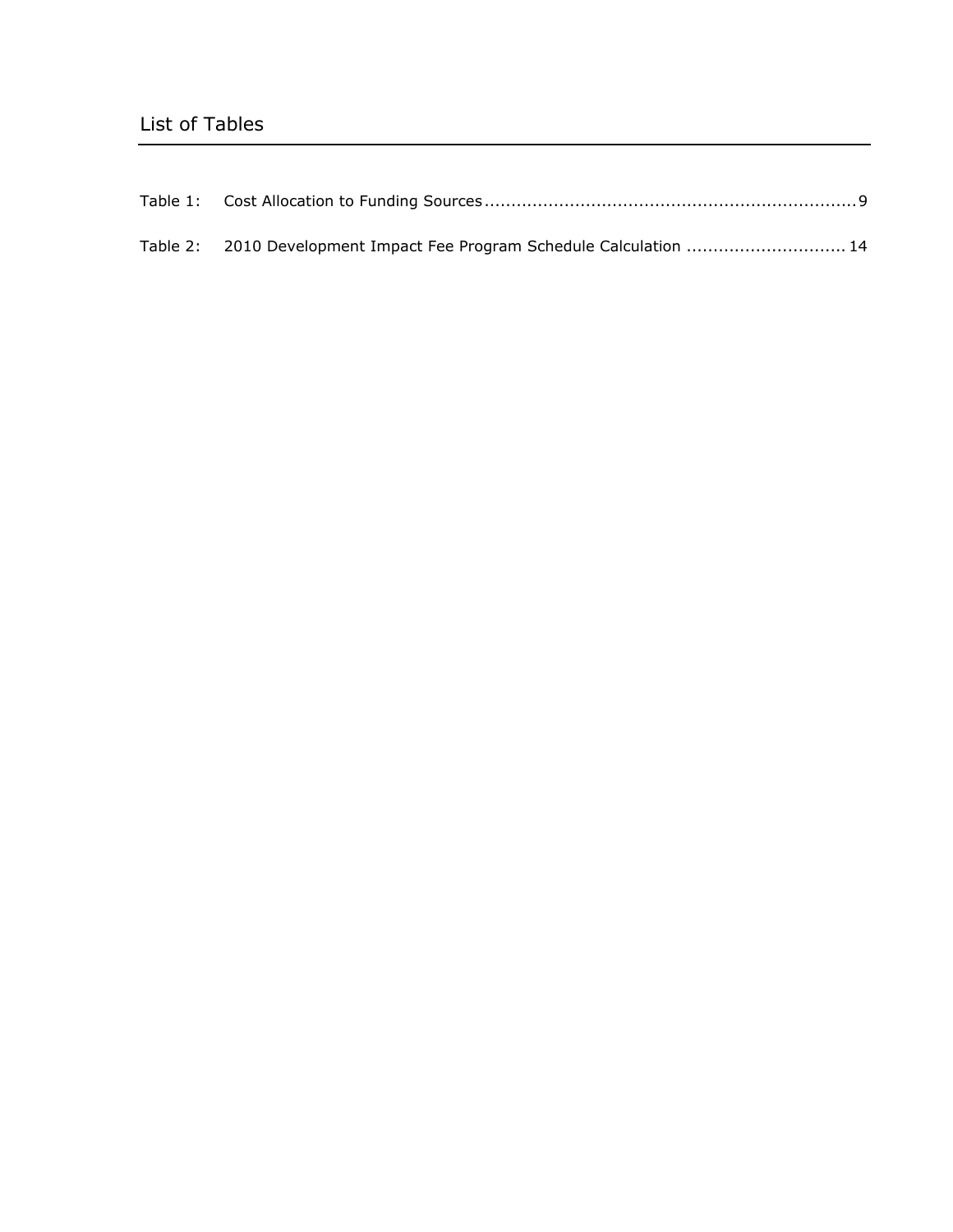## List of Tables

Table 1: Cost Allocation to Funding Sources .................................................................... 9

Table 2: 2010 Development Impact Fee Program Schedule Calculation ............................ 14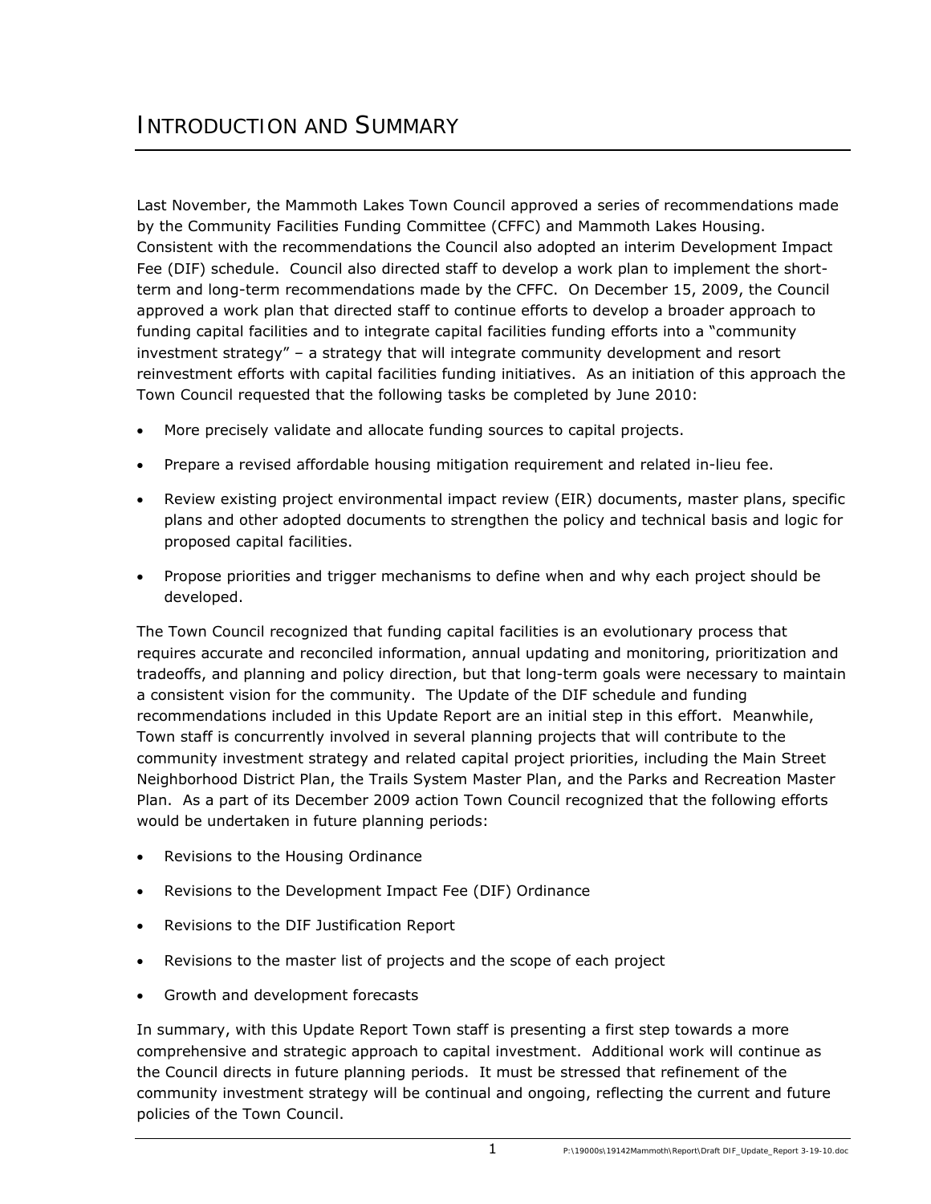# INTRODUCTION AND SUMMARY

Last November, the Mammoth Lakes Town Council approved a series of recommendations made by the Community Facilities Funding Committee (CFFC) and Mammoth Lakes Housing. Consistent with the recommendations the Council also adopted an interim Development Impact Fee (DIF) schedule. Council also directed staff to develop a work plan to implement the short-term and long-term recommendations made by the CFFC. On December 15, 2009, the Council approved a work plan that directed staff to continue efforts to develop a broader approach to funding capital facilities and to integrate capital facilities funding efforts into a "community investment strategy" – a strategy that will integrate community development and resort reinvestment efforts with capital facilities funding initiatives. As an initiation of this approach the Town Council requested that the following tasks be completed by June 2010:

- More precisely validate and allocate funding sources to capital projects.
- Prepare a revised affordable housing mitigation requirement and related in-lieu fee.
- Review existing project environmental impact review (EIR) documents, master plans, specific plans and other adopted documents to strengthen the policy and technical basis and logic for proposed capital facilities.
- Propose priorities and trigger mechanisms to define when and why each project should be developed.

The Town Council recognized that funding capital facilities is an evolutionary process that requires accurate and reconciled information, annual updating and monitoring, prioritization and tradeoffs, and planning and policy direction, but that long-term goals were necessary to maintain a consistent vision for the community. The Update of the DIF schedule and funding recommendations included in this Update Report are an initial step in this effort. Meanwhile, Town staff is concurrently involved in several planning projects that will contribute to the community investment strategy and related capital project priorities, including the Main Street Neighborhood District Plan, the Trails System Master Plan, and the Parks and Recreation Master Plan. As a part of its December 2009 action Town Council recognized that the following efforts would be undertaken in future planning periods:

- Revisions to the Housing Ordinance
- Revisions to the Development Impact Fee (DIF) Ordinance
- Revisions to the DIF Justification Report
- Revisions to the master list of projects and the scope of each project
- Growth and development forecasts

In summary, with this Update Report Town staff is presenting a first step towards a more comprehensive and strategic approach to capital investment. Additional work will continue as the Council directs in future planning periods. It must be stressed that refinement of the community investment strategy will be continual and ongoing, reflecting the current and future policies of the Town Council.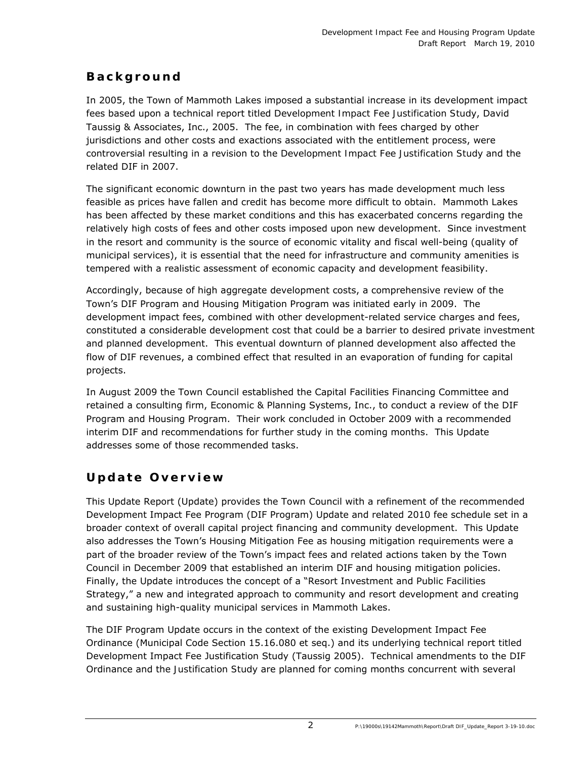## Background

In 2005, the Town of Mammoth Lakes imposed a substantial increase in its development impact fees based upon a technical report titled Development Impact Fee Justification Study, David Taussig & Associates, Inc., 2005. The fee, in combination with fees charged by other jurisdictions and other costs and exactions associated with the entitlement process, were controversial resulting in a revision to the Development Impact Fee Justification Study and the related DIF in 2007.

The significant economic downturn in the past two years has made development much less feasible as prices have fallen and credit has become more difficult to obtain. Mammoth Lakes has been affected by these market conditions and this has exacerbated concerns regarding the relatively high costs of fees and other costs imposed upon new development. Since investment in the resort and community is the source of economic vitality and fiscal well-being (quality of municipal services), it is essential that the need for infrastructure and community amenities is tempered with a realistic assessment of economic capacity and development feasibility.

Accordingly, because of high aggregate development costs, a comprehensive review of the Town's DIF Program and Housing Mitigation Program was initiated early in 2009. The development impact fees, combined with other development-related service charges and fees, constituted a considerable development cost that could be a barrier to desired private investment and planned development. This eventual downturn of planned development also affected the flow of DIF revenues, a combined effect that resulted in an evaporation of funding for capital projects.

In August 2009 the Town Council established the Capital Facilities Financing Committee and retained a consulting firm, Economic & Planning Systems, Inc., to conduct a review of the DIF Program and Housing Program. Their work concluded in October 2009 with a recommended interim DIF and recommendations for further study in the coming months. This Update addresses some of those recommended tasks.

## Update Overview

This Update Report (Update) provides the Town Council with a refinement of the recommended Development Impact Fee Program (DIF Program) Update and related 2010 fee schedule set in a broader context of overall capital project financing and community development. This Update also addresses the Town's Housing Mitigation Fee as housing mitigation requirements were a part of the broader review of the Town's impact fees and related actions taken by the Town Council in December 2009 that established an interim DIF and housing mitigation policies. Finally, the Update introduces the concept of a "Resort Investment and Public Facilities Strategy," a new and integrated approach to community and resort development and creating and sustaining high-quality municipal services in Mammoth Lakes.

The DIF Program Update occurs in the context of the existing Development Impact Fee Ordinance (Municipal Code Section 15.16.080 et seq.) and its underlying technical report titled Development Impact Fee Justification Study (Taussig 2005). Technical amendments to the DIF Ordinance and the Justification Study are planned for coming months concurrent with several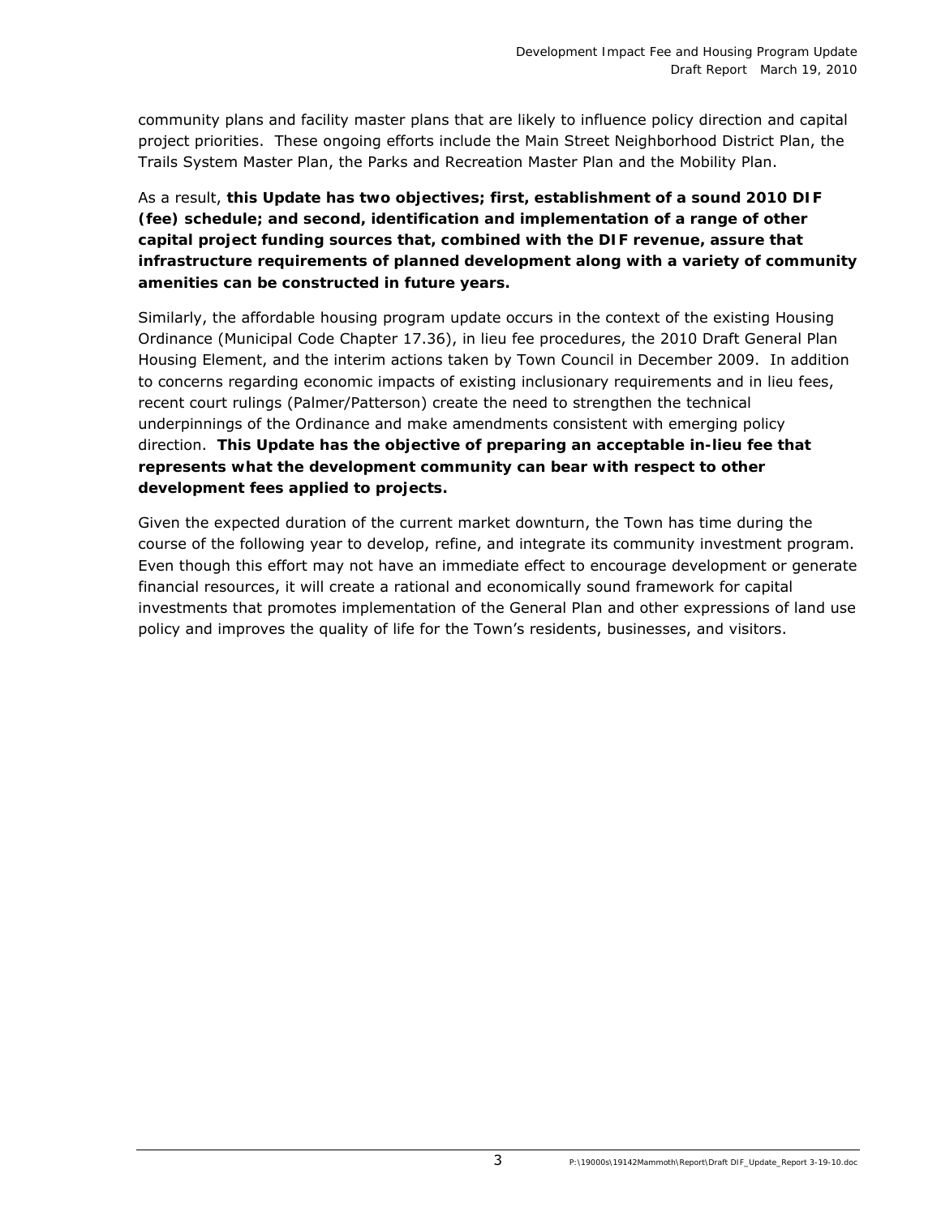community plans and facility master plans that are likely to influence policy direction and capital project priorities. These ongoing efforts include the Main Street Neighborhood District Plan, the Trails System Master Plan, the Parks and Recreation Master Plan and the Mobility Plan.

As a result, **this Update has two objectives; first, establishment of a sound 2010 DIF (fee) schedule; and second, identification and implementation of a range of other capital project funding sources that, combined with the DIF revenue, assure that infrastructure requirements of planned development along with a variety of community amenities can be constructed in future years.**

Similarly, the affordable housing program update occurs in the context of the existing Housing Ordinance (Municipal Code Chapter 17.36), in lieu fee procedures, the 2010 Draft General Plan Housing Element, and the interim actions taken by Town Council in December 2009. In addition to concerns regarding economic impacts of existing inclusionary requirements and in lieu fees, recent court rulings (Palmer/Patterson) create the need to strengthen the technical underpinnings of the Ordinance and make amendments consistent with emerging policy direction. **This Update has the objective of preparing an acceptable in-lieu fee that represents what the development community can bear with respect to other development fees applied to projects.**

Given the expected duration of the current market downturn, the Town has time during the course of the following year to develop, refine, and integrate its community investment program. Even though this effort may not have an immediate effect to encourage development or generate financial resources, it will create a rational and economically sound framework for capital investments that promotes implementation of the General Plan and other expressions of land use policy and improves the quality of life for the Town's residents, businesses, and visitors.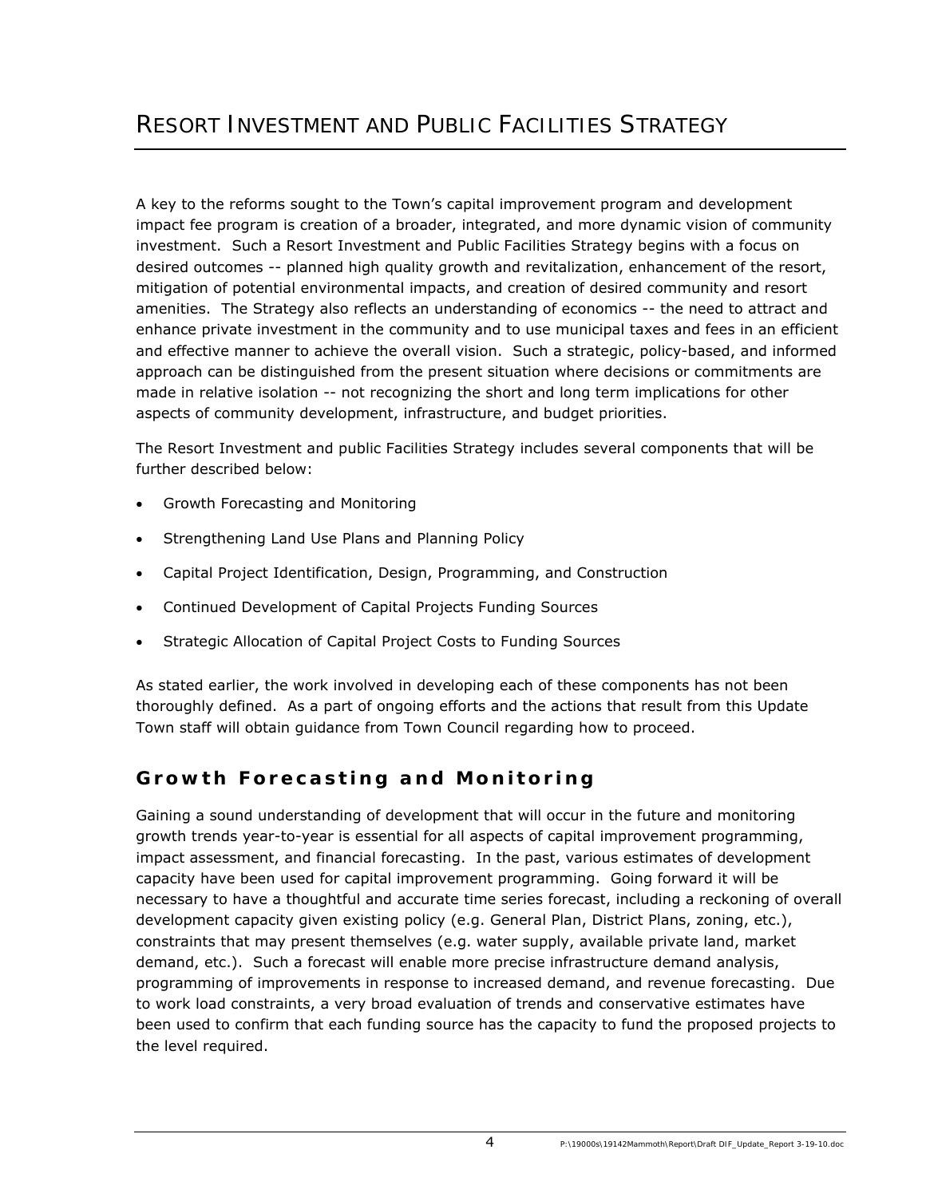# RESORT INVESTMENT AND PUBLIC FACILITIES STRATEGY

A key to the reforms sought to the Town's capital improvement program and development impact fee program is creation of a broader, integrated, and more dynamic vision of community investment. Such a Resort Investment and Public Facilities Strategy begins with a focus on desired outcomes -- planned high quality growth and revitalization, enhancement of the resort, mitigation of potential environmental impacts, and creation of desired community and resort amenities. The Strategy also reflects an understanding of economics -- the need to attract and enhance private investment in the community and to use municipal taxes and fees in an efficient and effective manner to achieve the overall vision. Such a strategic, policy-based, and informed approach can be distinguished from the present situation where decisions or commitments are made in relative isolation -- not recognizing the short and long term implications for other aspects of community development, infrastructure, and budget priorities.

The Resort Investment and public Facilities Strategy includes several components that will be further described below:

- Growth Forecasting and Monitoring
- Strengthening Land Use Plans and Planning Policy
- Capital Project Identification, Design, Programming, and Construction
- Continued Development of Capital Projects Funding Sources
- Strategic Allocation of Capital Project Costs to Funding Sources

As stated earlier, the work involved in developing each of these components has not been thoroughly defined. As a part of ongoing efforts and the actions that result from this Update Town staff will obtain guidance from Town Council regarding how to proceed.

## Growth Forecasting and Monitoring

Gaining a sound understanding of development that will occur in the future and monitoring growth trends year-to-year is essential for all aspects of capital improvement programming, impact assessment, and financial forecasting. In the past, various estimates of development capacity have been used for capital improvement programming. Going forward it will be necessary to have a thoughtful and accurate time series forecast, including a reckoning of overall development capacity given existing policy (e.g. General Plan, District Plans, zoning, etc.), constraints that may present themselves (e.g. water supply, available private land, market demand, etc.). Such a forecast will enable more precise infrastructure demand analysis, programming of improvements in response to increased demand, and revenue forecasting. Due to work load constraints, a very broad evaluation of trends and conservative estimates have been used to confirm that each funding source has the capacity to fund the proposed projects to the level required.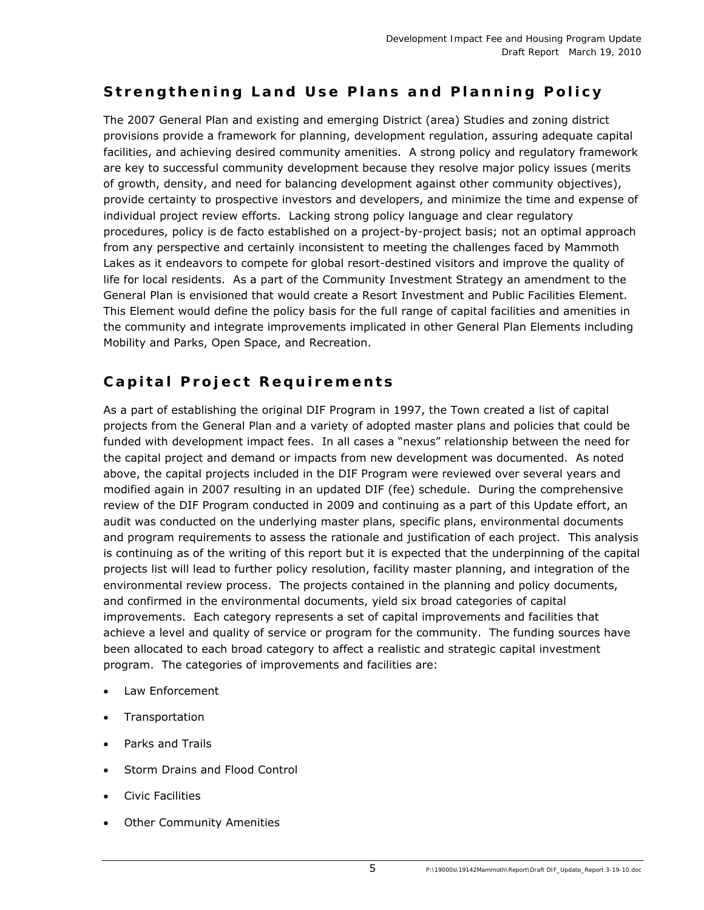## Strengthening Land Use Plans and Planning Policy

The 2007 General Plan and existing and emerging District (area) Studies and zoning district provisions provide a framework for planning, development regulation, assuring adequate capital facilities, and achieving desired community amenities. A strong policy and regulatory framework are key to successful community development because they resolve major policy issues (merits of growth, density, and need for balancing development against other community objectives), provide certainty to prospective investors and developers, and minimize the time and expense of individual project review efforts. Lacking strong policy language and clear regulatory procedures, policy is de facto established on a project-by-project basis; not an optimal approach from any perspective and certainly inconsistent to meeting the challenges faced by Mammoth Lakes as it endeavors to compete for global resort-destined visitors and improve the quality of life for local residents. As a part of the Community Investment Strategy an amendment to the General Plan is envisioned that would create a Resort Investment and Public Facilities Element. This Element would define the policy basis for the full range of capital facilities and amenities in the community and integrate improvements implicated in other General Plan Elements including Mobility and Parks, Open Space, and Recreation.

## Capital Project Requirements

As a part of establishing the original DIF Program in 1997, the Town created a list of capital projects from the General Plan and a variety of adopted master plans and policies that could be funded with development impact fees. In all cases a "nexus" relationship between the need for the capital project and demand or impacts from new development was documented. As noted above, the capital projects included in the DIF Program were reviewed over several years and modified again in 2007 resulting in an updated DIF (fee) schedule. During the comprehensive review of the DIF Program conducted in 2009 and continuing as a part of this Update effort, an audit was conducted on the underlying master plans, specific plans, environmental documents and program requirements to assess the rationale and justification of each project. This analysis is continuing as of the writing of this report but it is expected that the underpinning of the capital projects list will lead to further policy resolution, facility master planning, and integration of the environmental review process. The projects contained in the planning and policy documents, and confirmed in the environmental documents, yield six broad categories of capital improvements. Each category represents a set of capital improvements and facilities that achieve a level and quality of service or program for the community. The funding sources have been allocated to each broad category to affect a realistic and strategic capital investment program. The categories of improvements and facilities are:

- Law Enforcement
- Transportation
- Parks and Trails
- Storm Drains and Flood Control
- Civic Facilities
- Other Community Amenities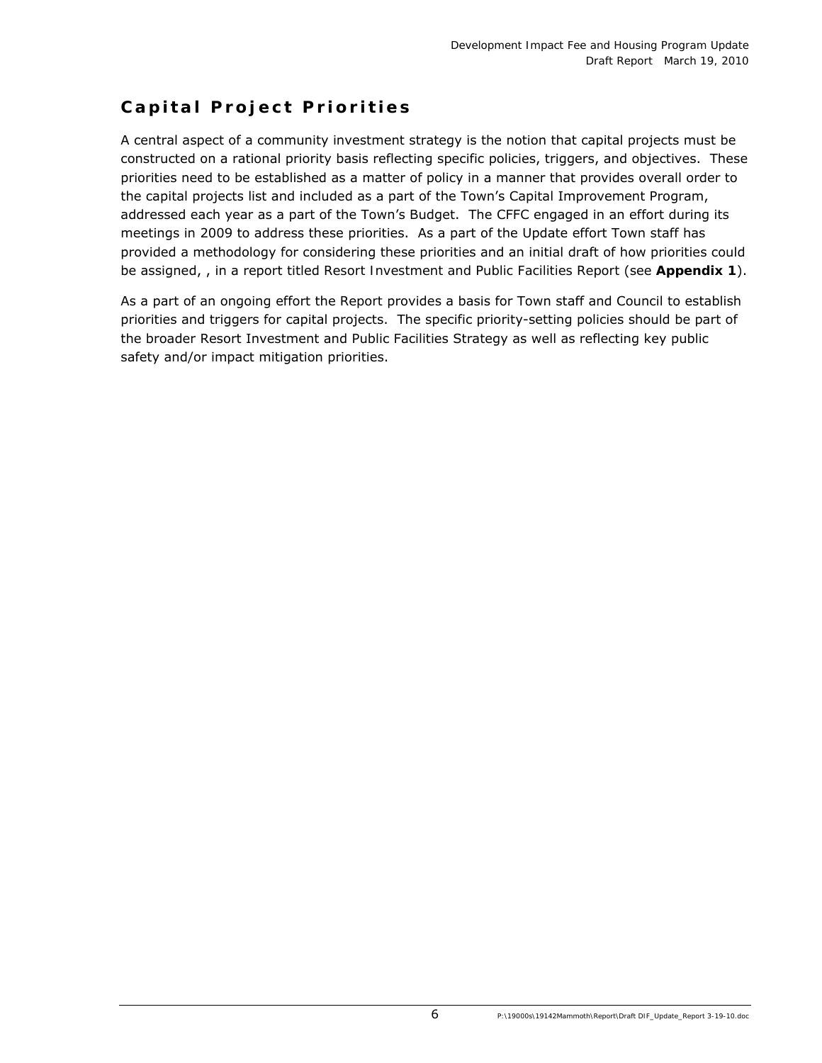## Capital Project Priorities

A central aspect of a community investment strategy is the notion that capital projects must be constructed on a rational priority basis reflecting specific policies, triggers, and objectives. These priorities need to be established as a matter of policy in a manner that provides overall order to the capital projects list and included as a part of the Town's Capital Improvement Program, addressed each year as a part of the Town's Budget. The CFFC engaged in an effort during its meetings in 2009 to address these priorities. As a part of the Update effort Town staff has provided a methodology for considering these priorities and an initial draft of how priorities could be assigned, , in a report titled Resort Investment and Public Facilities Report (see **Appendix 1**).

As a part of an ongoing effort the Report provides a basis for Town staff and Council to establish priorities and triggers for capital projects. The specific priority-setting policies should be part of the broader Resort Investment and Public Facilities Strategy as well as reflecting key public safety and/or impact mitigation priorities.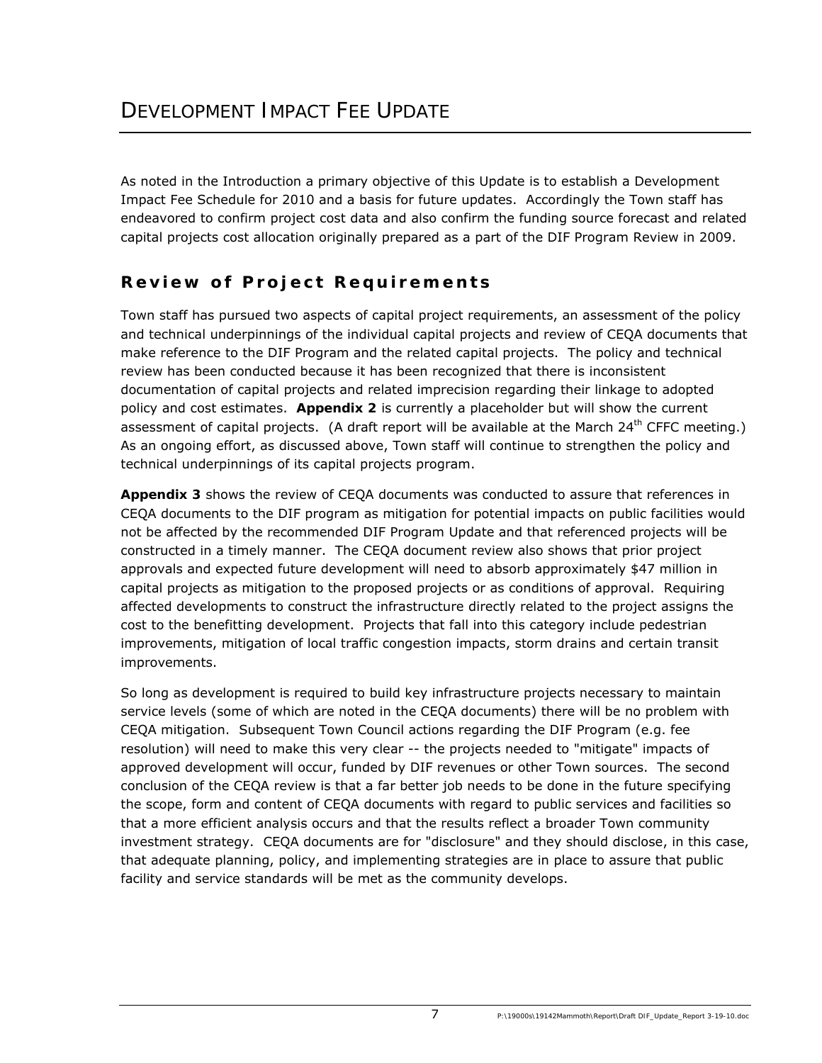# DEVELOPMENT IMPACT FEE UPDATE

As noted in the Introduction a primary objective of this Update is to establish a Development Impact Fee Schedule for 2010 and a basis for future updates. Accordingly the Town staff has endeavored to confirm project cost data and also confirm the funding source forecast and related capital projects cost allocation originally prepared as a part of the DIF Program Review in 2009.

## Review of Project Requirements

Town staff has pursued two aspects of capital project requirements, an assessment of the policy and technical underpinnings of the individual capital projects and review of CEQA documents that make reference to the DIF Program and the related capital projects. The policy and technical review has been conducted because it has been recognized that there is inconsistent documentation of capital projects and related imprecision regarding their linkage to adopted policy and cost estimates. **Appendix 2** is currently a placeholder but will show the current assessment of capital projects. (A draft report will be available at the March 24th CFFC meeting.) As an ongoing effort, as discussed above, Town staff will continue to strengthen the policy and technical underpinnings of its capital projects program.

**Appendix 3** shows the review of CEQA documents was conducted to assure that references in CEQA documents to the DIF program as mitigation for potential impacts on public facilities would not be affected by the recommended DIF Program Update and that referenced projects will be constructed in a timely manner. The CEQA document review also shows that prior project approvals and expected future development will need to absorb approximately $47 million in capital projects as mitigation to the proposed projects or as conditions of approval. Requiring affected developments to construct the infrastructure directly related to the project assigns the cost to the benefitting development. Projects that fall into this category include pedestrian improvements, mitigation of local traffic congestion impacts, storm drains and certain transit improvements.

So long as development is required to build key infrastructure projects necessary to maintain service levels (some of which are noted in the CEQA documents) there will be no problem with CEQA mitigation. Subsequent Town Council actions regarding the DIF Program (e.g. fee resolution) will need to make this very clear -- the projects needed to "mitigate" impacts of approved development will occur, funded by DIF revenues or other Town sources. The second conclusion of the CEQA review is that a far better job needs to be done in the future specifying the scope, form and content of CEQA documents with regard to public services and facilities so that a more efficient analysis occurs and that the results reflect a broader Town community investment strategy. CEQA documents are for "disclosure" and they should disclose, in this case, that adequate planning, policy, and implementing strategies are in place to assure that public facility and service standards will be met as the community develops.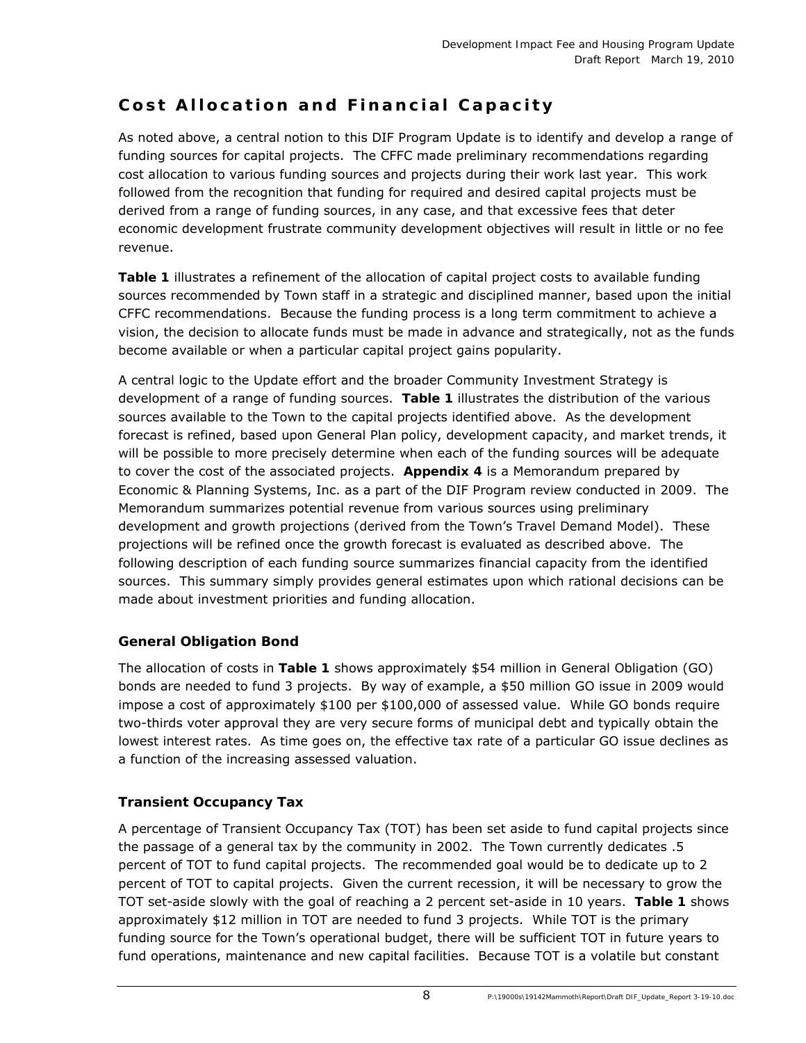## Cost Allocation and Financial Capacity

As noted above, a central notion to this DIF Program Update is to identify and develop a range of funding sources for capital projects. The CFFC made preliminary recommendations regarding cost allocation to various funding sources and projects during their work last year. This work followed from the recognition that funding for required and desired capital projects must be derived from a range of funding sources, in any case, and that excessive fees that deter economic development frustrate community development objectives will result in little or no fee revenue.

**Table 1** illustrates a refinement of the allocation of capital project costs to available funding sources recommended by Town staff in a strategic and disciplined manner, based upon the initial CFFC recommendations. Because the funding process is a long term commitment to achieve a vision, the decision to allocate funds must be made in advance and strategically, not as the funds become available or when a particular capital project gains popularity.

A central logic to the Update effort and the broader Community Investment Strategy is development of a range of funding sources. **Table 1** illustrates the distribution of the various sources available to the Town to the capital projects identified above. As the development forecast is refined, based upon General Plan policy, development capacity, and market trends, it will be possible to more precisely determine when each of the funding sources will be adequate to cover the cost of the associated projects. **Appendix 4** is a Memorandum prepared by Economic & Planning Systems, Inc. as a part of the DIF Program review conducted in 2009. The Memorandum summarizes potential revenue from various sources using preliminary development and growth projections (derived from the Town's Travel Demand Model). These projections will be refined once the growth forecast is evaluated as described above. The following description of each funding source summarizes financial capacity from the identified sources. This summary simply provides general estimates upon which rational decisions can be made about investment priorities and funding allocation.

### General Obligation Bond

The allocation of costs in **Table 1** shows approximately $54 million in General Obligation (GO) bonds are needed to fund 3 projects. By way of example, a $50 million GO issue in 2009 would impose a cost of approximately $100 per $100,000 of assessed value. While GO bonds require two-thirds voter approval they are very secure forms of municipal debt and typically obtain the lowest interest rates. As time goes on, the effective tax rate of a particular GO issue declines as a function of the increasing assessed valuation.

### Transient Occupancy Tax

A percentage of Transient Occupancy Tax (TOT) has been set aside to fund capital projects since the passage of a general tax by the community in 2002. The Town currently dedicates .5 percent of TOT to fund capital projects. The recommended goal would be to dedicate up to 2 percent of TOT to capital projects. Given the current recession, it will be necessary to grow the TOT set-aside slowly with the goal of reaching a 2 percent set-aside in 10 years. **Table 1** shows approximately $12 million in TOT are needed to fund 3 projects. While TOT is the primary funding source for the Town's operational budget, there will be sufficient TOT in future years to fund operations, maintenance and new capital facilities. Because TOT is a volatile but constant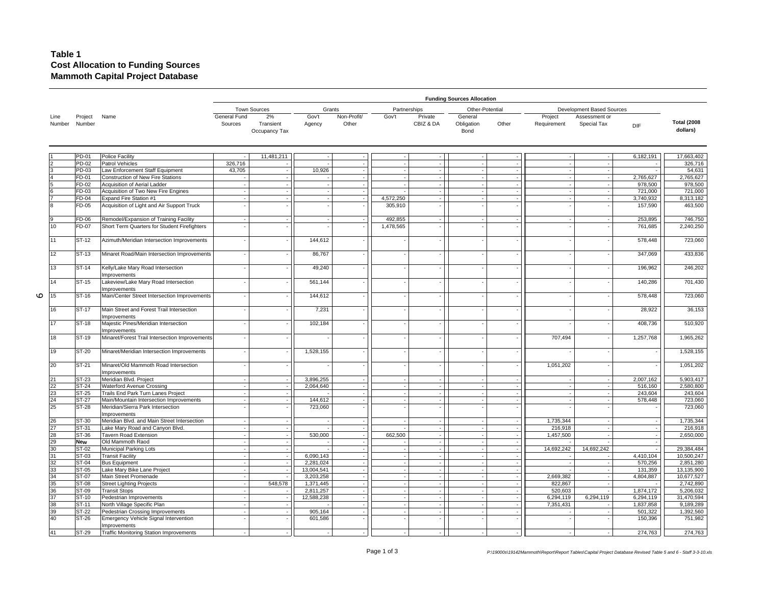# Table 1
## Cost Allocation to Funding Sources
## Mammoth Capital Project Database

| Line Number | Project Number | Name | Town Sources: General Fund Sources | Town Sources: 2% Transient Occupancy Tax | Grants: Gov't Agency | Grants: Non-Profit/ Other | Partnerships: Gov't | Partnerships: Private CBIZ & DA | Other-Potential: General Obligation Bond | Other-Potential: Other | Development Based Sources: Project Requirement | Development Based Sources: Assessment or Special Tax | DIF | Total (2008 dollars) |
|---|---|---|---|---|---|---|---|---|---|---|---|---|---|---|
| 1 | PD-01 | Police Facility | - | 11,481,211 | - | - | - | - | - | - | - | - | 6,182,191 | 17,663,402 |
| 2 | PD-02 | Patrol Vehicles | 326,716 | - | - | - | - | - | - | - | - | - | - | 326,716 |
| 3 | PD-03 | Law Enforcement Staff Equipment | 43,705 | - | 10,926 | - | - | - | - | - | - | - | - | 54,631 |
| 4 | FD-01 | Construction of New Fire Stations | - | - | - | - | - | - | - | - | - | - | 2,765,627 | 2,765,627 |
| 5 | FD-02 | Acquisition of Aerial Ladder | - | - | - | - | - | - | - | - | - | - | 978,500 | 978,500 |
| 6 | FD-03 | Acquisition of Two New Fire Engines | - | - | - | - | - | - | - | - | - | - | 721,000 | 721,000 |
| 7 | FD-04 | Expand Fire Station #1 | - | - | - | - | 4,572,250 | - | - | - | - | - | 3,740,932 | 8,313,182 |
| 8 | FD-05 | Acquisition of Light and Air Support Truck | - | - | - | - | 305,910 | - | - | - | - | - | 157,590 | 463,500 |
| 9 | FD-06 | Remodel/Expansion of Training Facility | - | - | - | - | 492,855 | - | - | - | - | - | 253,895 | 746,750 |
| 10 | FD-07 | Short Term Quarters for Student Firefighters | - | - | - | - | 1,478,565 | - | - | - | - | - | 761,685 | 2,240,250 |
| 11 | ST-12 | Azimuth/Meridian Intersection Improvements | - | - | 144,612 | - | - | - | - | - | - | - | 578,448 | 723,060 |
| 12 | ST-13 | Minaret Road/Main Intersection Improvements | - | - | 86,767 | - | - | - | - | - | - | - | 347,069 | 433,836 |
| 13 | ST-14 | Kelly/Lake Mary Road Intersection Improvements | - | - | 49,240 | - | - | - | - | - | - | - | 196,962 | 246,202 |
| 14 | ST-15 | Lakeview/Lake Mary Road Intersection Improvements | - | - | 561,144 | - | - | - | - | - | - | - | 140,286 | 701,430 |
| 15 | ST-16 | Main/Center Street Intersection Improvements | - | - | 144,612 | - | - | - | - | - | - | - | 578,448 | 723,060 |
| 16 | ST-17 | Main Street and Forest Trail Intersection Improvements | - | - | 7,231 | - | - | - | - | - | - | - | 28,922 | 36,153 |
| 17 | ST-18 | Majestic Pines/Meridian Intersection Improvements | - | - | 102,184 | - | - | - | - | - | - | - | 408,736 | 510,920 |
| 18 | ST-19 | Minaret/Forest Trail Intersection Improvements | - | - | - | - | - | - | - | - | 707,494 | - | 1,257,768 | 1,965,262 |
| 19 | ST-20 | Minaret/Meridian Intersection Improvements | - | - | 1,528,155 | - | - | - | - | - | - | - | - | 1,528,155 |
| 20 | ST-21 | Minaret/Old Mammoth Road Intersection Improvements | - | - | - | - | - | - | - | - | 1,051,202 | - | - | 1,051,202 |
| 21 | ST-23 | Meridian Blvd. Project | - | - | 3,896,255 | - | - | - | - | - | - | - | 2,007,162 | 5,903,417 |
| 22 | ST-24 | Waterford Avenue Crossing | - | - | 2,064,640 | - | - | - | - | - | - | - | 516,160 | 2,580,800 |
| 23 | ST-25 | Trails End Park Turn Lanes Project | - | - | - | - | - | - | - | - | - | - | 243,604 | 243,604 |
| 24 | ST-27 | Main/Mountain Intersection Improvements | - | - | 144,612 | - | - | - | - | - | - | - | 578,448 | 723,060 |
| 25 | ST-28 | Meridian/Sierra Park Intersection Improvements | - | - | 723,060 | - | - | - | - | - | - | - | - | 723,060 |
| 26 | ST-30 | Meridian Blvd. and Main Street Intersection | - | - | - | - | - | - | - | - | 1,735,344 | - | - | 1,735,344 |
| 27 | ST-31 | Lake Mary Road and Canyon Blvd. | - | - | - | - | - | - | - | - | 216,918 | - | - | 216,918 |
| 28 | ST-36 | Tavern Road Extension | - | - | 530,000 | - | 662,500 | - | - | - | 1,457,500 | - | - | 2,650,000 |
| 29 | New | Old Mammoth Raod | - | - | - | - | - | - | - | - | - | - | - | |
| 30 | ST-02 | Municipal Parking Lots | - | - | - | - | - | - | - | - | 14,692,242 | 14,692,242 | - | 29,384,484 |
| 31 | ST-03 | Transit Facility | - | - | 6,090,143 | - | - | - | - | - | - | - | 4,410,104 | 10,500,247 |
| 32 | ST-04 | Bus Equipment | - | - | 2,281,024 | - | - | - | - | - | - | - | 570,256 | 2,851,280 |
| 33 | ST-05 | Lake Mary Bike Lane Project | - | - | 13,004,541 | - | - | - | - | - | - | - | 131,359 | 13,135,900 |
| 34 | ST-07 | Main Street Promenade | - | - | 3,203,258 | - | - | - | - | - | 2,669,382 | - | 4,804,887 | 10,677,527 |
| 35 | ST-08 | Street Lighting Projects | - | 548,578 | 1,371,445 | - | - | - | - | - | 822,867 | - | - | 2,742,890 |
| 36 | ST-09 | Transit Stops | - | - | 2,811,257 | - | - | - | - | - | 520,603 | - | 1,874,172 | 5,206,032 |
| 37 | ST-10 | Pedestrian Improvements | - | - | 12,588,238 | - | - | - | - | - | 6,294,119 | 6,294,119 | 6,294,119 | 31,470,594 |
| 38 | ST-11 | North Village Specific Plan | - | - | - | - | - | - | - | - | 7,351,431 | - | 1,837,858 | 9,189,289 |
| 39 | ST-22 | Pedestrian Crossing Improvements | - | - | 905,164 | - | - | - | - | - | - | - | 501,322 | 1,392,560 |
| 40 | ST-26 | Emergency Vehicle Signal Intervention Improvements | - | - | 601,586 | - | - | - | - | - | - | - | 150,396 | 751,982 |
| 41 | ST-29 | Traffic Monitoring Station Improvements | - | - | - | - | - | - | - | - | - | - | 274,763 | 274,763 |

P:\19000s\19142Mammoth\Report\Report Tables\Capital Project Database Revised Table 5 and 6 - Staff 3-3-10.xls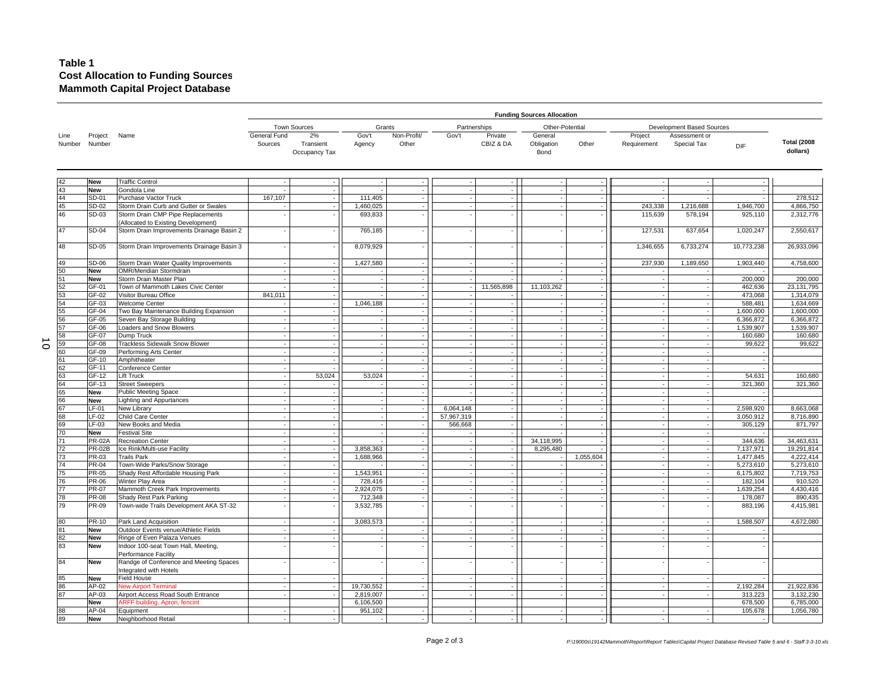# Table 1
## Cost Allocation to Funding Sources
## Mammoth Capital Project Database

| Line Number | Project Number | Name | Town Sources: General Fund Sources | Town Sources: 2% Transient Occupancy Tax | Grants: Gov't Agency | Grants: Non-Profit/ Other | Partnerships: Gov't | Partnerships: Private CBIZ & DA | Other-Potential: General Obligation Bond | Other-Potential: Other | Development Based Sources: Project Requirement | Development Based Sources: Assessment or Special Tax | DIF | Total (2008 dollars) |
|---|---|---|---|---|---|---|---|---|---|---|---|---|---|---|
| 42 | New | Traffic Control | - | - | - | - | - | - | - | - | - | - | - | |
| 43 | New | Gondola Line | - | - | - | - | - | - | - | - | - | - | - | |
| 44 | SD-01 | Purchase Vactor Truck | 167,107 | - | 111,405 | - | - | - | - | - | - | - | - | 278,512 |
| 45 | SD-02 | Storm Drain Curb and Gutter or Swales | - | - | 1,460,025 | - | - | - | - | - | 243,338 | 1,216,688 | 1,946,700 | 4,866,750 |
| 46 | SD-03 | Storm Drain CMP Pipe Replacements (Allocated to Existing Development) | - | - | 693,833 | - | - | - | - | - | 115,639 | 578,194 | 925,110 | 2,312,776 |
| 47 | SD-04 | Storm Drain Improvements Drainage Basin 2 | - | - | 765,185 | - | - | - | - | - | 127,531 | 637,654 | 1,020,247 | 2,550,617 |
| 48 | SD-05 | Storm Drain Improvements Drainage Basin 3 | - | - | 8,079,929 | - | - | - | - | - | 1,346,655 | 6,733,274 | 10,773,238 | 26,933,096 |
| 49 | SD-06 | Storm Drain Water Quality Improvements | - | - | 1,427,580 | - | - | - | - | - | 237,930 | 1,189,650 | 1,903,440 | 4,758,600 |
| 50 | New | OMR/Meridian Stormdrain | - | - | - | - | - | - | - | - | - | - | - | |
| 51 | New | Storm Drain Master Plan | - | - | - | - | - | - | - | - | - | - | 200,000 | 200,000 |
| 52 | GF-01 | Town of Mammoth Lakes Civic Center | - | - | - | - | - | 11,565,898 | 11,103,262 | - | - | - | 462,636 | 23,131,795 |
| 53 | GF-02 | Visitor Bureau Office | 841,011 | - | - | - | - | - | - | - | - | - | 473,068 | 1,314,079 |
| 54 | GF-03 | Welcome Center | - | - | 1,046,188 | - | - | - | - | - | - | - | 588,481 | 1,634,669 |
| 55 | GF-04 | Two Bay Maintenance Building Expansion | - | - | - | - | - | - | - | - | - | - | 1,600,000 | 1,600,000 |
| 56 | GF-05 | Seven Bay Storage Building | - | - | - | - | - | - | - | - | - | - | 6,366,872 | 6,366,872 |
| 57 | GF-06 | Loaders and Snow Blowers | - | - | - | - | - | - | - | - | - | - | 1,539,907 | 1,539,907 |
| 58 | GF-07 | Dump Truck | - | - | - | - | - | - | - | - | - | - | 160,680 | 160,680 |
| 59 | GF-08 | Trackless Sidewalk Snow Blower | - | - | - | - | - | - | - | - | - | - | 99,622 | 99,622 |
| 60 | GF-09 | Performing Arts Center | - | - | - | - | - | - | - | - | - | - | - | |
| 61 | GF-10 | Amphitheater | - | - | - | - | - | - | - | - | - | - | - | |
| 62 | GF-11 | Conference Center | - | - | - | - | - | - | - | - | - | - | - | |
| 63 | GF-12 | Lift Truck | - | 53,024 | 53,024 | - | - | - | - | - | - | - | 54,631 | 160,680 |
| 64 | GF-13 | Street Sweepers | - | - | - | - | - | - | - | - | - | - | 321,360 | 321,360 |
| 65 | New | Public Meeting Space | - | - | - | - | - | - | - | - | - | - | - | |
| 66 | New | Lighting and Appurtances | - | - | - | - | - | - | - | - | - | - | - | |
| 67 | LF-01 | New Library | - | - | - | - | 6,064,148 | - | - | - | - | - | 2,598,920 | 8,663,068 |
| 68 | LF-02 | Child Care Center | - | - | - | - | 57,967,319 | - | - | - | - | - | 3,050,912 | 8,716,890 |
| 69 | LF-03 | New Books and Media | - | - | - | - | 566,668 | - | - | - | - | - | 305,129 | 871,797 |
| 70 | New | Festival Site | - | - | - | - | - | - | - | - | - | - | - | |
| 71 | PR-02A | Recreation Center | - | - | - | - | - | - | 34,118,995 | - | - | - | 344,636 | 34,463,631 |
| 72 | PR-02B | Ice Rink/Multi-use Facility | - | - | 3,858,363 | - | - | - | 8,295,480 | - | - | - | 7,137,971 | 19,291,814 |
| 73 | PR-03 | Trails Park | - | - | 1,688,966 | - | - | - | - | 1,055,604 | - | - | 1,477,845 | 4,222,414 |
| 74 | PR-04 | Town-Wide Parks/Snow Storage | - | - | - | - | - | - | - | - | - | - | 5,273,610 | 5,273,610 |
| 75 | PR-05 | Shady Rest Affordable Housing Park | - | - | 1,543,951 | - | - | - | - | - | - | - | 6,175,802 | 7,719,753 |
| 76 | PR-06 | Winter Play Area | - | - | 728,416 | - | - | - | - | - | - | - | 182,104 | 910,520 |
| 77 | PR-07 | Mammoth Creek Park Improvements | - | - | 2,924,075 | - | - | - | - | - | - | - | 1,639,254 | 4,430,416 |
| 78 | PR-08 | Shady Rest Park Parking | - | - | 712,348 | - | - | - | - | - | - | - | 178,087 | 890,435 |
| 79 | PR-09 | Town-wide Trails Development AKA ST-32 | - | - | 3,532,785 | - | - | - | - | - | - | - | 883,196 | 4,415,981 |
| 80 | PR-10 | Park Land Acquisition | - | - | 3,083,573 | - | - | - | - | - | - | - | 1,588,507 | 4,672,080 |
| 81 | New | Outdoor Events venue/Athletic Fields | - | - | - | - | - | - | - | - | - | - | - | |
| 82 | New | Ringe of Even Palaza Venues | - | - | - | - | - | - | - | - | - | - | - | |
| 83 | New | Indoor 100-seat Town Hall, Meeting, Performance Facility | - | - | - | - | - | - | - | - | - | - | - | |
| 84 | New | Randge of Conference and Meeting Spaces Integrated with Hotels | - | - | - | - | - | - | - | - | - | - | - | |
| 85 | New | Field House | - | - | - | - | - | - | - | - | - | - | - | |
| 86 | AP-02 | New Airport Terminal | - | - | 19,730,552 | - | - | - | - | - | - | - | 2,192,284 | 21,922,836 |
| 87 | AP-03 | Airport Access Road South Entrance | - | - | 2,819,007 | - | - | - | - | - | - | - | 313,223 | 3,132,230 |
| | New | ARFF building, Apron, fencint | | | 6,106,500 | | | | | | | | 678,500 | 6,785,000 |
| 88 | AP-04 | Equipment | - | - | 951,102 | - | - | - | - | - | - | - | 105,678 | 1,056,780 |
| 89 | New | Neighborhood Retail | - | - | - | - | - | - | - | - | - | - | - | |

Page 2 of 3

P:\19000s\19142Mammoth\Report\Report Tables\Capital Project Database Revised Table 5 and 6 - Staff 3-3-10.xls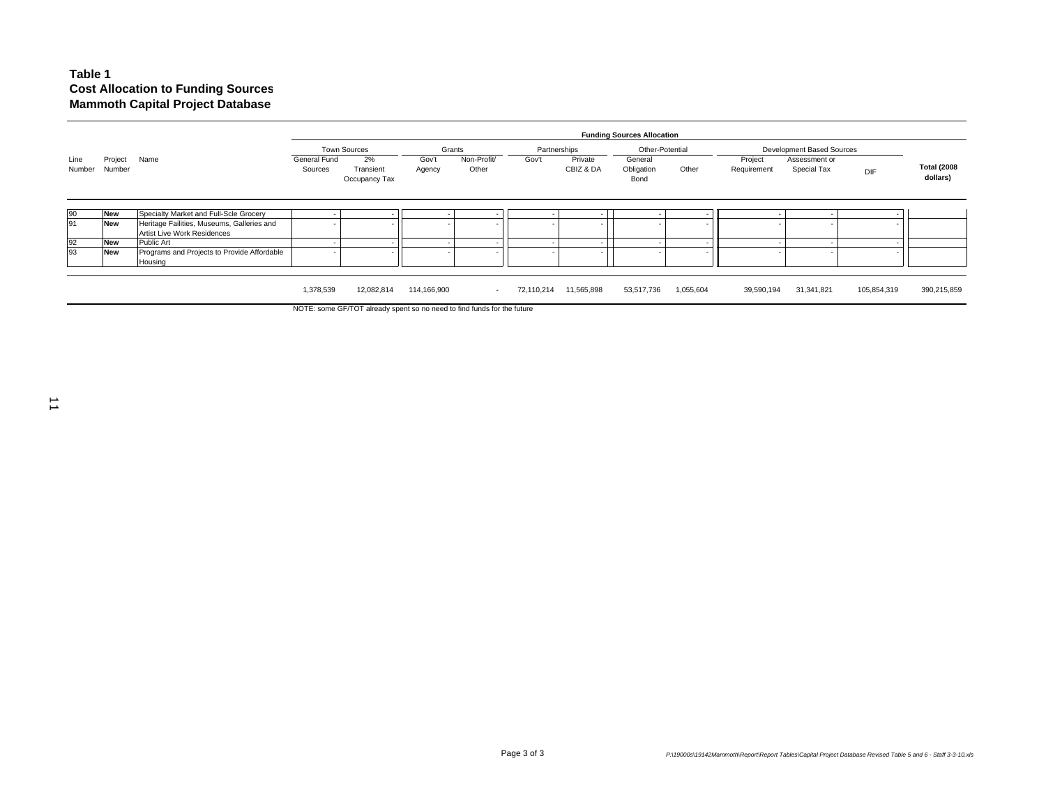**Table 1**
**Cost Allocation to Funding Sources**
**Mammoth Capital Project Database**

| Line Number | Project Number | Name | Town Sources: General Fund Sources | Town Sources: 2% Transient Occupancy Tax | Grants: Gov't Agency | Grants: Non-Profit/ Other | Partnerships: Gov't | Partnerships: Private CBIZ & DA | Other-Potential: General Obligation Bond | Other-Potential: Other | Development Based Sources: Project Requirement | Development Based Sources: Assessment or Special Tax | Development Based Sources: DIF | Total (2008 dollars) |
|---|---|---|---|---|---|---|---|---|---|---|---|---|---|---|
| 90 | **New** | Specialty Market and Full-Scle Grocery | - | - | - | - | - | - | - | - | - | - | - | |
| 91 | **New** | Heritage Failities, Museums, Galleries and Artist Live Work Residences | - | - | - | - | - | - | - | - | - | - | - | |
| 92 | **New** | Public Art | - | - | - | - | - | - | - | - | - | - | - | |
| 93 | **New** | Programs and Projects to Provide Affordable Housing | - | - | - | - | - | - | - | - | - | - | - | |
| | | | 1,378,539 | 12,082,814 | 114,166,900 | - | 72,110,214 | 11,565,898 | 53,517,736 | 1,055,604 | 39,590,194 | 31,341,821 | 105,854,319 | 390,215,859 |

NOTE: some GF/TOT already spent so no need to find funds for the future

P:\19000s\19142Mammoth\Report\Report Tables\Capital Project Database Revised Table 5 and 6 - Staff 3-3-10.xls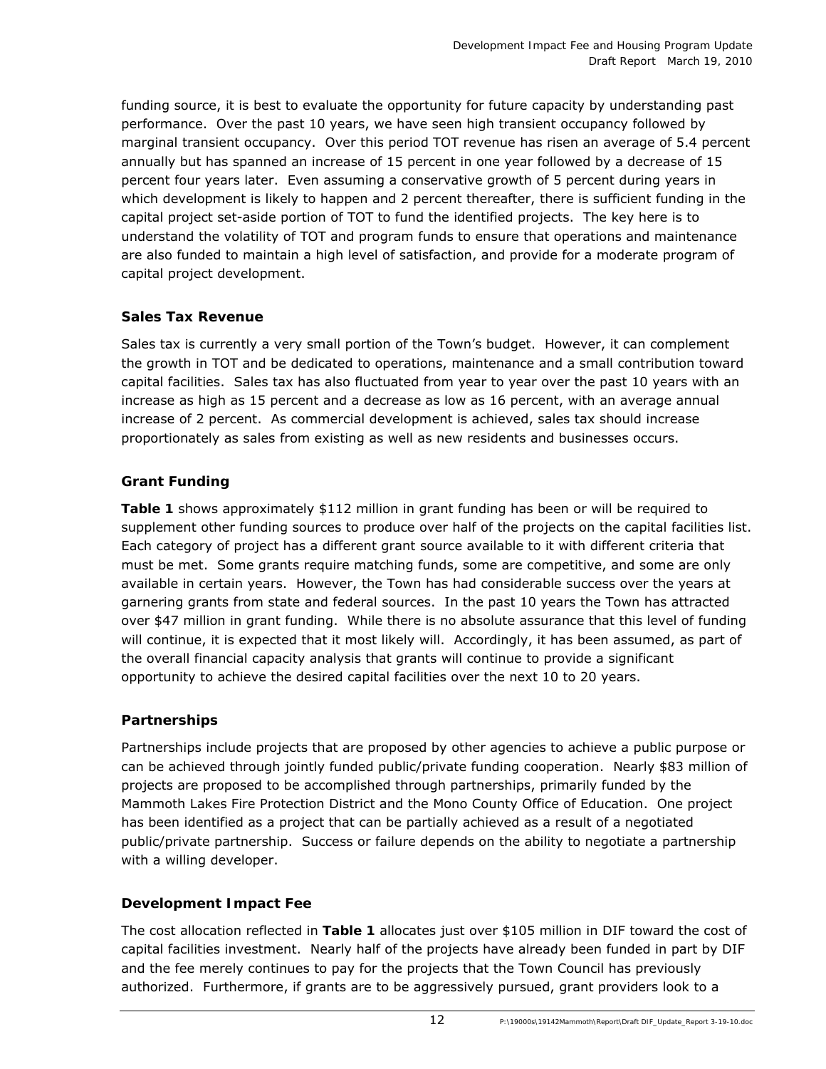funding source, it is best to evaluate the opportunity for future capacity by understanding past performance. Over the past 10 years, we have seen high transient occupancy followed by marginal transient occupancy. Over this period TOT revenue has risen an average of 5.4 percent annually but has spanned an increase of 15 percent in one year followed by a decrease of 15 percent four years later. Even assuming a conservative growth of 5 percent during years in which development is likely to happen and 2 percent thereafter, there is sufficient funding in the capital project set-aside portion of TOT to fund the identified projects. The key here is to understand the volatility of TOT and program funds to ensure that operations and maintenance are also funded to maintain a high level of satisfaction, and provide for a moderate program of capital project development.

### Sales Tax Revenue

Sales tax is currently a very small portion of the Town's budget. However, it can complement the growth in TOT and be dedicated to operations, maintenance and a small contribution toward capital facilities. Sales tax has also fluctuated from year to year over the past 10 years with an increase as high as 15 percent and a decrease as low as 16 percent, with an average annual increase of 2 percent. As commercial development is achieved, sales tax should increase proportionately as sales from existing as well as new residents and businesses occurs.

### Grant Funding

**Table 1** shows approximately $112 million in grant funding has been or will be required to supplement other funding sources to produce over half of the projects on the capital facilities list. Each category of project has a different grant source available to it with different criteria that must be met. Some grants require matching funds, some are competitive, and some are only available in certain years. However, the Town has had considerable success over the years at garnering grants from state and federal sources. In the past 10 years the Town has attracted over $47 million in grant funding. While there is no absolute assurance that this level of funding will continue, it is expected that it most likely will. Accordingly, it has been assumed, as part of the overall financial capacity analysis that grants will continue to provide a significant opportunity to achieve the desired capital facilities over the next 10 to 20 years.

### Partnerships

Partnerships include projects that are proposed by other agencies to achieve a public purpose or can be achieved through jointly funded public/private funding cooperation. Nearly $83 million of projects are proposed to be accomplished through partnerships, primarily funded by the Mammoth Lakes Fire Protection District and the Mono County Office of Education. One project has been identified as a project that can be partially achieved as a result of a negotiated public/private partnership. Success or failure depends on the ability to negotiate a partnership with a willing developer.

### Development Impact Fee

The cost allocation reflected in **Table 1** allocates just over $105 million in DIF toward the cost of capital facilities investment. Nearly half of the projects have already been funded in part by DIF and the fee merely continues to pay for the projects that the Town Council has previously authorized. Furthermore, if grants are to be aggressively pursued, grant providers look to a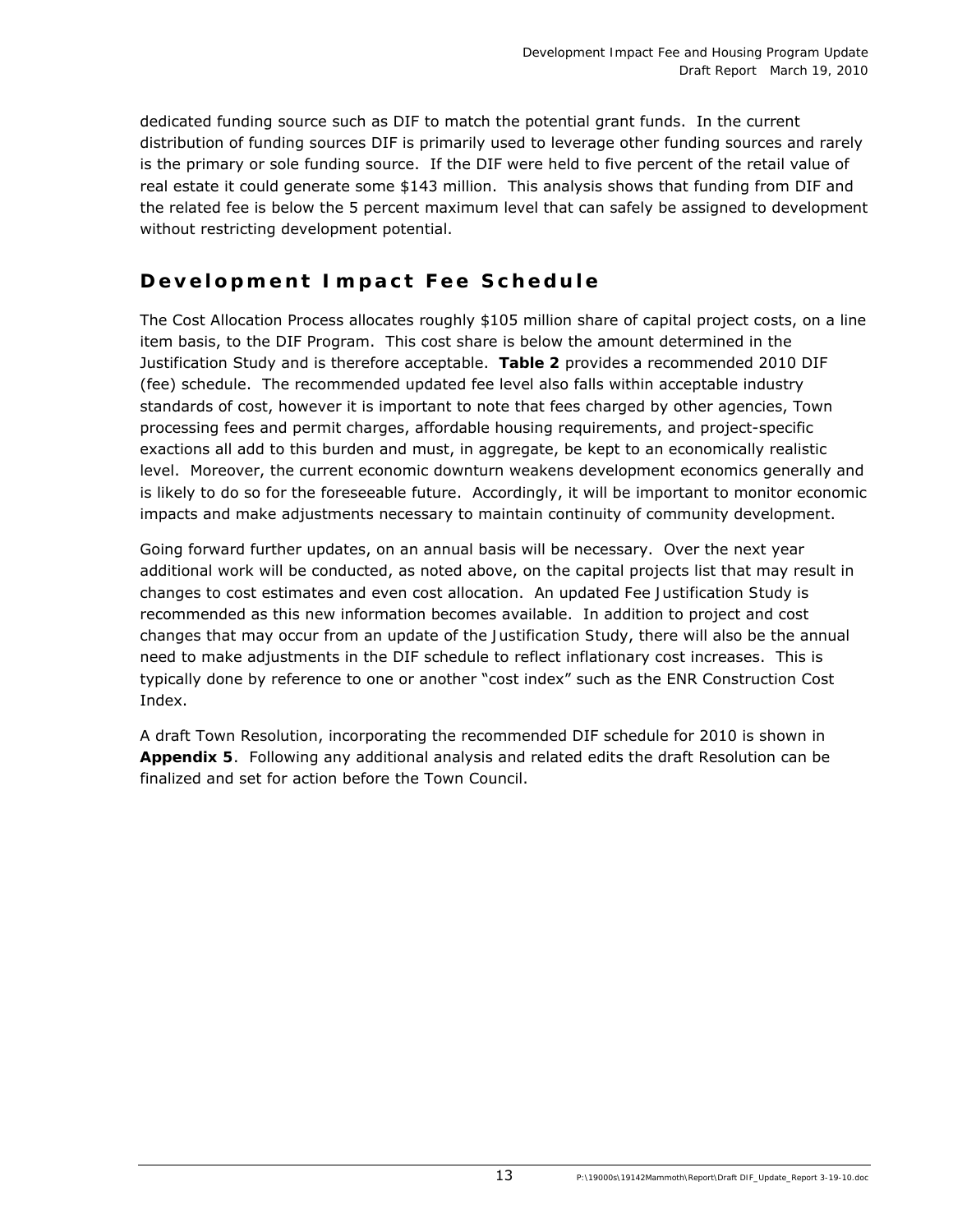dedicated funding source such as DIF to match the potential grant funds. In the current distribution of funding sources DIF is primarily used to leverage other funding sources and rarely is the primary or sole funding source. If the DIF were held to five percent of the retail value of real estate it could generate some $143 million. This analysis shows that funding from DIF and the related fee is below the 5 percent maximum level that can safely be assigned to development without restricting development potential.

## Development Impact Fee Schedule

The Cost Allocation Process allocates roughly $105 million share of capital project costs, on a line item basis, to the DIF Program. This cost share is below the amount determined in the Justification Study and is therefore acceptable. **Table 2** provides a recommended 2010 DIF (fee) schedule. The recommended updated fee level also falls within acceptable industry standards of cost, however it is important to note that fees charged by other agencies, Town processing fees and permit charges, affordable housing requirements, and project-specific exactions all add to this burden and must, in aggregate, be kept to an economically realistic level. Moreover, the current economic downturn weakens development economics generally and is likely to do so for the foreseeable future. Accordingly, it will be important to monitor economic impacts and make adjustments necessary to maintain continuity of community development.

Going forward further updates, on an annual basis will be necessary. Over the next year additional work will be conducted, as noted above, on the capital projects list that may result in changes to cost estimates and even cost allocation. An updated Fee Justification Study is recommended as this new information becomes available. In addition to project and cost changes that may occur from an update of the Justification Study, there will also be the annual need to make adjustments in the DIF schedule to reflect inflationary cost increases. This is typically done by reference to one or another "cost index" such as the ENR Construction Cost Index.

A draft Town Resolution, incorporating the recommended DIF schedule for 2010 is shown in **Appendix 5**. Following any additional analysis and related edits the draft Resolution can be finalized and set for action before the Town Council.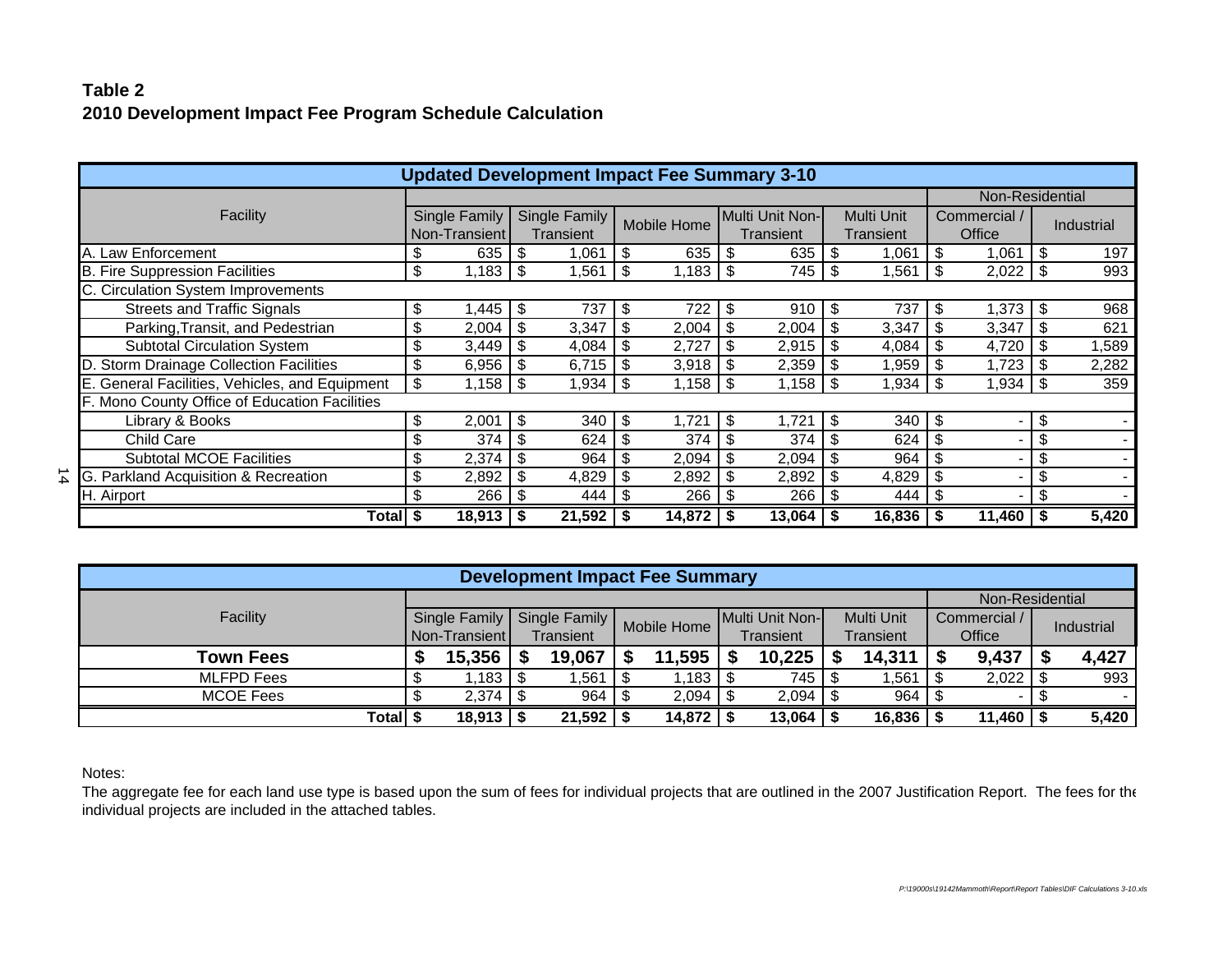**Table 2**
**2010 Development Impact Fee Program Schedule Calculation**

| Updated Development Impact Fee Summary 3-10 | | | | | | | |
|---|---|---|---|---|---|---|---|
| Facility | | | | | | Non-Residential | |
| | Single Family Non-Transient | Single Family Transient | Mobile Home | Multi Unit Non-Transient | Multi Unit Transient | Commercial / Office | Industrial |
| A. Law Enforcement | $ 635 | $ 1,061 | $ 635 | $ 635 | $ 1,061 | $ 1,061 | $ 197 |
| B. Fire Suppression Facilities | $ 1,183 | $ 1,561 | $ 1,183 | $ 745 | $ 1,561 | $ 2,022 | $ 993 |
| C. Circulation System Improvements | | | | | | | |
| Streets and Traffic Signals | $ 1,445 | $ 737 | $ 722 | $ 910 | $ 737 | $ 1,373 | $ 968 |
| Parking,Transit, and Pedestrian | $ 2,004 | $ 3,347 | $ 2,004 | $ 2,004 | $ 3,347 | $ 3,347 | $ 621 |
| Subtotal Circulation System | $ 3,449 | $ 4,084 | $ 2,727 | $ 2,915 | $ 4,084 | $ 4,720 | $ 1,589 |
| D. Storm Drainage Collection Facilities | $ 6,956 | $ 6,715 | $ 3,918 | $ 2,359 | $ 1,959 | $ 1,723 | $ 2,282 |
| E. General Facilities, Vehicles, and Equipment | $ 1,158 | $ 1,934 | $ 1,158 | $ 1,158 | $ 1,934 | $ 1,934 | $ 359 |
| F. Mono County Office of Education Facilities | | | | | | | |
| Library & Books | $ 2,001 | $ 340 | $ 1,721 | $ 1,721 | $ 340 | $ - | $ - |
| Child Care | $ 374 | $ 624 | $ 374 | $ 374 | $ 624 | $ - | $ - |
| Subtotal MCOE Facilities | $ 2,374 | $ 964 | $ 2,094 | $ 2,094 | $ 964 | $ - | $ - |
| G. Parkland Acquisition & Recreation | $ 2,892 | $ 4,829 | $ 2,892 | $ 2,892 | $ 4,829 | $ - | $ - |
| H. Airport | $ 266 | $ 444 | $ 266 | $ 266 | $ 444 | $ - | $ - |
| **Total** | **$ 18,913** | **$ 21,592** | **$ 14,872** | **$ 13,064** | **$ 16,836** | **$ 11,460** | **$ 5,420** |

| Development Impact Fee Summary | | | | | | | |
|---|---|---|---|---|---|---|---|
| Facility | | | | | | Non-Residential | |
| | Single Family Non-Transient | Single Family Transient | Mobile Home | Multi Unit Non-Transient | Multi Unit Transient | Commercial / Office | Industrial |
| **Town Fees** | **$ 15,356** | **$ 19,067** | **$ 11,595** | **$ 10,225** | **$ 14,311** | **$ 9,437** | **$ 4,427** |
| MLFPD Fees | $ 1,183 | $ 1,561 | $ 1,183 | $ 745 | $ 1,561 | $ 2,022 | $ 993 |
| MCOE Fees | $ 2,374 | $ 964 | $ 2,094 | $ 2,094 | $ 964 | $ - | $ - |
| **Total** | **$ 18,913** | **$ 21,592** | **$ 14,872** | **$ 13,064** | **$ 16,836** | **$ 11,460** | **$ 5,420** |

Notes:

The aggregate fee for each land use type is based upon the sum of fees for individual projects that are outlined in the 2007 Justification Report. The fees for the individual projects are included in the attached tables.

*P:\19000s\19142Mammoth\Report\Report Tables\DIF Calculations 3-10.xls*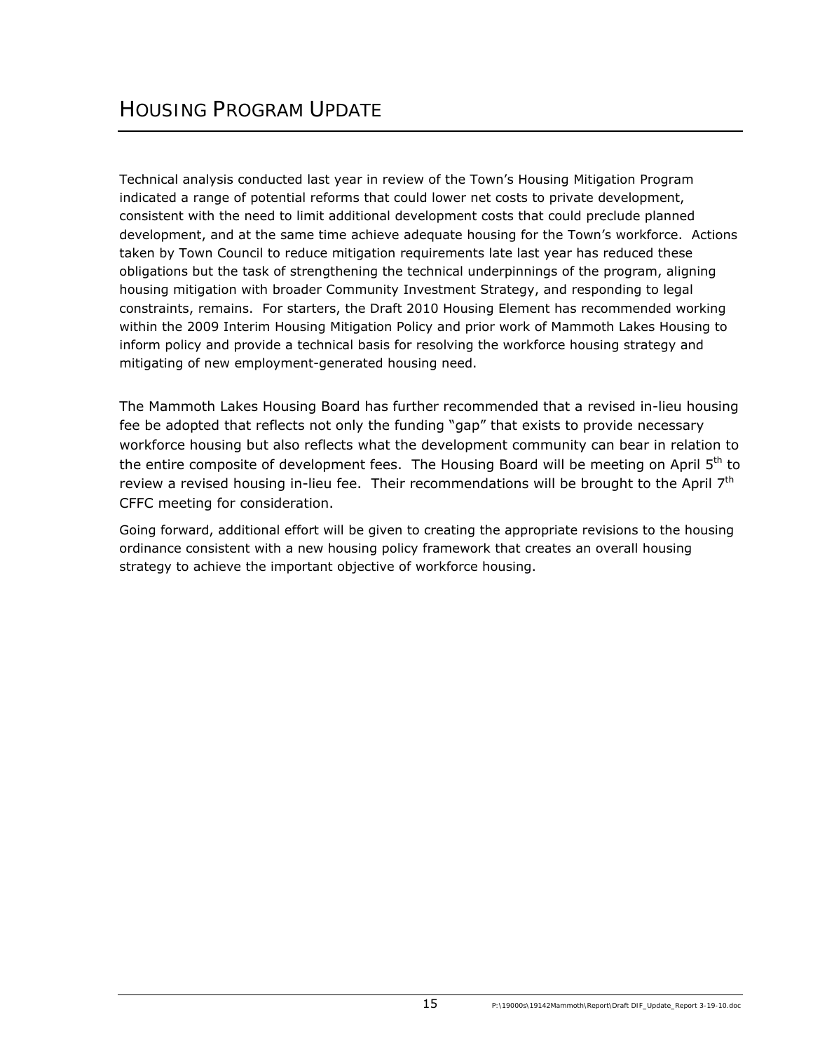# Housing Program Update

Technical analysis conducted last year in review of the Town's Housing Mitigation Program indicated a range of potential reforms that could lower net costs to private development, consistent with the need to limit additional development costs that could preclude planned development, and at the same time achieve adequate housing for the Town's workforce. Actions taken by Town Council to reduce mitigation requirements late last year has reduced these obligations but the task of strengthening the technical underpinnings of the program, aligning housing mitigation with broader Community Investment Strategy, and responding to legal constraints, remains. For starters, the Draft 2010 Housing Element has recommended working within the 2009 Interim Housing Mitigation Policy and prior work of Mammoth Lakes Housing to inform policy and provide a technical basis for resolving the workforce housing strategy and mitigating of new employment-generated housing need.

The Mammoth Lakes Housing Board has further recommended that a revised in-lieu housing fee be adopted that reflects not only the funding "gap" that exists to provide necessary workforce housing but also reflects what the development community can bear in relation to the entire composite of development fees. The Housing Board will be meeting on April 5th to review a revised housing in-lieu fee. Their recommendations will be brought to the April 7th CFFC meeting for consideration.

Going forward, additional effort will be given to creating the appropriate revisions to the housing ordinance consistent with a new housing policy framework that creates an overall housing strategy to achieve the important objective of workforce housing.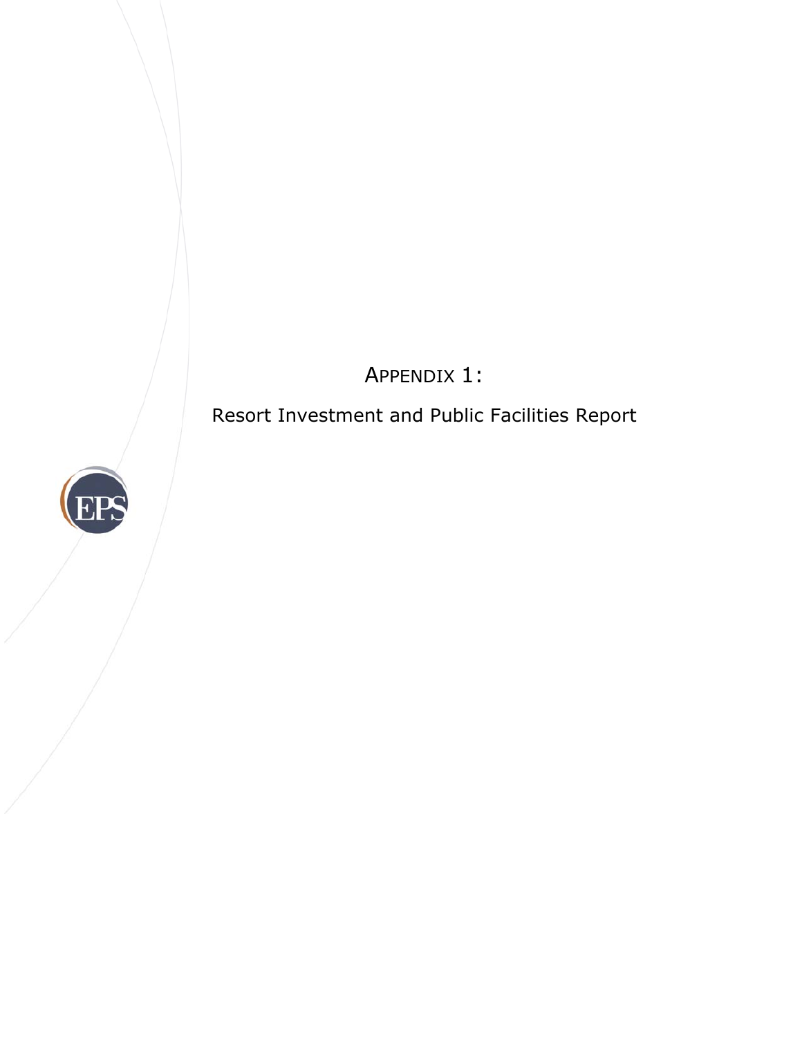# APPENDIX 1:

Resort Investment and Public Facilities Report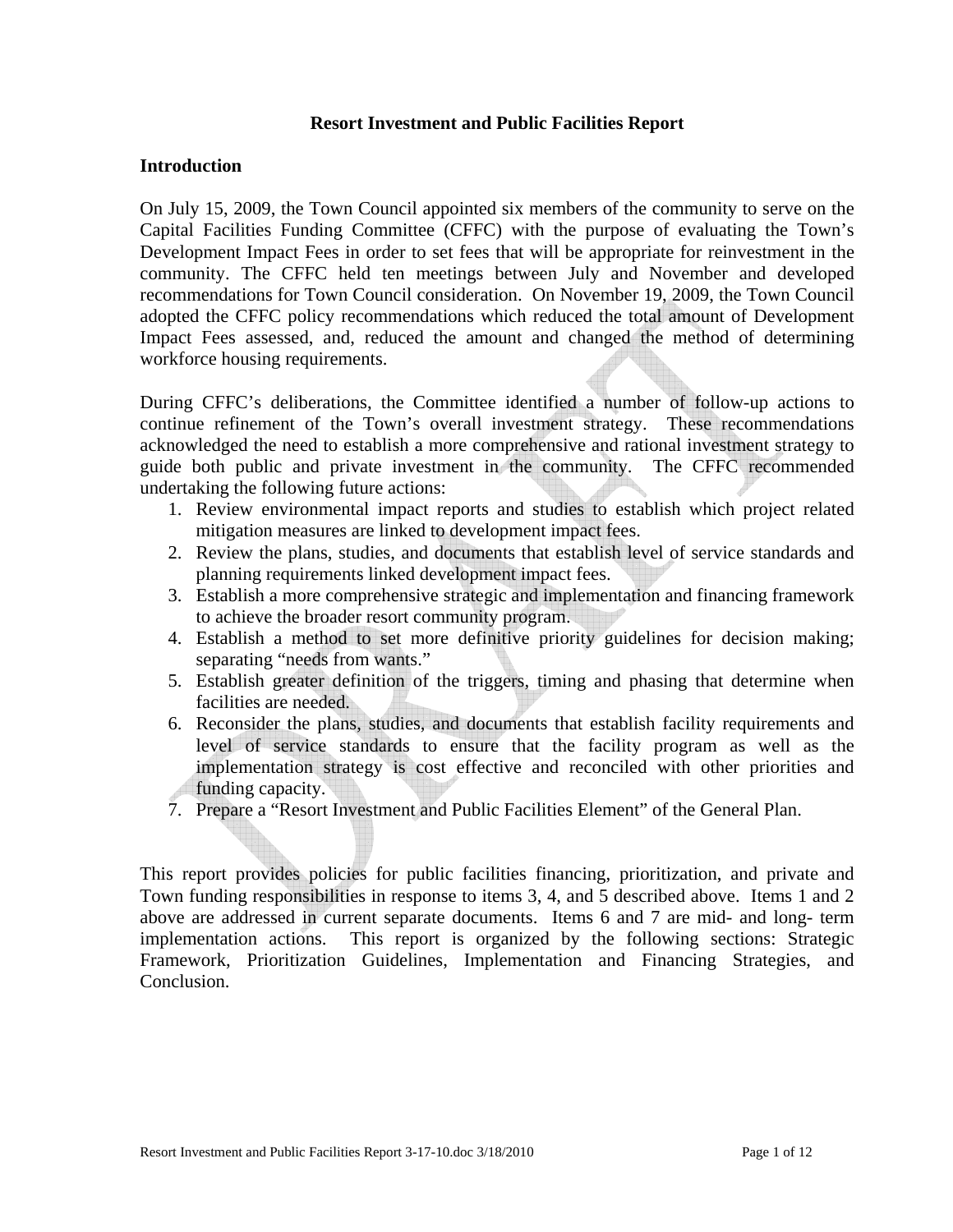# Resort Investment and Public Facilities Report

## Introduction

On July 15, 2009, the Town Council appointed six members of the community to serve on the Capital Facilities Funding Committee (CFFC) with the purpose of evaluating the Town's Development Impact Fees in order to set fees that will be appropriate for reinvestment in the community. The CFFC held ten meetings between July and November and developed recommendations for Town Council consideration. On November 19, 2009, the Town Council adopted the CFFC policy recommendations which reduced the total amount of Development Impact Fees assessed, and, reduced the amount and changed the method of determining workforce housing requirements.

During CFFC's deliberations, the Committee identified a number of follow-up actions to continue refinement of the Town's overall investment strategy. These recommendations acknowledged the need to establish a more comprehensive and rational investment strategy to guide both public and private investment in the community. The CFFC recommended undertaking the following future actions:

1. Review environmental impact reports and studies to establish which project related mitigation measures are linked to development impact fees.
2. Review the plans, studies, and documents that establish level of service standards and planning requirements linked development impact fees.
3. Establish a more comprehensive strategic and implementation and financing framework to achieve the broader resort community program.
4. Establish a method to set more definitive priority guidelines for decision making; separating "needs from wants."
5. Establish greater definition of the triggers, timing and phasing that determine when facilities are needed.
6. Reconsider the plans, studies, and documents that establish facility requirements and level of service standards to ensure that the facility program as well as the implementation strategy is cost effective and reconciled with other priorities and funding capacity.
7. Prepare a "Resort Investment and Public Facilities Element" of the General Plan.

This report provides policies for public facilities financing, prioritization, and private and Town funding responsibilities in response to items 3, 4, and 5 described above. Items 1 and 2 above are addressed in current separate documents. Items 6 and 7 are mid- and long- term implementation actions. This report is organized by the following sections: Strategic Framework, Prioritization Guidelines, Implementation and Financing Strategies, and Conclusion.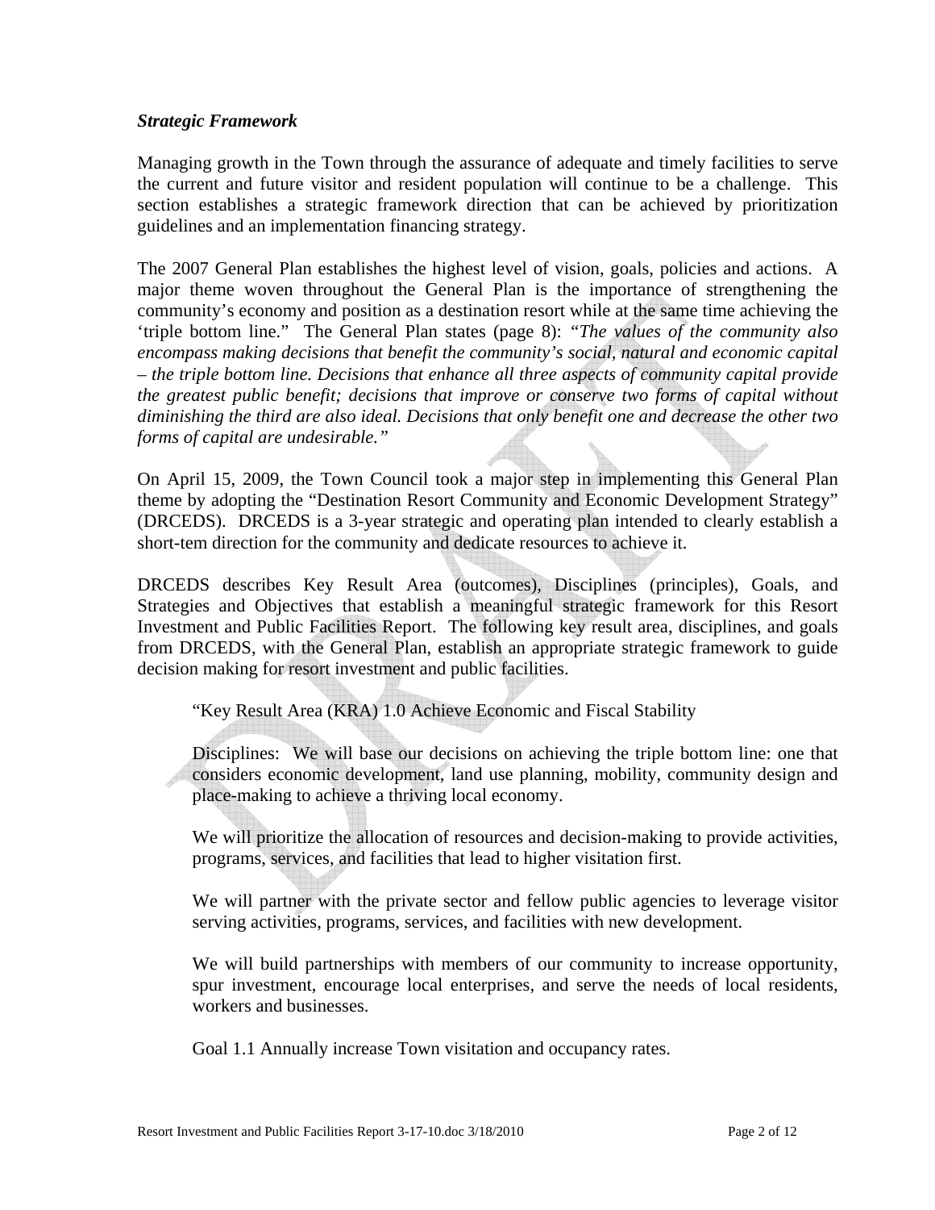### *Strategic Framework*

Managing growth in the Town through the assurance of adequate and timely facilities to serve the current and future visitor and resident population will continue to be a challenge. This section establishes a strategic framework direction that can be achieved by prioritization guidelines and an implementation financing strategy.

The 2007 General Plan establishes the highest level of vision, goals, policies and actions. A major theme woven throughout the General Plan is the importance of strengthening the community's economy and position as a destination resort while at the same time achieving the 'triple bottom line." The General Plan states (page 8): "*The values of the community also encompass making decisions that benefit the community's social, natural and economic capital – the triple bottom line. Decisions that enhance all three aspects of community capital provide the greatest public benefit; decisions that improve or conserve two forms of capital without diminishing the third are also ideal. Decisions that only benefit one and decrease the other two forms of capital are undesirable.*"

On April 15, 2009, the Town Council took a major step in implementing this General Plan theme by adopting the "Destination Resort Community and Economic Development Strategy" (DRCEDS). DRCEDS is a 3-year strategic and operating plan intended to clearly establish a short-tem direction for the community and dedicate resources to achieve it.

DRCEDS describes Key Result Area (outcomes), Disciplines (principles), Goals, and Strategies and Objectives that establish a meaningful strategic framework for this Resort Investment and Public Facilities Report. The following key result area, disciplines, and goals from DRCEDS, with the General Plan, establish an appropriate strategic framework to guide decision making for resort investment and public facilities.

> "Key Result Area (KRA) 1.0 Achieve Economic and Fiscal Stability
>
> Disciplines: We will base our decisions on achieving the triple bottom line: one that considers economic development, land use planning, mobility, community design and place-making to achieve a thriving local economy.
>
> We will prioritize the allocation of resources and decision-making to provide activities, programs, services, and facilities that lead to higher visitation first.
>
> We will partner with the private sector and fellow public agencies to leverage visitor serving activities, programs, services, and facilities with new development.
>
> We will build partnerships with members of our community to increase opportunity, spur investment, encourage local enterprises, and serve the needs of local residents, workers and businesses.
>
> Goal 1.1 Annually increase Town visitation and occupancy rates.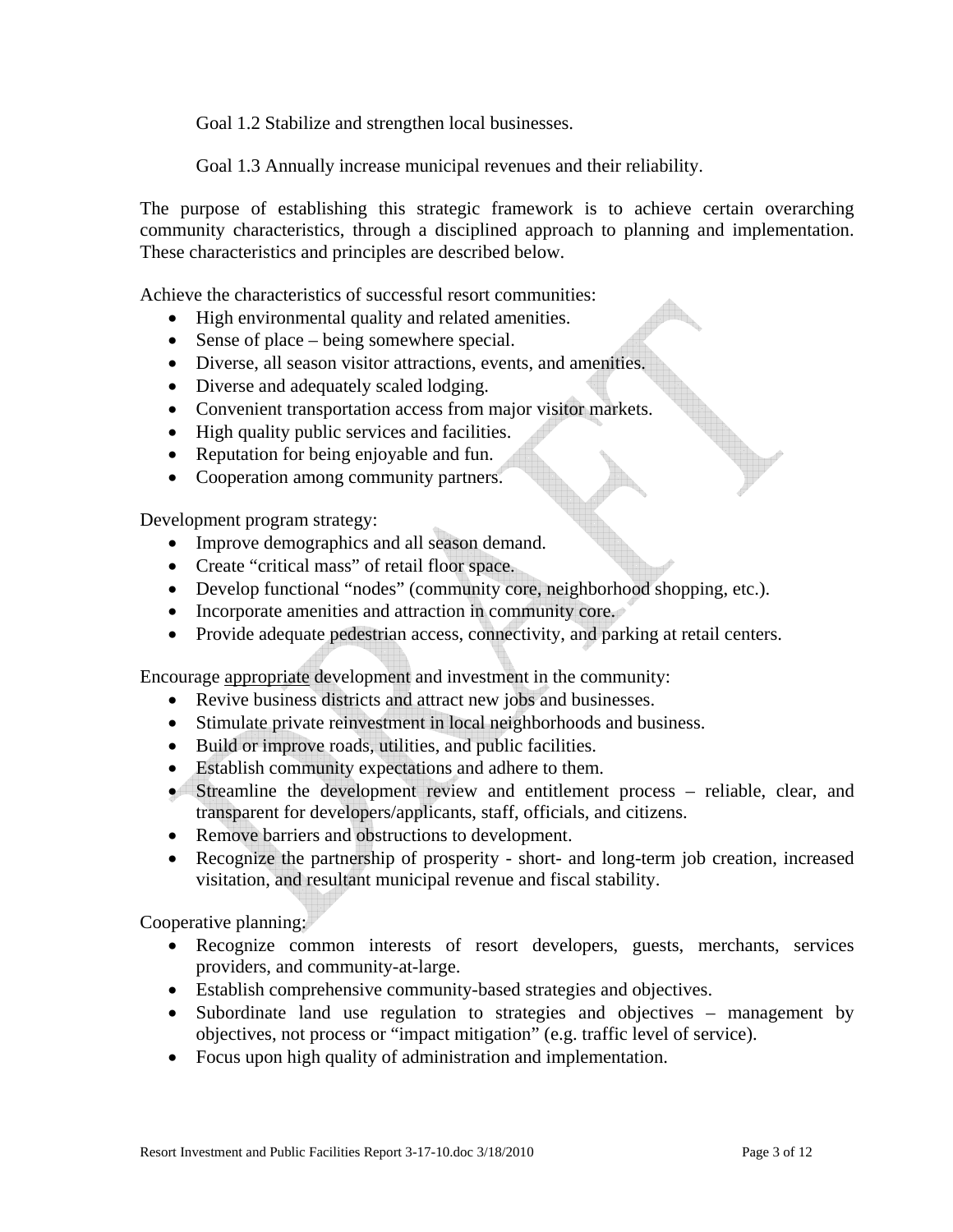Goal 1.2 Stabilize and strengthen local businesses.

Goal 1.3 Annually increase municipal revenues and their reliability.

The purpose of establishing this strategic framework is to achieve certain overarching community characteristics, through a disciplined approach to planning and implementation. These characteristics and principles are described below.

Achieve the characteristics of successful resort communities:

- High environmental quality and related amenities.
- Sense of place – being somewhere special.
- Diverse, all season visitor attractions, events, and amenities.
- Diverse and adequately scaled lodging.
- Convenient transportation access from major visitor markets.
- High quality public services and facilities.
- Reputation for being enjoyable and fun.
- Cooperation among community partners.

Development program strategy:

- Improve demographics and all season demand.
- Create "critical mass" of retail floor space.
- Develop functional "nodes" (community core, neighborhood shopping, etc.).
- Incorporate amenities and attraction in community core.
- Provide adequate pedestrian access, connectivity, and parking at retail centers.

Encourage <u>appropriate</u> development and investment in the community:

- Revive business districts and attract new jobs and businesses.
- Stimulate private reinvestment in local neighborhoods and business.
- Build or improve roads, utilities, and public facilities.
- Establish community expectations and adhere to them.
- Streamline the development review and entitlement process – reliable, clear, and transparent for developers/applicants, staff, officials, and citizens.
- Remove barriers and obstructions to development.
- Recognize the partnership of prosperity - short- and long-term job creation, increased visitation, and resultant municipal revenue and fiscal stability.

Cooperative planning:

- Recognize common interests of resort developers, guests, merchants, services providers, and community-at-large.
- Establish comprehensive community-based strategies and objectives.
- Subordinate land use regulation to strategies and objectives – management by objectives, not process or "impact mitigation" (e.g. traffic level of service).
- Focus upon high quality of administration and implementation.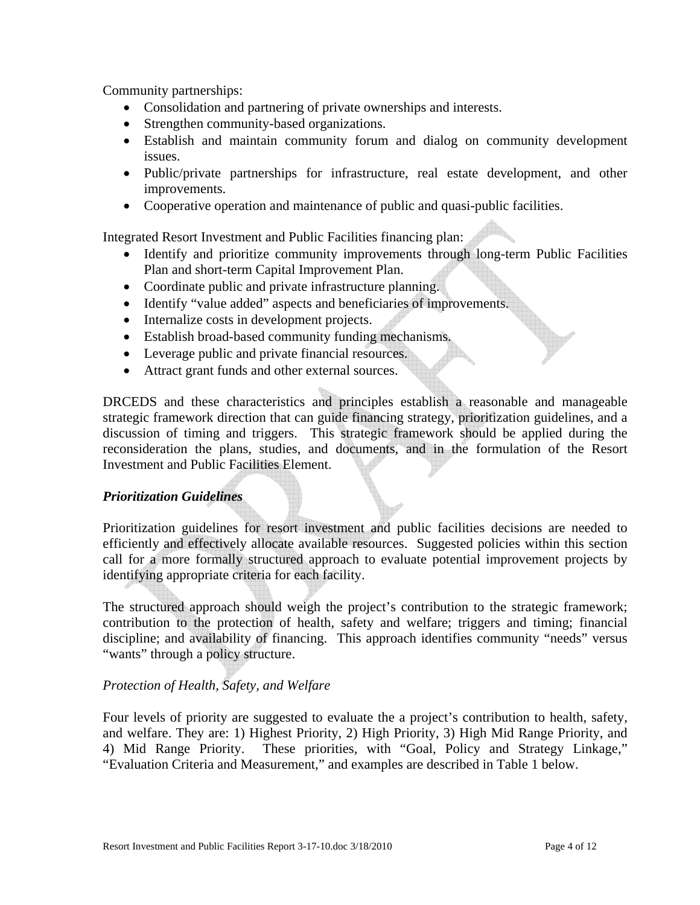Community partnerships:

- Consolidation and partnering of private ownerships and interests.
- Strengthen community-based organizations.
- Establish and maintain community forum and dialog on community development issues.
- Public/private partnerships for infrastructure, real estate development, and other improvements.
- Cooperative operation and maintenance of public and quasi-public facilities.

Integrated Resort Investment and Public Facilities financing plan:

- Identify and prioritize community improvements through long-term Public Facilities Plan and short-term Capital Improvement Plan.
- Coordinate public and private infrastructure planning.
- Identify "value added" aspects and beneficiaries of improvements.
- Internalize costs in development projects.
- Establish broad-based community funding mechanisms.
- Leverage public and private financial resources.
- Attract grant funds and other external sources.

DRCEDS and these characteristics and principles establish a reasonable and manageable strategic framework direction that can guide financing strategy, prioritization guidelines, and a discussion of timing and triggers. This strategic framework should be applied during the reconsideration the plans, studies, and documents, and in the formulation of the Resort Investment and Public Facilities Element.

### *Prioritization Guidelines*

Prioritization guidelines for resort investment and public facilities decisions are needed to efficiently and effectively allocate available resources. Suggested policies within this section call for a more formally structured approach to evaluate potential improvement projects by identifying appropriate criteria for each facility.

The structured approach should weigh the project's contribution to the strategic framework; contribution to the protection of health, safety and welfare; triggers and timing; financial discipline; and availability of financing. This approach identifies community "needs" versus "wants" through a policy structure.

#### *Protection of Health, Safety, and Welfare*

Four levels of priority are suggested to evaluate the a project's contribution to health, safety, and welfare. They are: 1) Highest Priority, 2) High Priority, 3) High Mid Range Priority, and 4) Mid Range Priority. These priorities, with "Goal, Policy and Strategy Linkage," "Evaluation Criteria and Measurement," and examples are described in Table 1 below.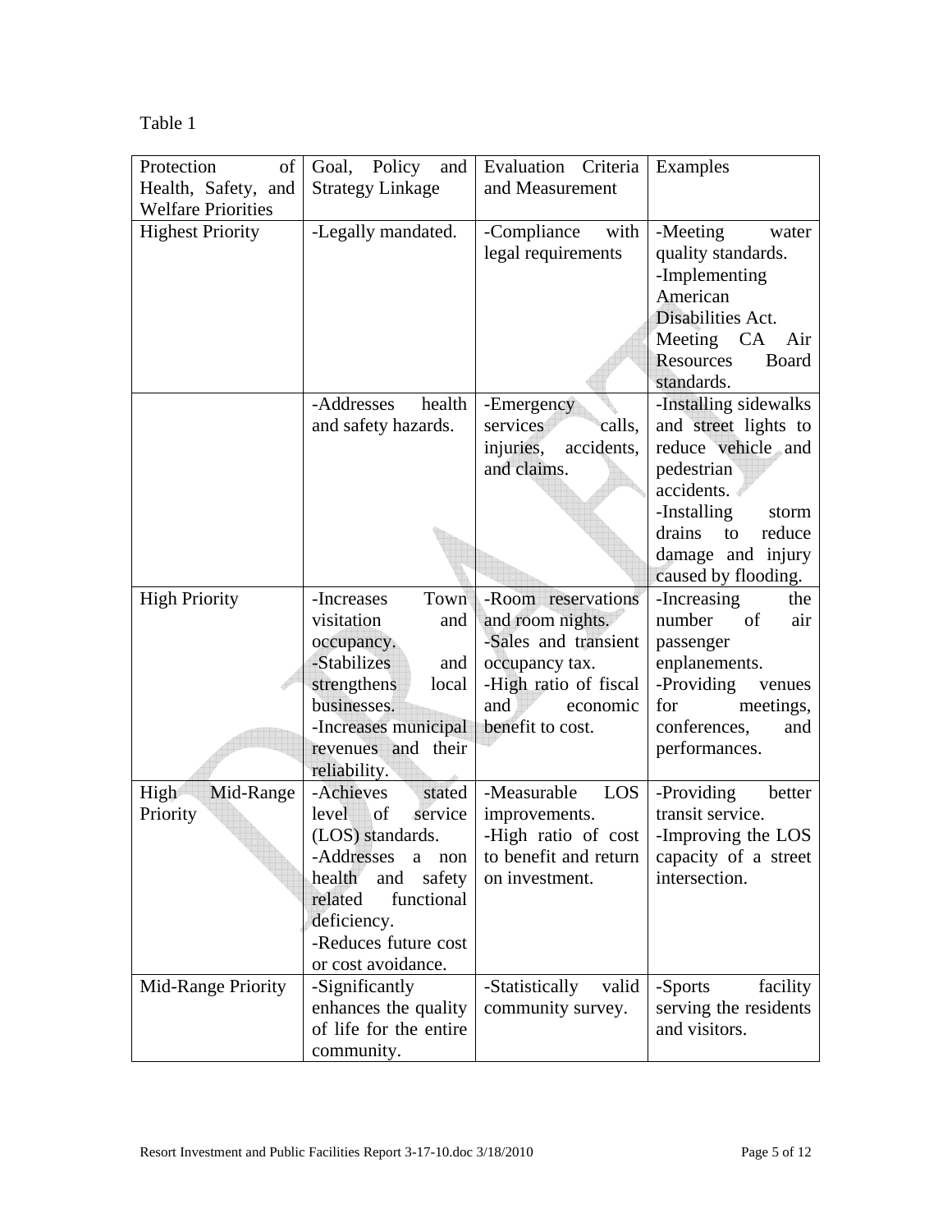Table 1

| Protection of Health, Safety, and Welfare Priorities | Goal, Policy and Strategy Linkage | Evaluation Criteria and Measurement | Examples |
|---|---|---|---|
| Highest Priority | -Legally mandated. | -Compliance with legal requirements | -Meeting water quality standards.<br>-Implementing American Disabilities Act.<br>Meeting CA Air Resources Board standards. |
| | -Addresses health and safety hazards. | -Emergency services calls, injuries, accidents, and claims. | -Installing sidewalks and street lights to reduce vehicle and pedestrian accidents.<br>-Installing storm drains to reduce damage and injury caused by flooding. |
| High Priority | -Increases Town visitation and occupancy.<br>-Stabilizes and strengthens local businesses.<br>-Increases municipal revenues and their reliability. | -Room reservations and room nights.<br>-Sales and transient occupancy tax.<br>-High ratio of fiscal and economic benefit to cost. | -Increasing the number of air passenger enplanements.<br>-Providing venues for meetings, conferences, and performances. |
| High Mid-Range Priority | -Achieves stated level of service (LOS) standards.<br>-Addresses a non health and safety related functional deficiency.<br>-Reduces future cost or cost avoidance. | -Measurable LOS improvements.<br>-High ratio of cost to benefit and return on investment. | -Providing better transit service.<br>-Improving the LOS capacity of a street intersection. |
| Mid-Range Priority | -Significantly enhances the quality of life for the entire community. | -Statistically valid community survey. | -Sports facility serving the residents and visitors. |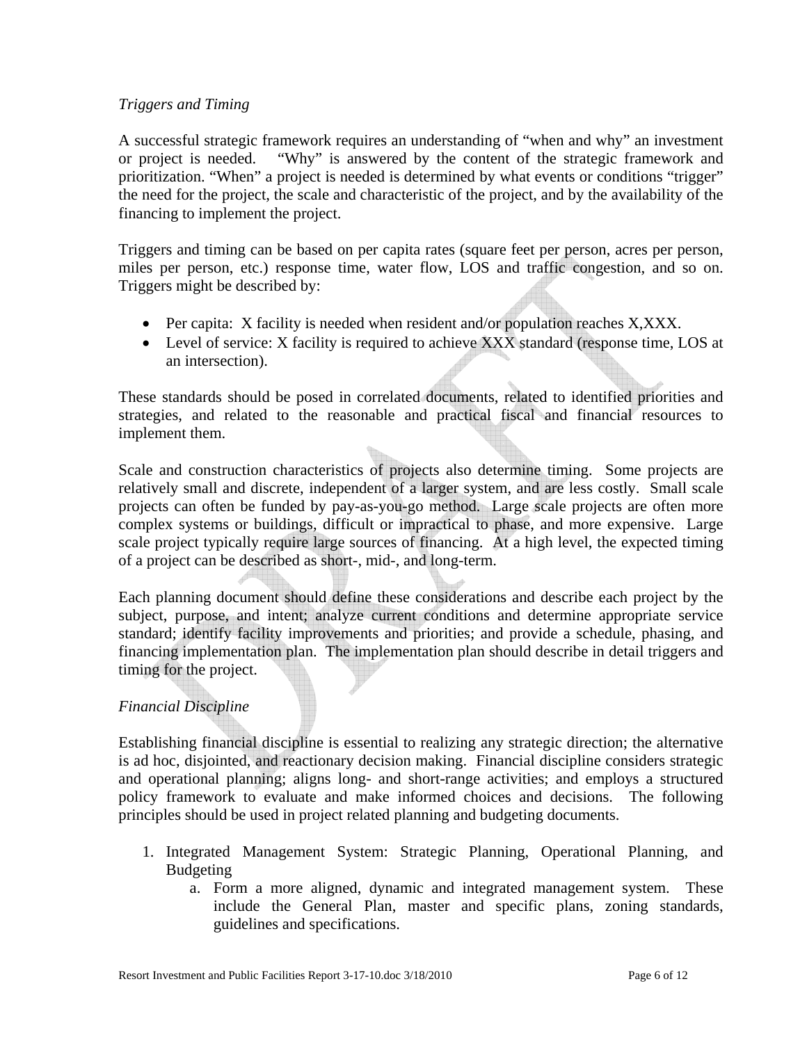*Triggers and Timing*

A successful strategic framework requires an understanding of "when and why" an investment or project is needed. "Why" is answered by the content of the strategic framework and prioritization. "When" a project is needed is determined by what events or conditions "trigger" the need for the project, the scale and characteristic of the project, and by the availability of the financing to implement the project.

Triggers and timing can be based on per capita rates (square feet per person, acres per person, miles per person, etc.) response time, water flow, LOS and traffic congestion, and so on. Triggers might be described by:

- Per capita: X facility is needed when resident and/or population reaches X,XXX.
- Level of service: X facility is required to achieve XXX standard (response time, LOS at an intersection).

These standards should be posed in correlated documents, related to identified priorities and strategies, and related to the reasonable and practical fiscal and financial resources to implement them.

Scale and construction characteristics of projects also determine timing. Some projects are relatively small and discrete, independent of a larger system, and are less costly. Small scale projects can often be funded by pay-as-you-go method. Large scale projects are often more complex systems or buildings, difficult or impractical to phase, and more expensive. Large scale project typically require large sources of financing. At a high level, the expected timing of a project can be described as short-, mid-, and long-term.

Each planning document should define these considerations and describe each project by the subject, purpose, and intent; analyze current conditions and determine appropriate service standard; identify facility improvements and priorities; and provide a schedule, phasing, and financing implementation plan. The implementation plan should describe in detail triggers and timing for the project.

*Financial Discipline*

Establishing financial discipline is essential to realizing any strategic direction; the alternative is ad hoc, disjointed, and reactionary decision making. Financial discipline considers strategic and operational planning; aligns long- and short-range activities; and employs a structured policy framework to evaluate and make informed choices and decisions. The following principles should be used in project related planning and budgeting documents.

1. Integrated Management System: Strategic Planning, Operational Planning, and Budgeting
   a. Form a more aligned, dynamic and integrated management system. These include the General Plan, master and specific plans, zoning standards, guidelines and specifications.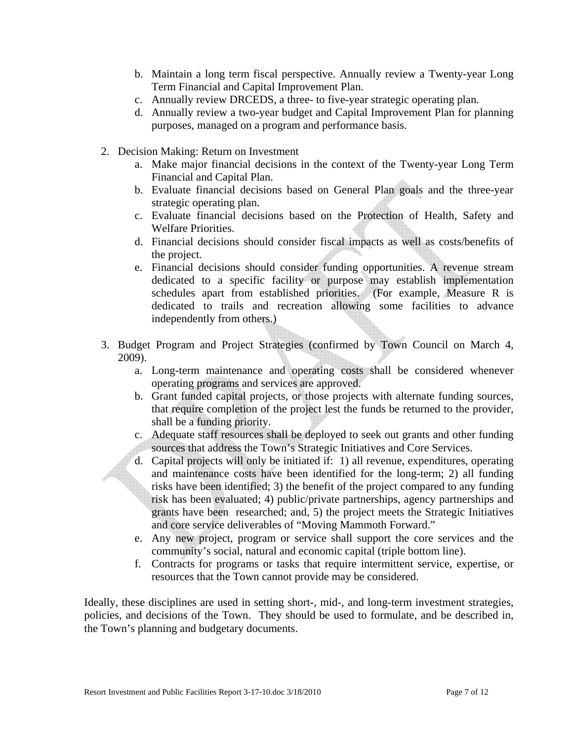b. Maintain a long term fiscal perspective. Annually review a Twenty-year Long Term Financial and Capital Improvement Plan.
c. Annually review DRCEDS, a three- to five-year strategic operating plan.
d. Annually review a two-year budget and Capital Improvement Plan for planning purposes, managed on a program and performance basis.

2. Decision Making: Return on Investment
   a. Make major financial decisions in the context of the Twenty-year Long Term Financial and Capital Plan.
   b. Evaluate financial decisions based on General Plan goals and the three-year strategic operating plan.
   c. Evaluate financial decisions based on the Protection of Health, Safety and Welfare Priorities.
   d. Financial decisions should consider fiscal impacts as well as costs/benefits of the project.
   e. Financial decisions should consider funding opportunities. A revenue stream dedicated to a specific facility or purpose may establish implementation schedules apart from established priorities. (For example, Measure R is dedicated to trails and recreation allowing some facilities to advance independently from others.)

3. Budget Program and Project Strategies (confirmed by Town Council on March 4, 2009).
   a. Long-term maintenance and operating costs shall be considered whenever operating programs and services are approved.
   b. Grant funded capital projects, or those projects with alternate funding sources, that require completion of the project lest the funds be returned to the provider, shall be a funding priority.
   c. Adequate staff resources shall be deployed to seek out grants and other funding sources that address the Town's Strategic Initiatives and Core Services.
   d. Capital projects will only be initiated if: 1) all revenue, expenditures, operating and maintenance costs have been identified for the long-term; 2) all funding risks have been identified; 3) the benefit of the project compared to any funding risk has been evaluated; 4) public/private partnerships, agency partnerships and grants have been researched; and, 5) the project meets the Strategic Initiatives and core service deliverables of "Moving Mammoth Forward."
   e. Any new project, program or service shall support the core services and the community's social, natural and economic capital (triple bottom line).
   f. Contracts for programs or tasks that require intermittent service, expertise, or resources that the Town cannot provide may be considered.

Ideally, these disciplines are used in setting short-, mid-, and long-term investment strategies, policies, and decisions of the Town. They should be used to formulate, and be described in, the Town's planning and budgetary documents.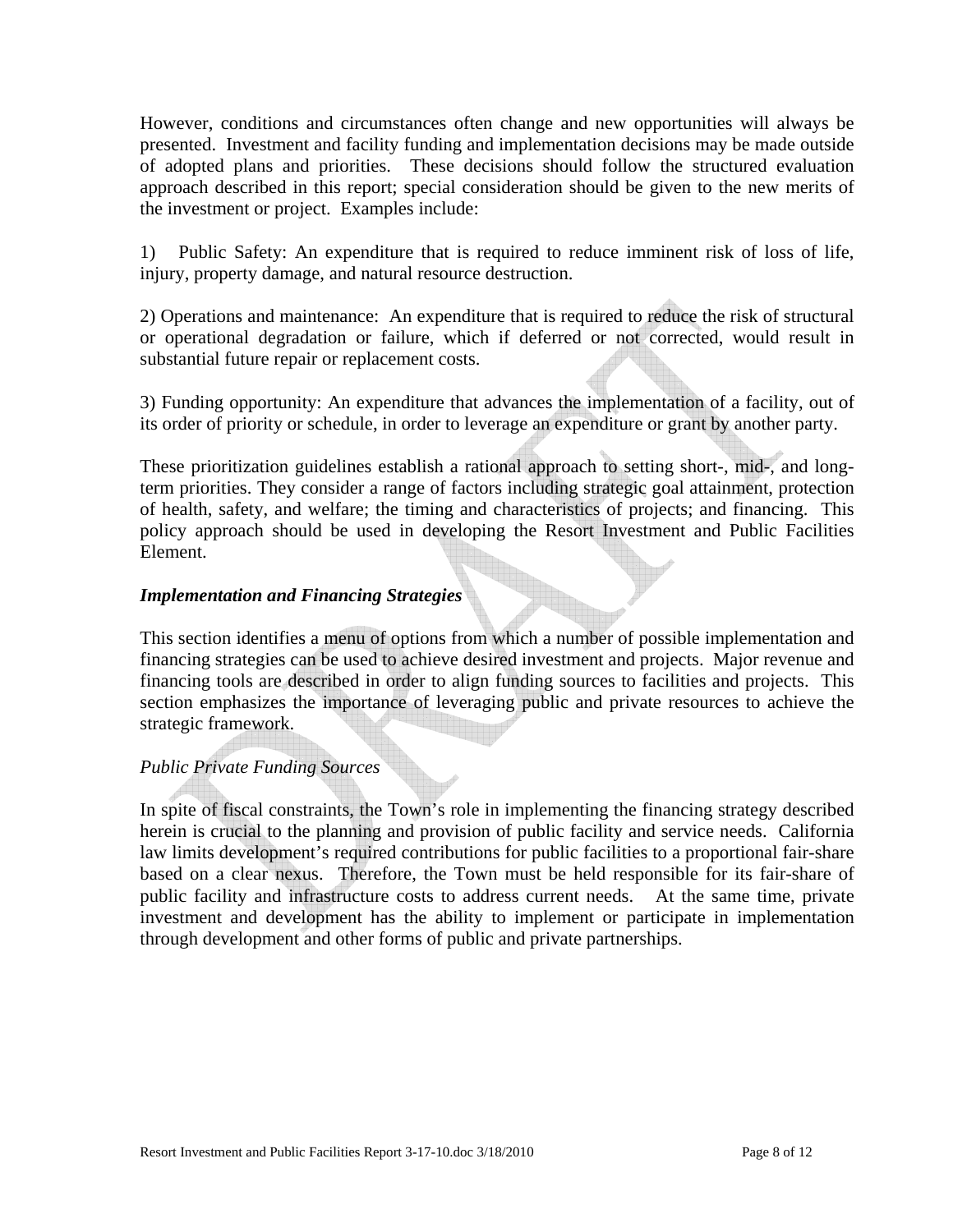However, conditions and circumstances often change and new opportunities will always be presented. Investment and facility funding and implementation decisions may be made outside of adopted plans and priorities. These decisions should follow the structured evaluation approach described in this report; special consideration should be given to the new merits of the investment or project. Examples include:

1) Public Safety: An expenditure that is required to reduce imminent risk of loss of life, injury, property damage, and natural resource destruction.

2) Operations and maintenance: An expenditure that is required to reduce the risk of structural or operational degradation or failure, which if deferred or not corrected, would result in substantial future repair or replacement costs.

3) Funding opportunity: An expenditure that advances the implementation of a facility, out of its order of priority or schedule, in order to leverage an expenditure or grant by another party.

These prioritization guidelines establish a rational approach to setting short-, mid-, and long-term priorities. They consider a range of factors including strategic goal attainment, protection of health, safety, and welfare; the timing and characteristics of projects; and financing. This policy approach should be used in developing the Resort Investment and Public Facilities Element.

### *Implementation and Financing Strategies*

This section identifies a menu of options from which a number of possible implementation and financing strategies can be used to achieve desired investment and projects. Major revenue and financing tools are described in order to align funding sources to facilities and projects. This section emphasizes the importance of leveraging public and private resources to achieve the strategic framework.

#### *Public Private Funding Sources*

In spite of fiscal constraints, the Town's role in implementing the financing strategy described herein is crucial to the planning and provision of public facility and service needs. California law limits development's required contributions for public facilities to a proportional fair-share based on a clear nexus. Therefore, the Town must be held responsible for its fair-share of public facility and infrastructure costs to address current needs. At the same time, private investment and development has the ability to implement or participate in implementation through development and other forms of public and private partnerships.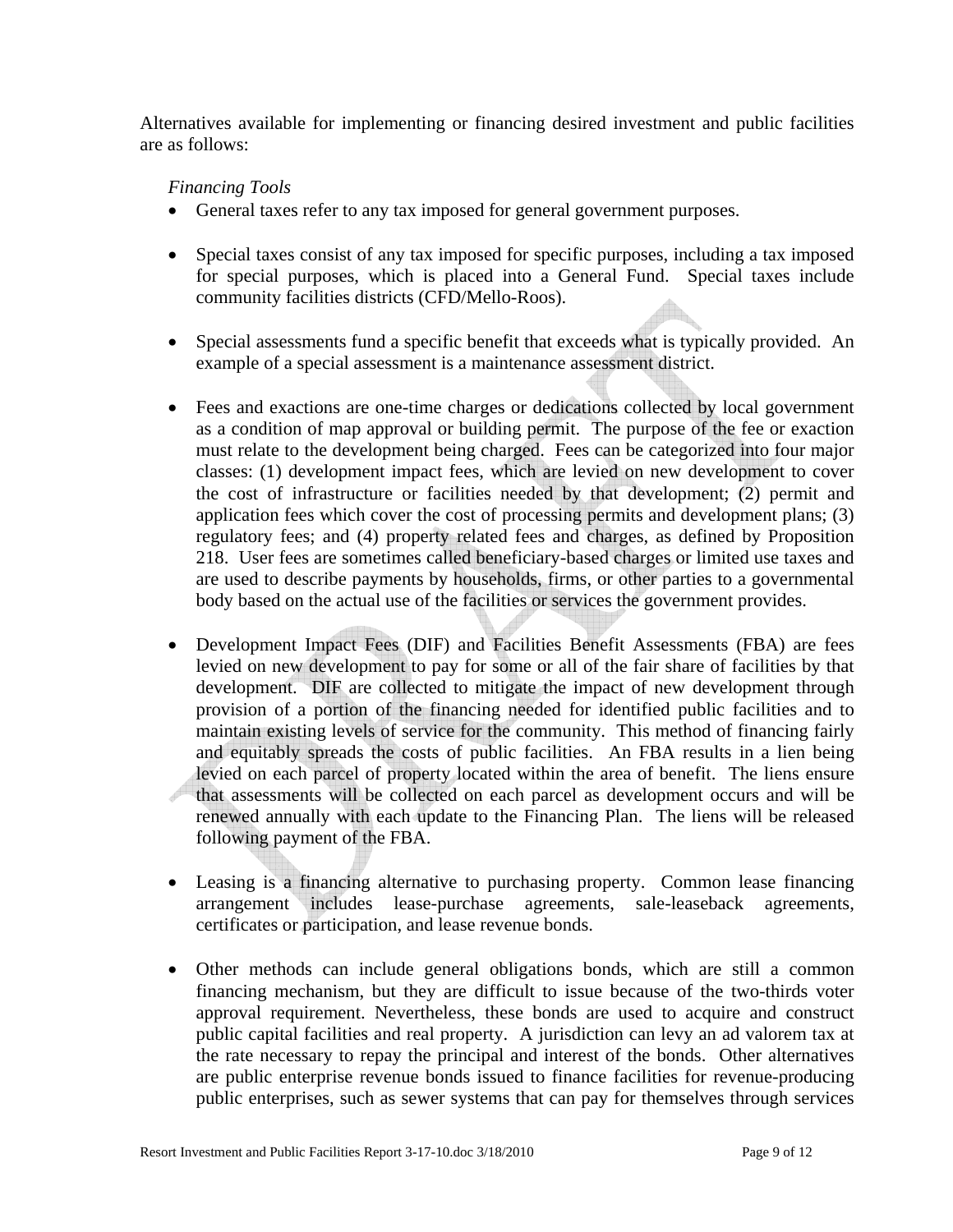Alternatives available for implementing or financing desired investment and public facilities are as follows:

*Financing Tools*

- General taxes refer to any tax imposed for general government purposes.

- Special taxes consist of any tax imposed for specific purposes, including a tax imposed for special purposes, which is placed into a General Fund. Special taxes include community facilities districts (CFD/Mello-Roos).

- Special assessments fund a specific benefit that exceeds what is typically provided. An example of a special assessment is a maintenance assessment district.

- Fees and exactions are one-time charges or dedications collected by local government as a condition of map approval or building permit. The purpose of the fee or exaction must relate to the development being charged. Fees can be categorized into four major classes: (1) development impact fees, which are levied on new development to cover the cost of infrastructure or facilities needed by that development; (2) permit and application fees which cover the cost of processing permits and development plans; (3) regulatory fees; and (4) property related fees and charges, as defined by Proposition 218. User fees are sometimes called beneficiary-based charges or limited use taxes and are used to describe payments by households, firms, or other parties to a governmental body based on the actual use of the facilities or services the government provides.

- Development Impact Fees (DIF) and Facilities Benefit Assessments (FBA) are fees levied on new development to pay for some or all of the fair share of facilities by that development. DIF are collected to mitigate the impact of new development through provision of a portion of the financing needed for identified public facilities and to maintain existing levels of service for the community. This method of financing fairly and equitably spreads the costs of public facilities. An FBA results in a lien being levied on each parcel of property located within the area of benefit. The liens ensure that assessments will be collected on each parcel as development occurs and will be renewed annually with each update to the Financing Plan. The liens will be released following payment of the FBA.

- Leasing is a financing alternative to purchasing property. Common lease financing arrangement includes lease-purchase agreements, sale-leaseback agreements, certificates or participation, and lease revenue bonds.

- Other methods can include general obligations bonds, which are still a common financing mechanism, but they are difficult to issue because of the two-thirds voter approval requirement. Nevertheless, these bonds are used to acquire and construct public capital facilities and real property. A jurisdiction can levy an ad valorem tax at the rate necessary to repay the principal and interest of the bonds. Other alternatives are public enterprise revenue bonds issued to finance facilities for revenue-producing public enterprises, such as sewer systems that can pay for themselves through services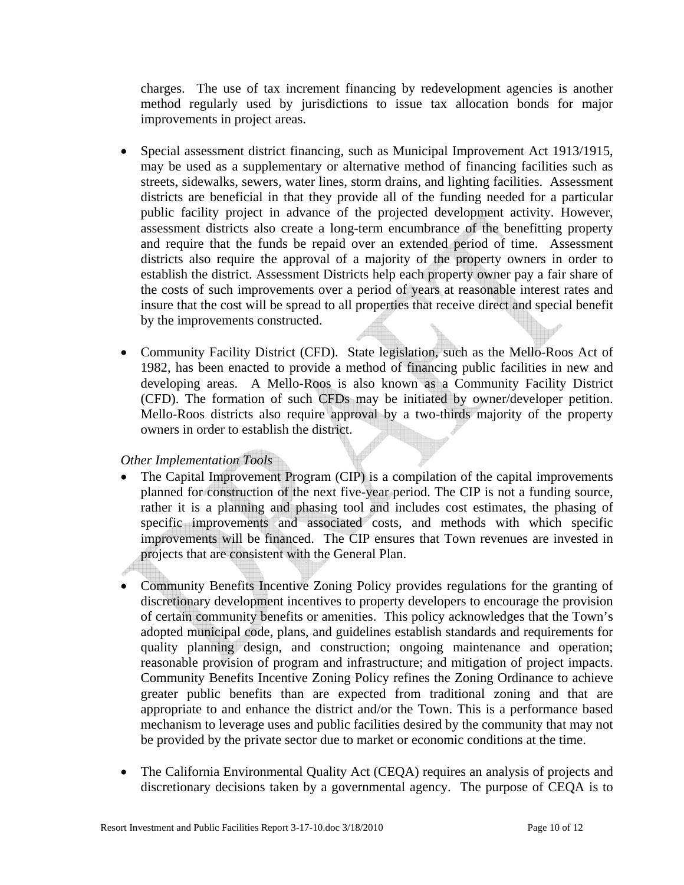charges. The use of tax increment financing by redevelopment agencies is another method regularly used by jurisdictions to issue tax allocation bonds for major improvements in project areas.

- Special assessment district financing, such as Municipal Improvement Act 1913/1915, may be used as a supplementary or alternative method of financing facilities such as streets, sidewalks, sewers, water lines, storm drains, and lighting facilities. Assessment districts are beneficial in that they provide all of the funding needed for a particular public facility project in advance of the projected development activity. However, assessment districts also create a long-term encumbrance of the benefitting property and require that the funds be repaid over an extended period of time. Assessment districts also require the approval of a majority of the property owners in order to establish the district. Assessment Districts help each property owner pay a fair share of the costs of such improvements over a period of years at reasonable interest rates and insure that the cost will be spread to all properties that receive direct and special benefit by the improvements constructed.

- Community Facility District (CFD). State legislation, such as the Mello-Roos Act of 1982, has been enacted to provide a method of financing public facilities in new and developing areas. A Mello-Roos is also known as a Community Facility District (CFD). The formation of such CFDs may be initiated by owner/developer petition. Mello-Roos districts also require approval by a two-thirds majority of the property owners in order to establish the district.

*Other Implementation Tools*

- The Capital Improvement Program (CIP) is a compilation of the capital improvements planned for construction of the next five-year period. The CIP is not a funding source, rather it is a planning and phasing tool and includes cost estimates, the phasing of specific improvements and associated costs, and methods with which specific improvements will be financed. The CIP ensures that Town revenues are invested in projects that are consistent with the General Plan.

- Community Benefits Incentive Zoning Policy provides regulations for the granting of discretionary development incentives to property developers to encourage the provision of certain community benefits or amenities. This policy acknowledges that the Town's adopted municipal code, plans, and guidelines establish standards and requirements for quality planning design, and construction; ongoing maintenance and operation; reasonable provision of program and infrastructure; and mitigation of project impacts. Community Benefits Incentive Zoning Policy refines the Zoning Ordinance to achieve greater public benefits than are expected from traditional zoning and that are appropriate to and enhance the district and/or the Town. This is a performance based mechanism to leverage uses and public facilities desired by the community that may not be provided by the private sector due to market or economic conditions at the time.

- The California Environmental Quality Act (CEQA) requires an analysis of projects and discretionary decisions taken by a governmental agency. The purpose of CEQA is to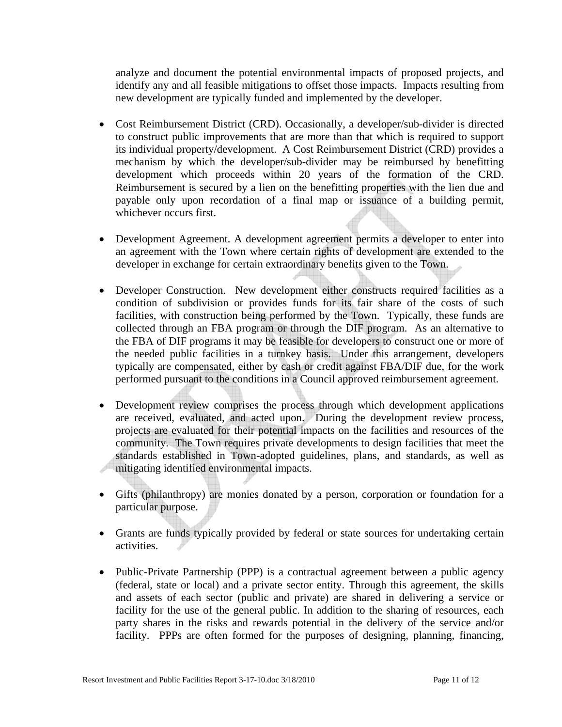analyze and document the potential environmental impacts of proposed projects, and identify any and all feasible mitigations to offset those impacts. Impacts resulting from new development are typically funded and implemented by the developer.

- Cost Reimbursement District (CRD). Occasionally, a developer/sub-divider is directed to construct public improvements that are more than that which is required to support its individual property/development. A Cost Reimbursement District (CRD) provides a mechanism by which the developer/sub-divider may be reimbursed by benefitting development which proceeds within 20 years of the formation of the CRD. Reimbursement is secured by a lien on the benefitting properties with the lien due and payable only upon recordation of a final map or issuance of a building permit, whichever occurs first.

- Development Agreement. A development agreement permits a developer to enter into an agreement with the Town where certain rights of development are extended to the developer in exchange for certain extraordinary benefits given to the Town.

- Developer Construction. New development either constructs required facilities as a condition of subdivision or provides funds for its fair share of the costs of such facilities, with construction being performed by the Town. Typically, these funds are collected through an FBA program or through the DIF program. As an alternative to the FBA of DIF programs it may be feasible for developers to construct one or more of the needed public facilities in a turnkey basis. Under this arrangement, developers typically are compensated, either by cash or credit against FBA/DIF due, for the work performed pursuant to the conditions in a Council approved reimbursement agreement.

- Development review comprises the process through which development applications are received, evaluated, and acted upon. During the development review process, projects are evaluated for their potential impacts on the facilities and resources of the community. The Town requires private developments to design facilities that meet the standards established in Town-adopted guidelines, plans, and standards, as well as mitigating identified environmental impacts.

- Gifts (philanthropy) are monies donated by a person, corporation or foundation for a particular purpose.

- Grants are funds typically provided by federal or state sources for undertaking certain activities.

- Public-Private Partnership (PPP) is a contractual agreement between a public agency (federal, state or local) and a private sector entity. Through this agreement, the skills and assets of each sector (public and private) are shared in delivering a service or facility for the use of the general public. In addition to the sharing of resources, each party shares in the risks and rewards potential in the delivery of the service and/or facility. PPPs are often formed for the purposes of designing, planning, financing,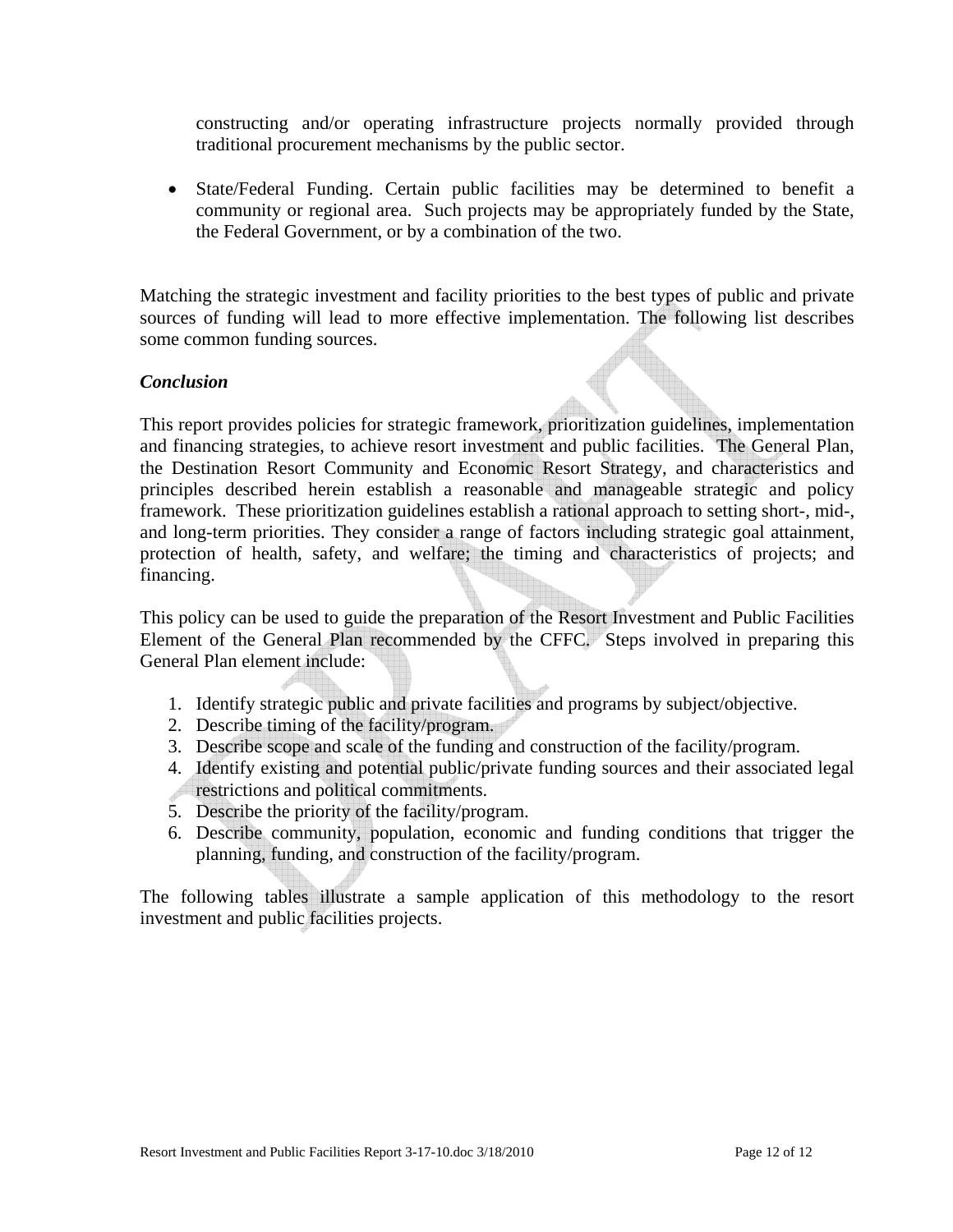constructing and/or operating infrastructure projects normally provided through traditional procurement mechanisms by the public sector.

- State/Federal Funding. Certain public facilities may be determined to benefit a community or regional area. Such projects may be appropriately funded by the State, the Federal Government, or by a combination of the two.

Matching the strategic investment and facility priorities to the best types of public and private sources of funding will lead to more effective implementation. The following list describes some common funding sources.

### *Conclusion*

This report provides policies for strategic framework, prioritization guidelines, implementation and financing strategies, to achieve resort investment and public facilities. The General Plan, the Destination Resort Community and Economic Resort Strategy, and characteristics and principles described herein establish a reasonable and manageable strategic and policy framework. These prioritization guidelines establish a rational approach to setting short-, mid-, and long-term priorities. They consider a range of factors including strategic goal attainment, protection of health, safety, and welfare; the timing and characteristics of projects; and financing.

This policy can be used to guide the preparation of the Resort Investment and Public Facilities Element of the General Plan recommended by the CFFC. Steps involved in preparing this General Plan element include:

1. Identify strategic public and private facilities and programs by subject/objective.
2. Describe timing of the facility/program.
3. Describe scope and scale of the funding and construction of the facility/program.
4. Identify existing and potential public/private funding sources and their associated legal restrictions and political commitments.
5. Describe the priority of the facility/program.
6. Describe community, population, economic and funding conditions that trigger the planning, funding, and construction of the facility/program.

The following tables illustrate a sample application of this methodology to the resort investment and public facilities projects.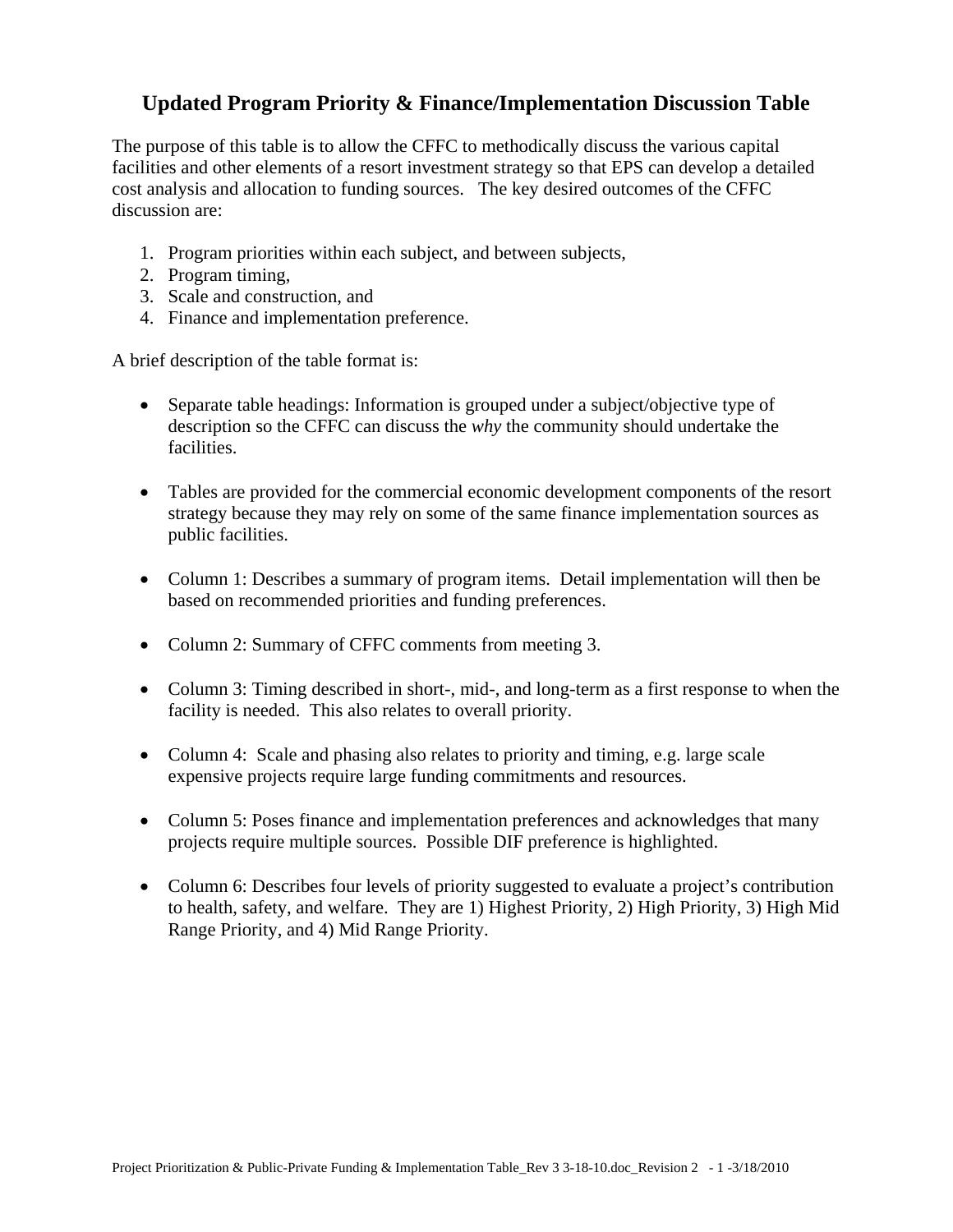# Updated Program Priority & Finance/Implementation Discussion Table

The purpose of this table is to allow the CFFC to methodically discuss the various capital facilities and other elements of a resort investment strategy so that EPS can develop a detailed cost analysis and allocation to funding sources. The key desired outcomes of the CFFC discussion are:

1. Program priorities within each subject, and between subjects,
2. Program timing,
3. Scale and construction, and
4. Finance and implementation preference.

A brief description of the table format is:

- Separate table headings: Information is grouped under a subject/objective type of description so the CFFC can discuss the *why* the community should undertake the facilities.
- Tables are provided for the commercial economic development components of the resort strategy because they may rely on some of the same finance implementation sources as public facilities.
- Column 1: Describes a summary of program items. Detail implementation will then be based on recommended priorities and funding preferences.
- Column 2: Summary of CFFC comments from meeting 3.
- Column 3: Timing described in short-, mid-, and long-term as a first response to when the facility is needed. This also relates to overall priority.
- Column 4: Scale and phasing also relates to priority and timing, e.g. large scale expensive projects require large funding commitments and resources.
- Column 5: Poses finance and implementation preferences and acknowledges that many projects require multiple sources. Possible DIF preference is highlighted.
- Column 6: Describes four levels of priority suggested to evaluate a project's contribution to health, safety, and welfare. They are 1) Highest Priority, 2) High Priority, 3) High Mid Range Priority, and 4) Mid Range Priority.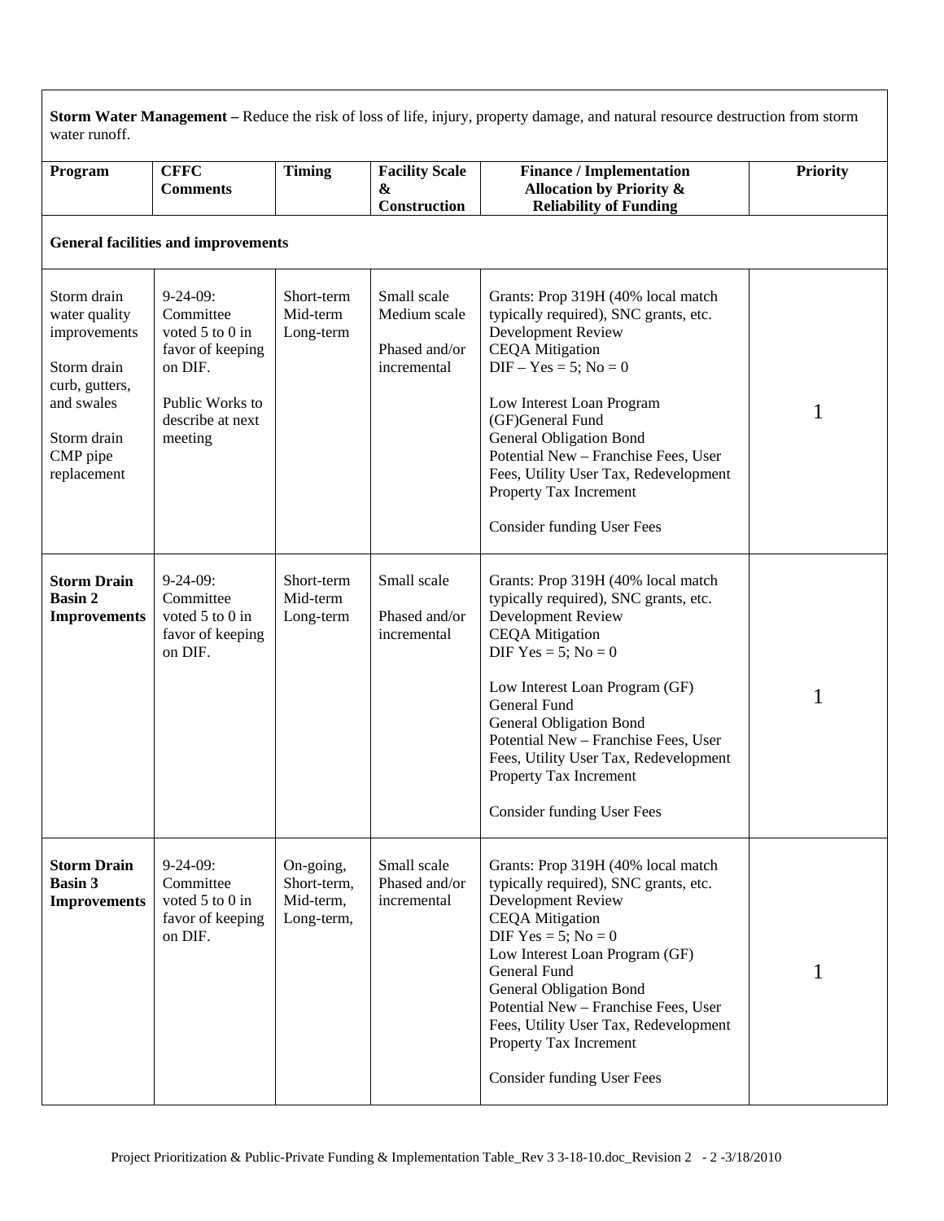**Storm Water Management –** Reduce the risk of loss of life, injury, property damage, and natural resource destruction from storm water runoff.

| Program | CFFC Comments | Timing | Facility Scale & Construction | Finance / Implementation Allocation by Priority & Reliability of Funding | Priority |
|---|---|---|---|---|---|
| **General facilities and improvements** | | | | | |
| Storm drain water quality improvements<br><br>Storm drain curb, gutters, and swales<br><br>Storm drain CMP pipe replacement | 9-24-09: Committee voted 5 to 0 in favor of keeping on DIF.<br><br>Public Works to describe at next meeting | Short-term<br>Mid-term<br>Long-term | Small scale<br>Medium scale<br><br>Phased and/or incremental | Grants: Prop 319H (40% local match typically required), SNC grants, etc.<br>Development Review<br>CEQA Mitigation<br>DIF – Yes = 5; No = 0<br><br>Low Interest Loan Program (GF)General Fund<br>General Obligation Bond<br>Potential New – Franchise Fees, User Fees, Utility User Tax, Redevelopment Property Tax Increment<br><br>Consider funding User Fees | 1 |
| **Storm Drain Basin 2 Improvements** | 9-24-09: Committee voted 5 to 0 in favor of keeping on DIF. | Short-term<br>Mid-term<br>Long-term | Small scale<br><br>Phased and/or incremental | Grants: Prop 319H (40% local match typically required), SNC grants, etc.<br>Development Review<br>CEQA Mitigation<br>DIF Yes = 5; No = 0<br><br>Low Interest Loan Program (GF)<br>General Fund<br>General Obligation Bond<br>Potential New – Franchise Fees, User Fees, Utility User Tax, Redevelopment Property Tax Increment<br><br>Consider funding User Fees | 1 |
| **Storm Drain Basin 3 Improvements** | 9-24-09: Committee voted 5 to 0 in favor of keeping on DIF. | On-going,<br>Short-term,<br>Mid-term,<br>Long-term, | Small scale<br>Phased and/or incremental | Grants: Prop 319H (40% local match typically required), SNC grants, etc.<br>Development Review<br>CEQA Mitigation<br>DIF Yes = 5; No = 0<br>Low Interest Loan Program (GF)<br>General Fund<br>General Obligation Bond<br>Potential New – Franchise Fees, User Fees, Utility User Tax, Redevelopment Property Tax Increment<br><br>Consider funding User Fees | 1 |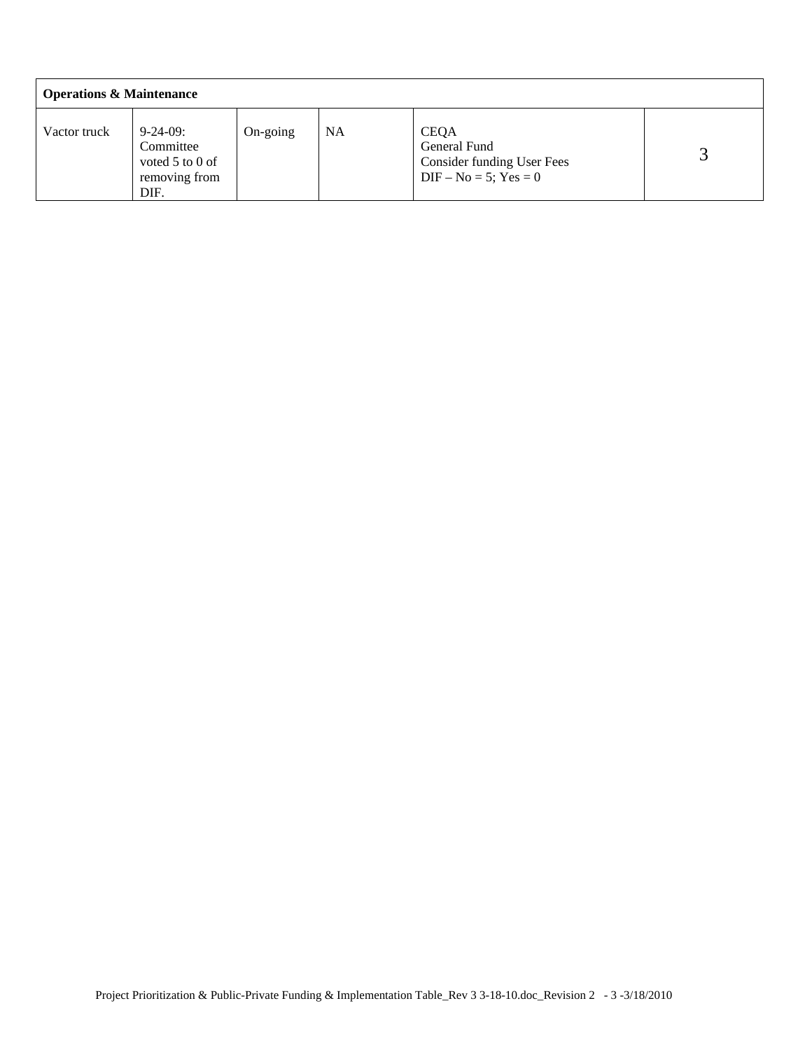| Operations & Maintenance | | | | | |
|---|---|---|---|---|---|
| Vactor truck | 9-24-09: Committee voted 5 to 0 of removing from DIF. | On-going | NA | CEQA<br>General Fund<br>Consider funding User Fees<br>DIF – No = 5; Yes = 0 | 3 |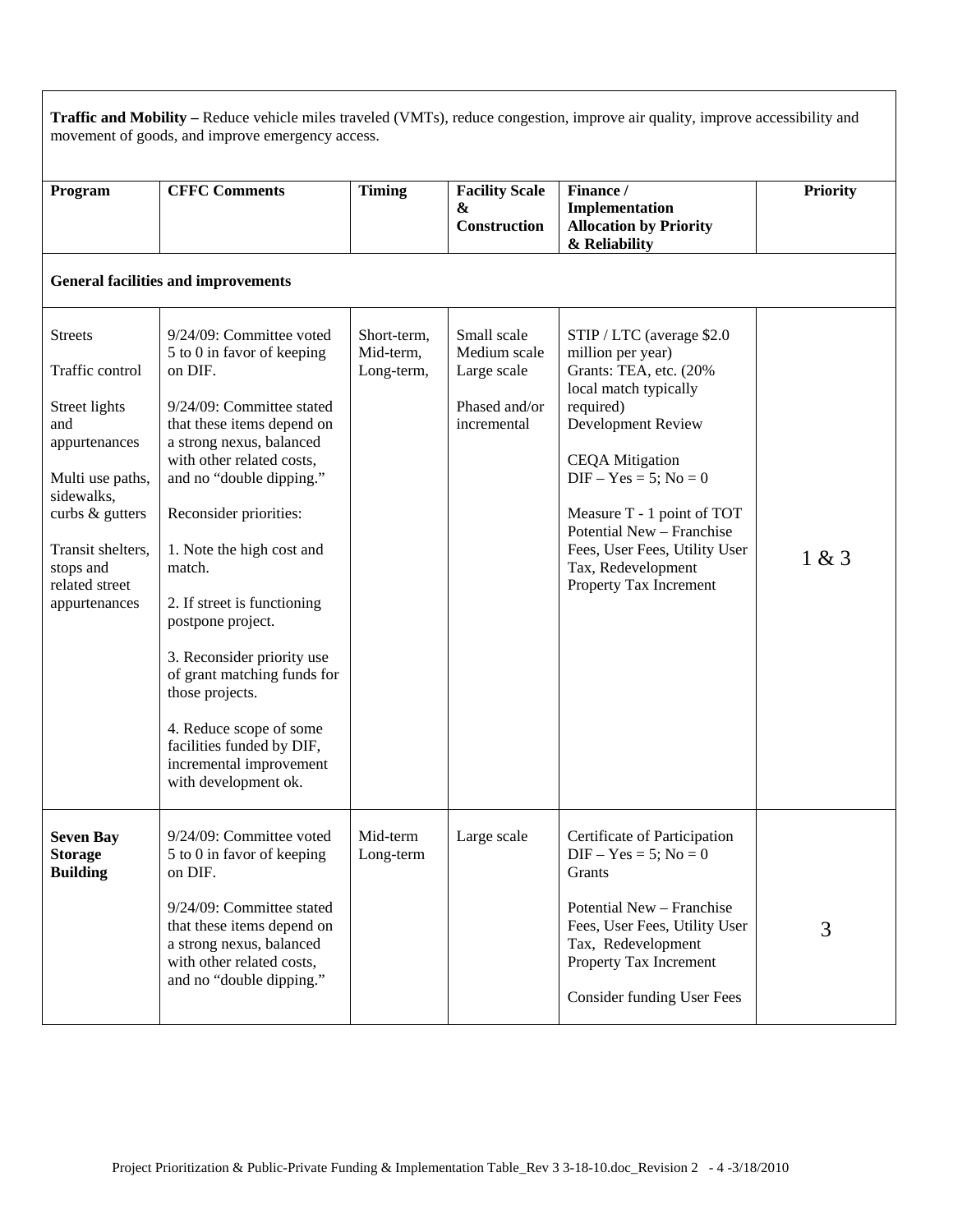**Traffic and Mobility –** Reduce vehicle miles traveled (VMTs), reduce congestion, improve air quality, improve accessibility and movement of goods, and improve emergency access.

| Program | CFFC Comments | Timing | Facility Scale & Construction | Finance / Implementation Allocation by Priority & Reliability | Priority |
|---|---|---|---|---|---|
| **General facilities and improvements** | | | | | |
| Streets<br><br>Traffic control<br><br>Street lights and appurtenances<br><br>Multi use paths, sidewalks, curbs & gutters<br><br>Transit shelters, stops and related street appurtenances | 9/24/09: Committee voted 5 to 0 in favor of keeping on DIF.<br><br>9/24/09: Committee stated that these items depend on a strong nexus, balanced with other related costs, and no "double dipping."<br><br>Reconsider priorities:<br><br>1. Note the high cost and match.<br><br>2. If street is functioning postpone project.<br><br>3. Reconsider priority use of grant matching funds for those projects.<br><br>4. Reduce scope of some facilities funded by DIF, incremental improvement with development ok. | Short-term, Mid-term, Long-term, | Small scale<br>Medium scale<br>Large scale<br><br>Phased and/or incremental | STIP / LTC (average $2.0 million per year)<br>Grants: TEA, etc. (20% local match typically required)<br>Development Review<br><br>CEQA Mitigation<br>DIF – Yes = 5; No = 0<br><br>Measure T - 1 point of TOT<br>Potential New – Franchise Fees, User Fees, Utility User Tax, Redevelopment Property Tax Increment | 1 & 3 |
| **Seven Bay Storage Building** | 9/24/09: Committee voted 5 to 0 in favor of keeping on DIF.<br><br>9/24/09: Committee stated that these items depend on a strong nexus, balanced with other related costs, and no "double dipping." | Mid-term<br>Long-term | Large scale | Certificate of Participation<br>DIF – Yes = 5; No = 0<br>Grants<br><br>Potential New – Franchise Fees, User Fees, Utility User Tax, Redevelopment Property Tax Increment<br><br>Consider funding User Fees | 3 |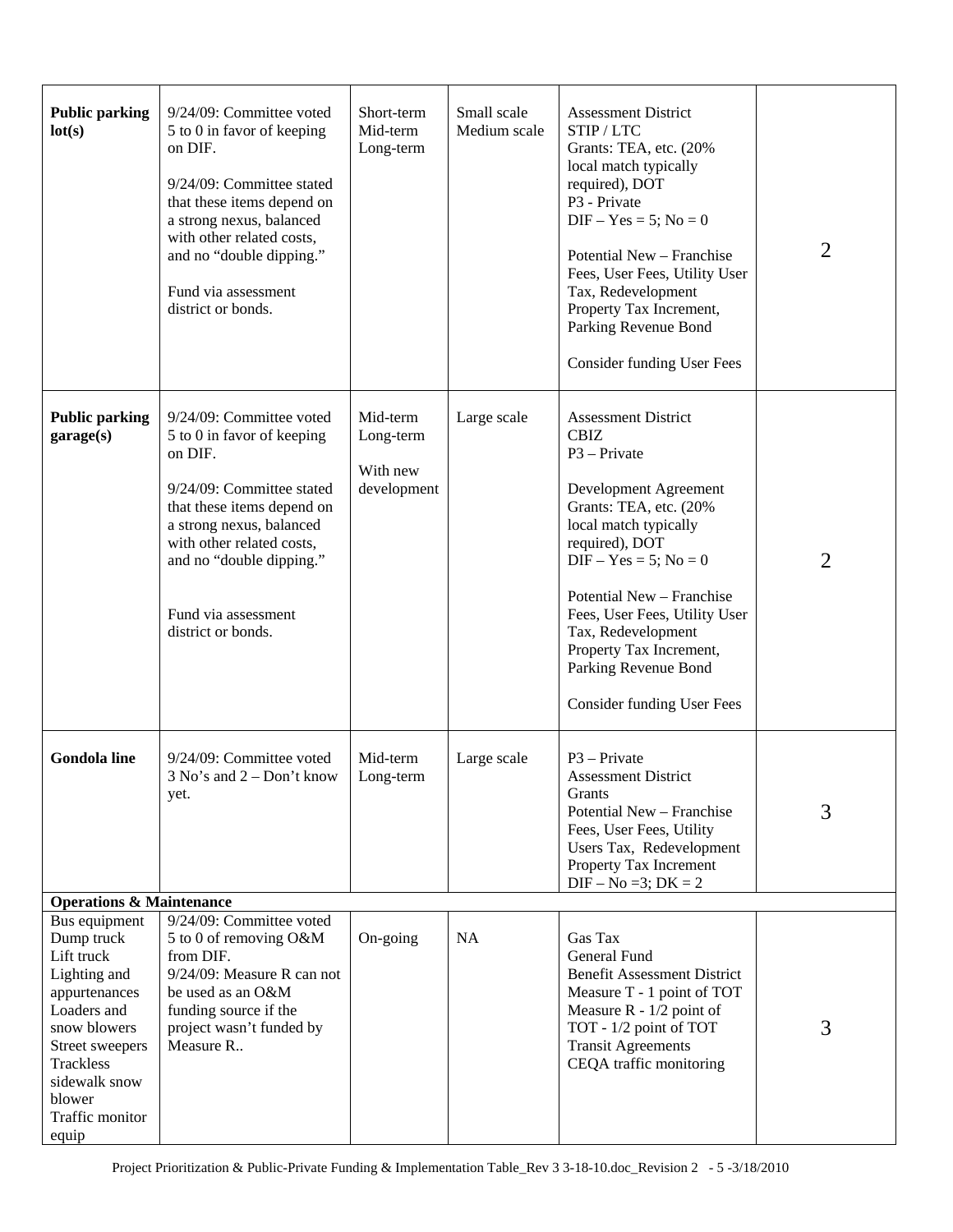| | | | | | |
|---|---|---|---|---|---|
| **Public parking lot(s)** | 9/24/09: Committee voted 5 to 0 in favor of keeping on DIF.<br><br>9/24/09: Committee stated that these items depend on a strong nexus, balanced with other related costs, and no "double dipping."<br><br>Fund via assessment district or bonds. | Short-term<br>Mid-term<br>Long-term | Small scale<br>Medium scale | Assessment District<br>STIP / LTC<br>Grants: TEA, etc. (20% local match typically required), DOT<br>P3 - Private<br>DIF – Yes = 5; No = 0<br><br>Potential New – Franchise Fees, User Fees, Utility User Tax, Redevelopment Property Tax Increment, Parking Revenue Bond<br><br>Consider funding User Fees | 2 |
| **Public parking garage(s)** | 9/24/09: Committee voted 5 to 0 in favor of keeping on DIF.<br><br>9/24/09: Committee stated that these items depend on a strong nexus, balanced with other related costs, and no "double dipping."<br><br>Fund via assessment district or bonds. | Mid-term<br>Long-term<br><br>With new development | Large scale | Assessment District<br>CBIZ<br>P3 – Private<br><br>Development Agreement<br>Grants: TEA, etc. (20% local match typically required), DOT<br>DIF – Yes = 5; No = 0<br><br>Potential New – Franchise Fees, User Fees, Utility User Tax, Redevelopment Property Tax Increment, Parking Revenue Bond<br><br>Consider funding User Fees | 2 |
| **Gondola line** | 9/24/09: Committee voted 3 No's and 2 – Don't know yet. | Mid-term<br>Long-term | Large scale | P3 – Private<br>Assessment District<br>Grants<br>Potential New – Franchise Fees, User Fees, Utility Users Tax, Redevelopment Property Tax Increment<br>DIF – No =3; DK = 2 | 3 |
| **Operations & Maintenance** | | | | | |
| Bus equipment<br>Dump truck<br>Lift truck<br>Lighting and appurtenances<br>Loaders and snow blowers<br>Street sweepers<br>Trackless sidewalk snow blower<br>Traffic monitor equip | 9/24/09: Committee voted 5 to 0 of removing O&M from DIF.<br>9/24/09: Measure R can not be used as an O&M funding source if the project wasn't funded by Measure R.. | On-going | NA | Gas Tax<br>General Fund<br>Benefit Assessment District<br>Measure T - 1 point of TOT<br>Measure R - 1/2 point of TOT - 1/2 point of TOT<br>Transit Agreements<br>CEQA traffic monitoring | 3 |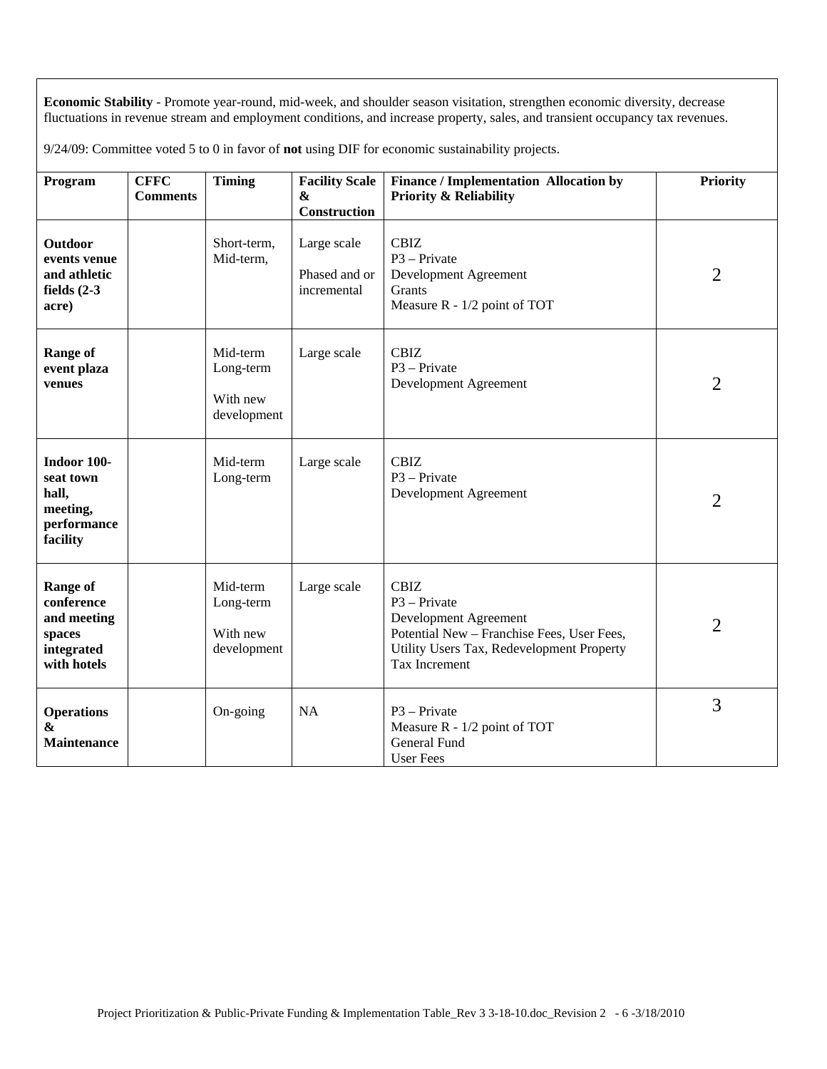**Economic Stability** - Promote year-round, mid-week, and shoulder season visitation, strengthen economic diversity, decrease fluctuations in revenue stream and employment conditions, and increase property, sales, and transient occupancy tax revenues.

9/24/09: Committee voted 5 to 0 in favor of **not** using DIF for economic sustainability projects.

| Program | CFFC Comments | Timing | Facility Scale & Construction | Finance / Implementation Allocation by Priority & Reliability | Priority |
|---|---|---|---|---|---|
| **Outdoor events venue and athletic fields (2-3 acre)** | | Short-term, Mid-term, | Large scale<br>Phased and or incremental | CBIZ<br>P3 – Private<br>Development Agreement<br>Grants<br>Measure R - 1/2 point of TOT | 2 |
| **Range of event plaza venues** | | Mid-term<br>Long-term<br>With new development | Large scale | CBIZ<br>P3 – Private<br>Development Agreement | 2 |
| **Indoor 100-seat town hall, meeting, performance facility** | | Mid-term<br>Long-term | Large scale | CBIZ<br>P3 – Private<br>Development Agreement | 2 |
| **Range of conference and meeting spaces integrated with hotels** | | Mid-term<br>Long-term<br>With new development | Large scale | CBIZ<br>P3 – Private<br>Development Agreement<br>Potential New – Franchise Fees, User Fees, Utility Users Tax, Redevelopment Property Tax Increment | 2 |
| **Operations & Maintenance** | | On-going | NA | P3 – Private<br>Measure R - 1/2 point of TOT<br>General Fund<br>User Fees | 3 |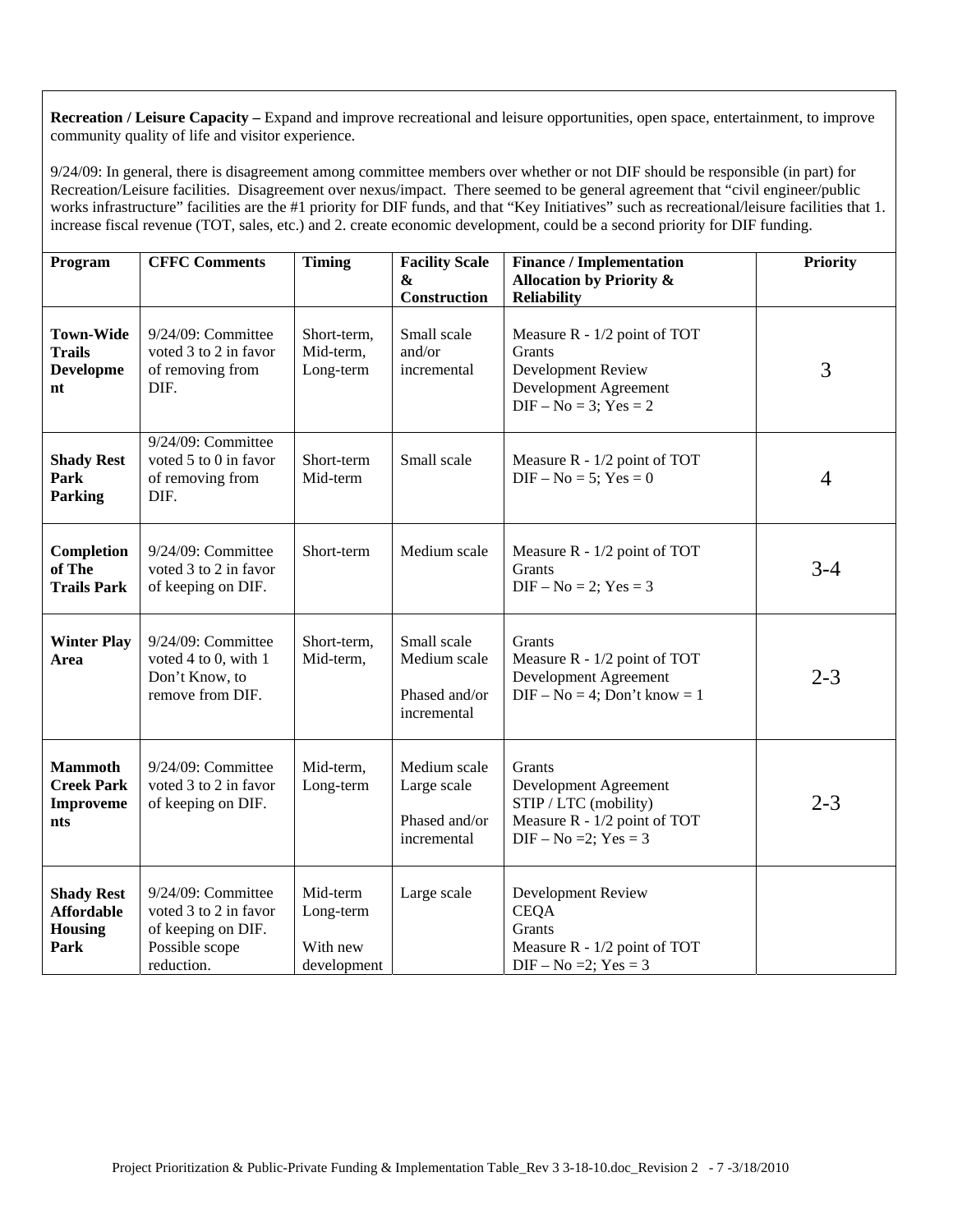**Recreation / Leisure Capacity –** Expand and improve recreational and leisure opportunities, open space, entertainment, to improve community quality of life and visitor experience.

9/24/09: In general, there is disagreement among committee members over whether or not DIF should be responsible (in part) for Recreation/Leisure facilities. Disagreement over nexus/impact. There seemed to be general agreement that "civil engineer/public works infrastructure" facilities are the #1 priority for DIF funds, and that "Key Initiatives" such as recreational/leisure facilities that 1. increase fiscal revenue (TOT, sales, etc.) and 2. create economic development, could be a second priority for DIF funding.

| Program | CFFC Comments | Timing | Facility Scale & Construction | Finance / Implementation Allocation by Priority & Reliability | Priority |
|---|---|---|---|---|---|
| **Town-Wide Trails Development** | 9/24/09: Committee voted 3 to 2 in favor of removing from DIF. | Short-term, Mid-term, Long-term | Small scale and/or incremental | Measure R - 1/2 point of TOT<br>Grants<br>Development Review<br>Development Agreement<br>DIF – No = 3; Yes = 2 | 3 |
| **Shady Rest Park Parking** | 9/24/09: Committee voted 5 to 0 in favor of removing from DIF. | Short-term Mid-term | Small scale | Measure R - 1/2 point of TOT<br>DIF – No = 5; Yes = 0 | 4 |
| **Completion of The Trails Park** | 9/24/09: Committee voted 3 to 2 in favor of keeping on DIF. | Short-term | Medium scale | Measure R - 1/2 point of TOT<br>Grants<br>DIF – No = 2; Yes = 3 | 3-4 |
| **Winter Play Area** | 9/24/09: Committee voted 4 to 0, with 1 Don't Know, to remove from DIF. | Short-term, Mid-term, | Small scale<br>Medium scale<br><br>Phased and/or incremental | Grants<br>Measure R - 1/2 point of TOT<br>Development Agreement<br>DIF – No = 4; Don't know = 1 | 2-3 |
| **Mammoth Creek Park Improvements** | 9/24/09: Committee voted 3 to 2 in favor of keeping on DIF. | Mid-term, Long-term | Medium scale<br>Large scale<br><br>Phased and/or incremental | Grants<br>Development Agreement<br>STIP / LTC (mobility)<br>Measure R - 1/2 point of TOT<br>DIF – No =2; Yes = 3 | 2-3 |
| **Shady Rest Affordable Housing Park** | 9/24/09: Committee voted 3 to 2 in favor of keeping on DIF. Possible scope reduction. | Mid-term Long-term<br><br>With new development | Large scale | Development Review<br>CEQA<br>Grants<br>Measure R - 1/2 point of TOT<br>DIF – No =2; Yes = 3 | |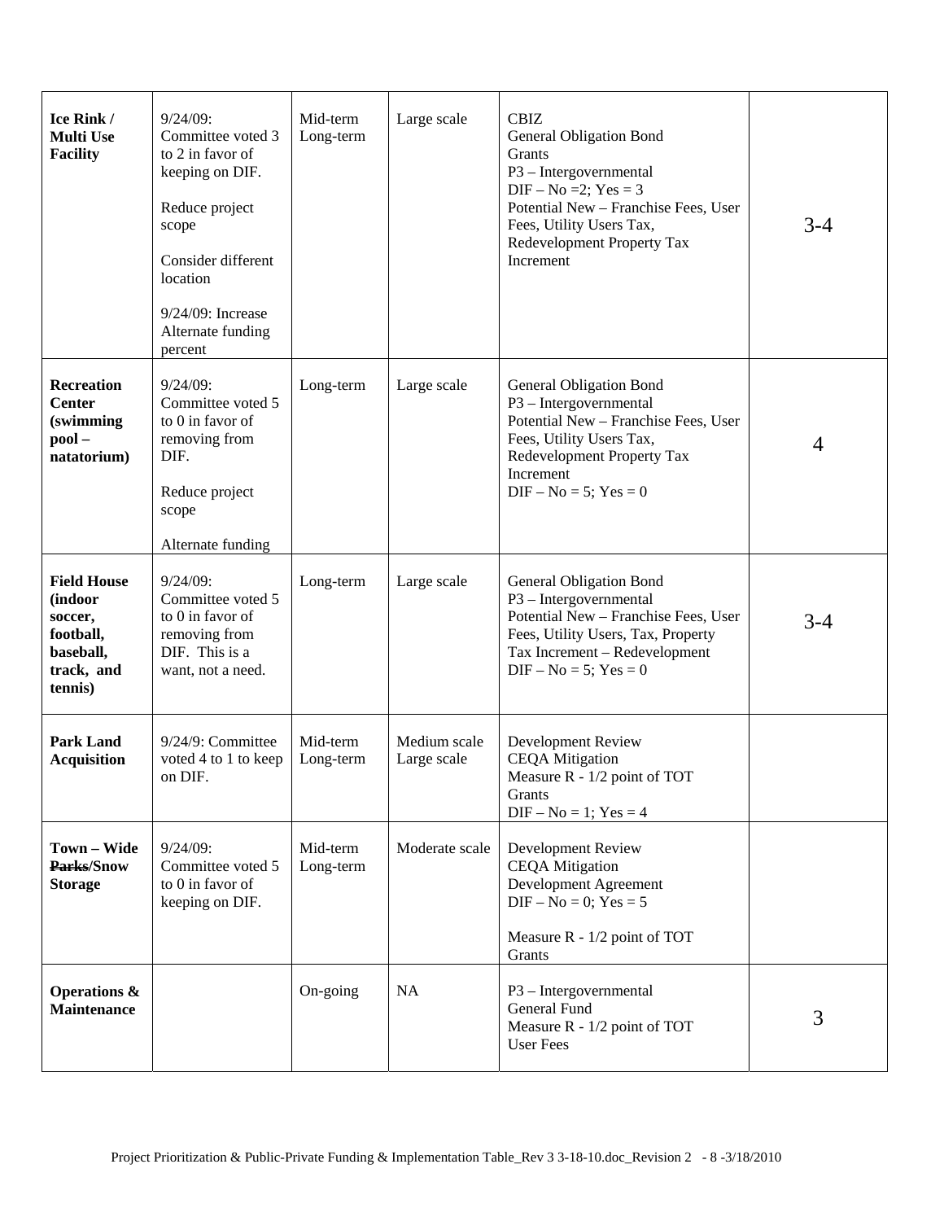| | | | | | |
|---|---|---|---|---|---|
| **Ice Rink / Multi Use Facility** | 9/24/09: Committee voted 3 to 2 in favor of keeping on DIF.<br><br>Reduce project scope<br><br>Consider different location<br><br>9/24/09: Increase Alternate funding percent | Mid-term Long-term | Large scale | CBIZ<br>General Obligation Bond<br>Grants<br>P3 – Intergovernmental<br>DIF – No =2; Yes = 3<br>Potential New – Franchise Fees, User Fees, Utility Users Tax, Redevelopment Property Tax Increment | 3-4 |
| **Recreation Center (swimming pool – natatorium)** | 9/24/09: Committee voted 5 to 0 in favor of removing from DIF.<br><br>Reduce project scope<br><br>Alternate funding | Long-term | Large scale | General Obligation Bond<br>P3 – Intergovernmental<br>Potential New – Franchise Fees, User Fees, Utility Users Tax, Redevelopment Property Tax Increment<br>DIF – No = 5; Yes = 0 | 4 |
| **Field House (indoor soccer, football, baseball, track, and tennis)** | 9/24/09: Committee voted 5 to 0 in favor of removing from DIF. This is a want, not a need. | Long-term | Large scale | General Obligation Bond<br>P3 – Intergovernmental<br>Potential New – Franchise Fees, User Fees, Utility Users, Tax, Property Tax Increment – Redevelopment<br>DIF – No = 5; Yes = 0 | 3-4 |
| **Park Land Acquisition** | 9/24/9: Committee voted 4 to 1 to keep on DIF. | Mid-term Long-term | Medium scale Large scale | Development Review<br>CEQA Mitigation<br>Measure R - 1/2 point of TOT<br>Grants<br>DIF – No = 1; Yes = 4 | |
| **Town – Wide ~~Parks~~/Snow Storage** | 9/24/09: Committee voted 5 to 0 in favor of keeping on DIF. | Mid-term Long-term | Moderate scale | Development Review<br>CEQA Mitigation<br>Development Agreement<br>DIF – No = 0; Yes = 5<br><br>Measure R - 1/2 point of TOT<br>Grants | |
| **Operations & Maintenance** | | On-going | NA | P3 – Intergovernmental<br>General Fund<br>Measure R - 1/2 point of TOT<br>User Fees | 3 |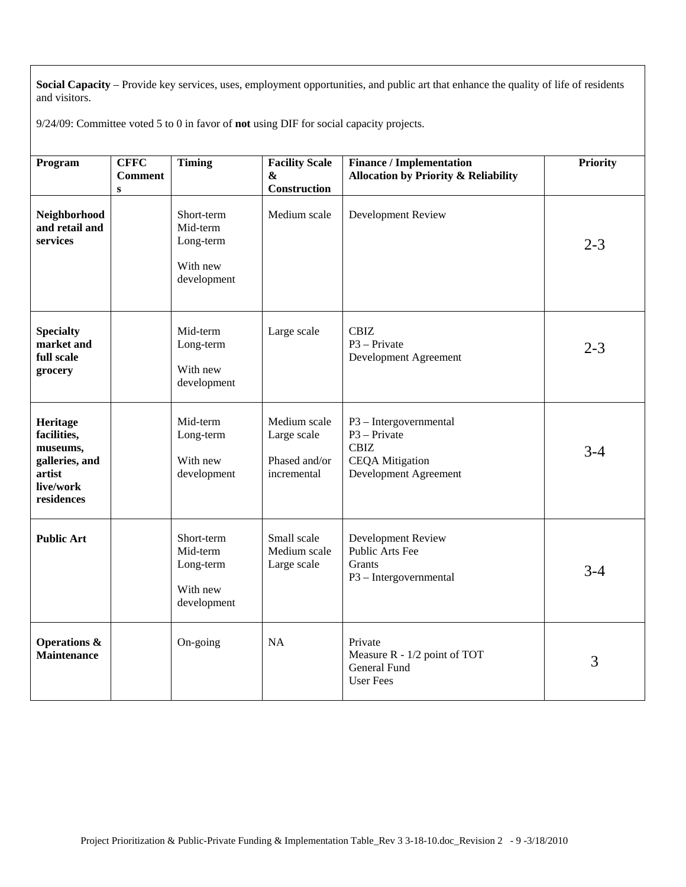**Social Capacity** – Provide key services, uses, employment opportunities, and public art that enhance the quality of life of residents and visitors.

9/24/09: Committee voted 5 to 0 in favor of **not** using DIF for social capacity projects.

| **Program** | **CFFC Comments** | **Timing** | **Facility Scale & Construction** | **Finance / Implementation Allocation by Priority & Reliability** | **Priority** |
|---|---|---|---|---|---|
| **Neighborhood and retail and services** | | Short-term<br>Mid-term<br>Long-term<br><br>With new development | Medium scale | Development Review | 2-3 |
| **Specialty market and full scale grocery** | | Mid-term<br>Long-term<br><br>With new development | Large scale | CBIZ<br>P3 – Private<br>Development Agreement | 2-3 |
| **Heritage facilities, museums, galleries, and artist live/work residences** | | Mid-term<br>Long-term<br><br>With new development | Medium scale<br>Large scale<br><br>Phased and/or incremental | P3 – Intergovernmental<br>P3 – Private<br>CBIZ<br>CEQA Mitigation<br>Development Agreement | 3-4 |
| **Public Art** | | Short-term<br>Mid-term<br>Long-term<br><br>With new development | Small scale<br>Medium scale<br>Large scale | Development Review<br>Public Arts Fee<br>Grants<br>P3 – Intergovernmental | 3-4 |
| **Operations & Maintenance** | | On-going | NA | Private<br>Measure R - 1/2 point of TOT<br>General Fund<br>User Fees | 3 |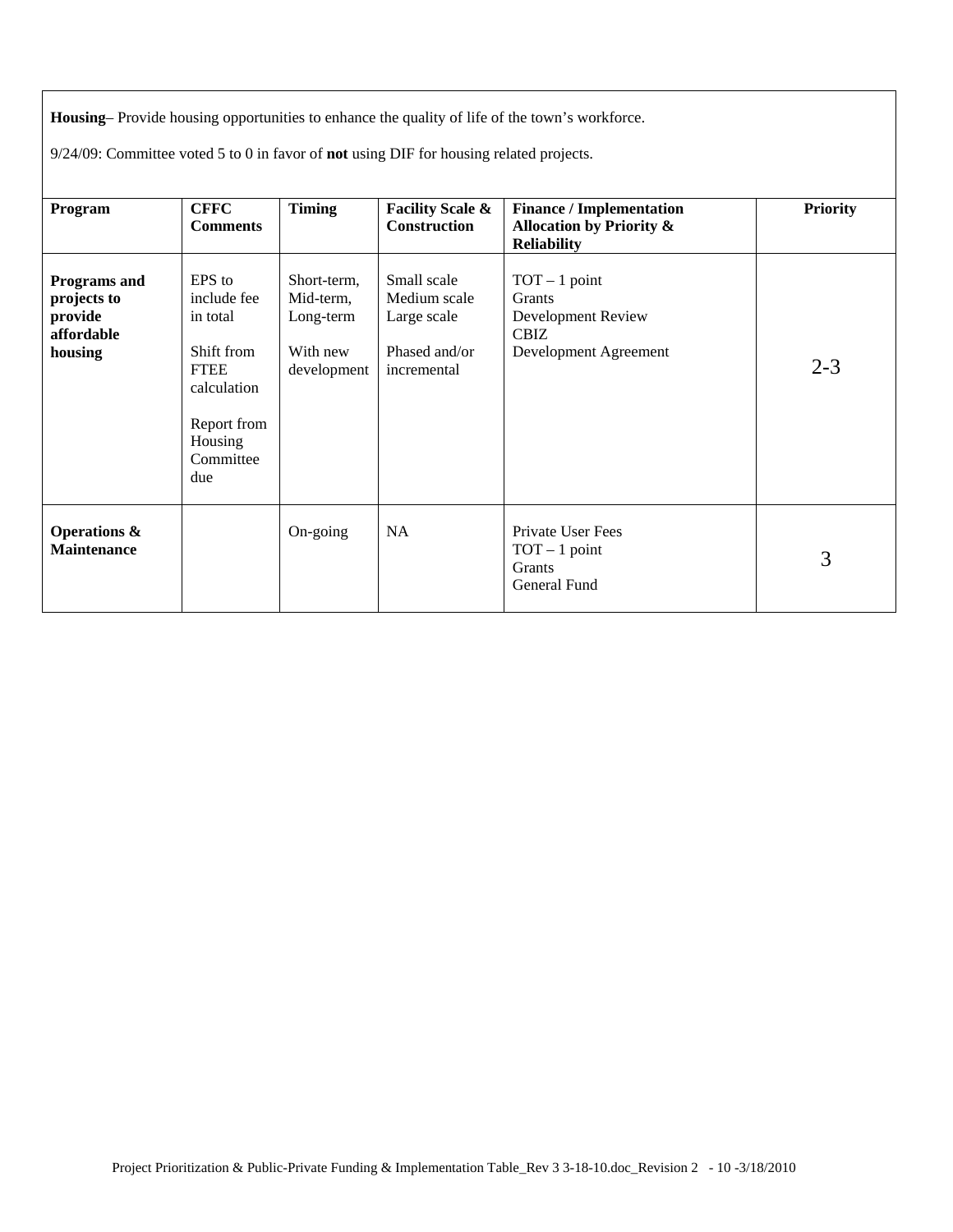**Housing**– Provide housing opportunities to enhance the quality of life of the town's workforce.

9/24/09: Committee voted 5 to 0 in favor of **not** using DIF for housing related projects.

| Program | CFFC Comments | Timing | Facility Scale & Construction | Finance / Implementation Allocation by Priority & Reliability | Priority |
|---|---|---|---|---|---|
| **Programs and projects to provide affordable housing** | EPS to include fee in total<br><br>Shift from FTEE calculation<br><br>Report from Housing Committee due | Short-term, Mid-term, Long-term<br><br>With new development | Small scale<br>Medium scale<br>Large scale<br><br>Phased and/or incremental | TOT – 1 point<br>Grants<br>Development Review<br>CBIZ<br>Development Agreement | 2-3 |
| **Operations & Maintenance** | | On-going | NA | Private User Fees<br>TOT – 1 point<br>Grants<br>General Fund | 3 |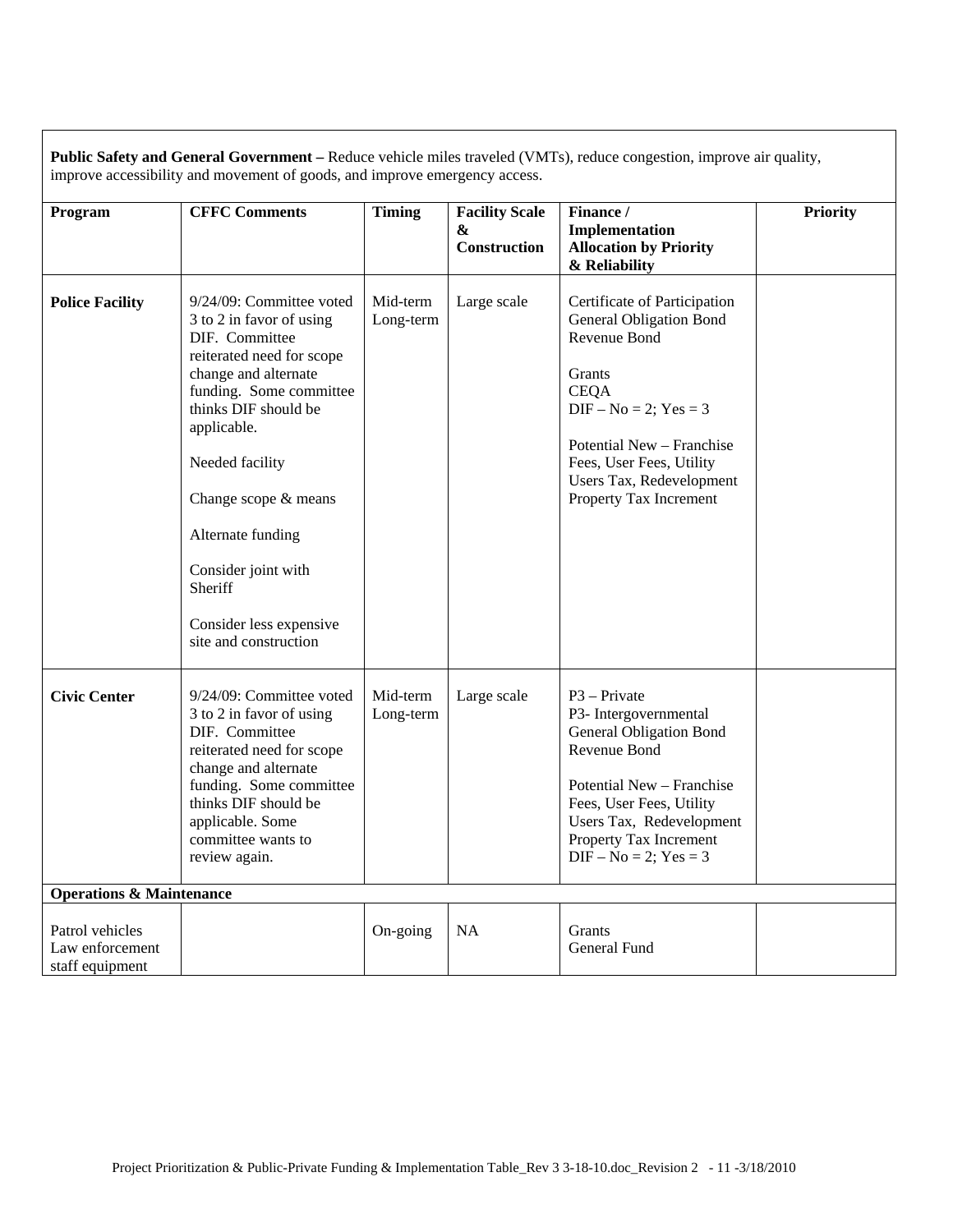**Public Safety and General Government –** Reduce vehicle miles traveled (VMTs), reduce congestion, improve air quality, improve accessibility and movement of goods, and improve emergency access.

| Program | CFFC Comments | Timing | Facility Scale & Construction | Finance / Implementation Allocation by Priority & Reliability | Priority |
|---|---|---|---|---|---|
| **Police Facility** | 9/24/09: Committee voted 3 to 2 in favor of using DIF. Committee reiterated need for scope change and alternate funding. Some committee thinks DIF should be applicable.<br><br>Needed facility<br><br>Change scope & means<br><br>Alternate funding<br><br>Consider joint with Sheriff<br><br>Consider less expensive site and construction | Mid-term Long-term | Large scale | Certificate of Participation<br>General Obligation Bond<br>Revenue Bond<br><br>Grants<br>CEQA<br>DIF – No = 2; Yes = 3<br><br>Potential New – Franchise Fees, User Fees, Utility Users Tax, Redevelopment Property Tax Increment | |
| **Civic Center** | 9/24/09: Committee voted 3 to 2 in favor of using DIF. Committee reiterated need for scope change and alternate funding. Some committee thinks DIF should be applicable. Some committee wants to review again. | Mid-term Long-term | Large scale | P3 – Private<br>P3- Intergovernmental<br>General Obligation Bond<br>Revenue Bond<br><br>Potential New – Franchise Fees, User Fees, Utility Users Tax, Redevelopment Property Tax Increment<br>DIF – No = 2; Yes = 3 | |
| **Operations & Maintenance** | | | | | |
| Patrol vehicles<br>Law enforcement staff equipment | | On-going | NA | Grants<br>General Fund | |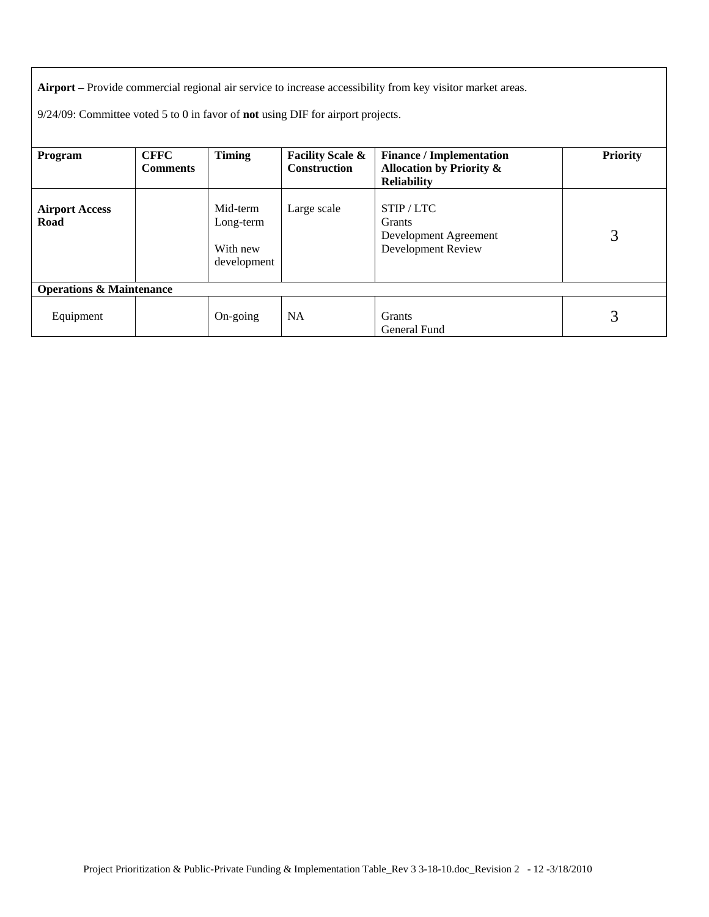**Airport –** Provide commercial regional air service to increase accessibility from key visitor market areas.

9/24/09: Committee voted 5 to 0 in favor of **not** using DIF for airport projects.

| Program | CFFC Comments | Timing | Facility Scale & Construction | Finance / Implementation Allocation by Priority & Reliability | Priority |
|---|---|---|---|---|---|
| **Airport Access Road** | | Mid-term<br>Long-term<br>With new development | Large scale | STIP / LTC<br>Grants<br>Development Agreement<br>Development Review | 3 |
| **Operations & Maintenance** | | | | | |
| Equipment | | On-going | NA | Grants<br>General Fund | 3 |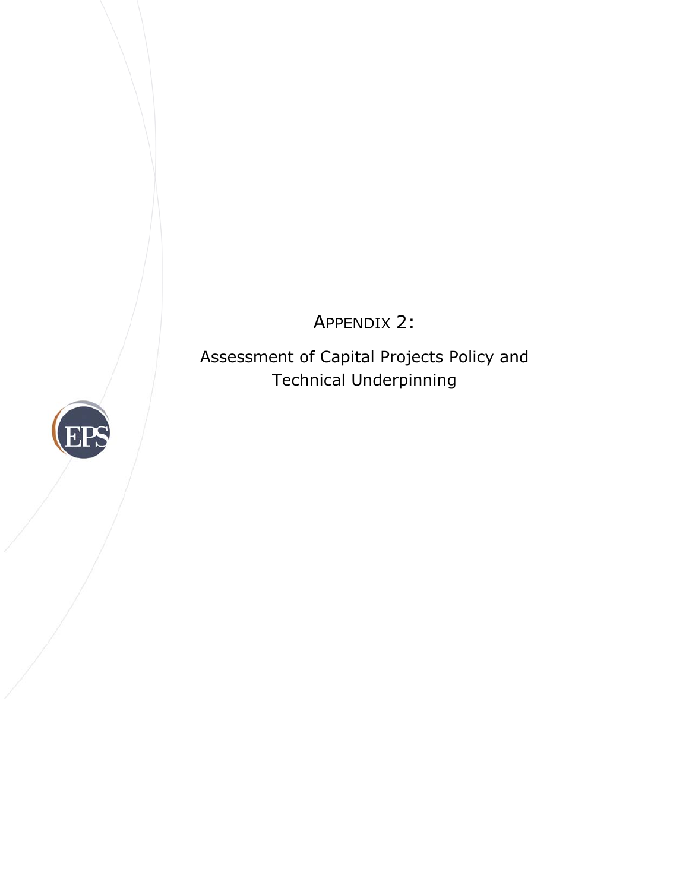# APPENDIX 2:

## Assessment of Capital Projects Policy and Technical Underpinning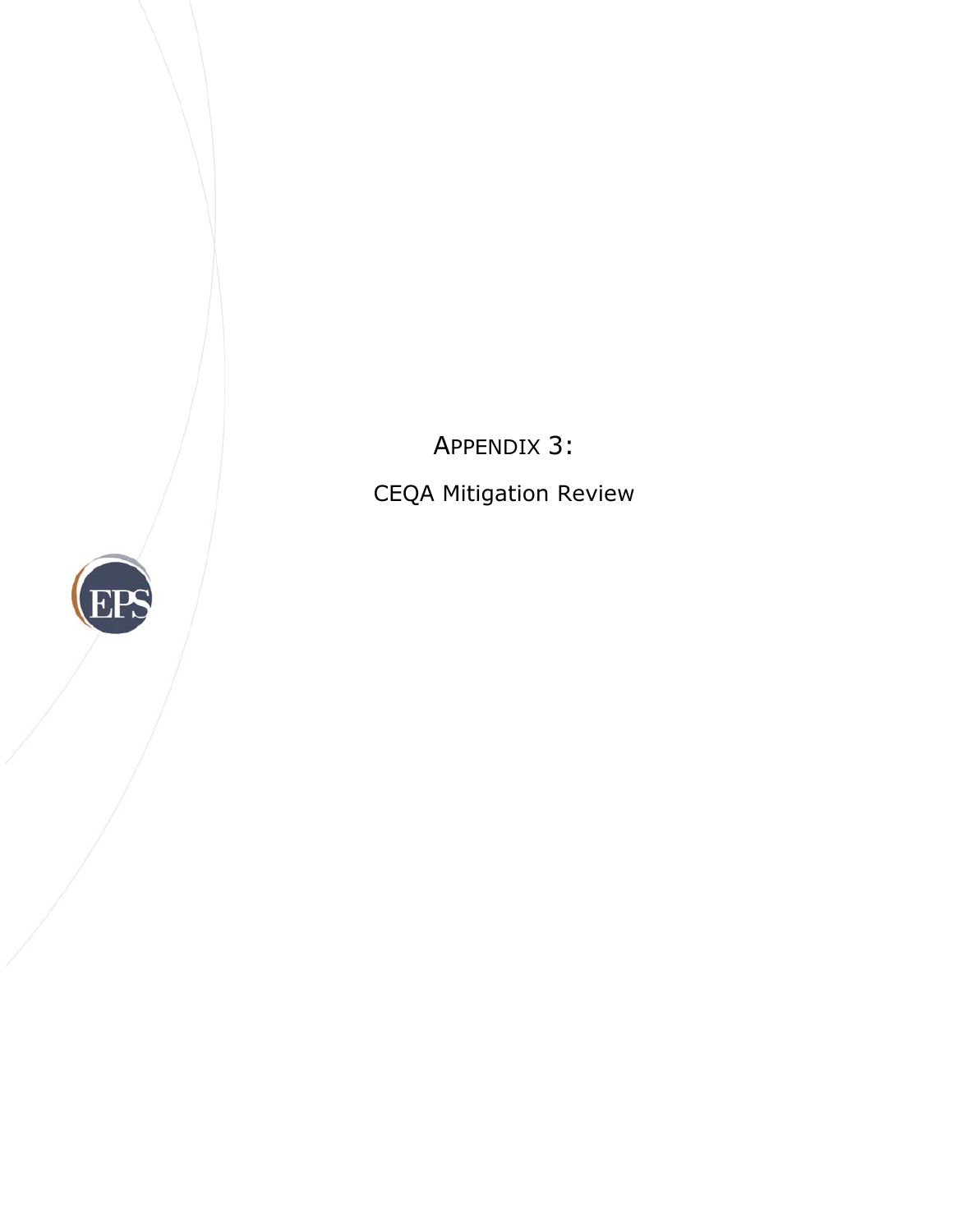# APPENDIX 3:

## CEQA Mitigation Review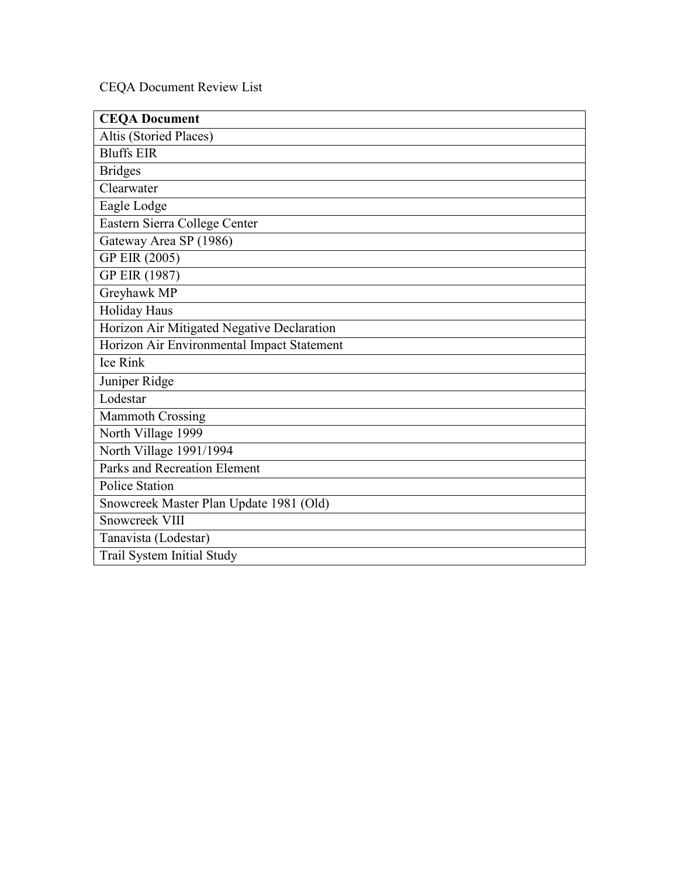CEQA Document Review List

| **CEQA Document** |
| --- |
| Altis (Storied Places) |
| Bluffs EIR |
| Bridges |
| Clearwater |
| Eagle Lodge |
| Eastern Sierra College Center |
| Gateway Area SP (1986) |
| GP EIR (2005) |
| GP EIR (1987) |
| Greyhawk MP |
| Holiday Haus |
| Horizon Air Mitigated Negative Declaration |
| Horizon Air Environmental Impact Statement |
| Ice Rink |
| Juniper Ridge |
| Lodestar |
| Mammoth Crossing |
| North Village 1999 |
| North Village 1991/1994 |
| Parks and Recreation Element |
| Police Station |
| Snowcreek Master Plan Update 1981 (Old) |
| Snowcreek VIII |
| Tanavista (Lodestar) |
| Trail System Initial Study |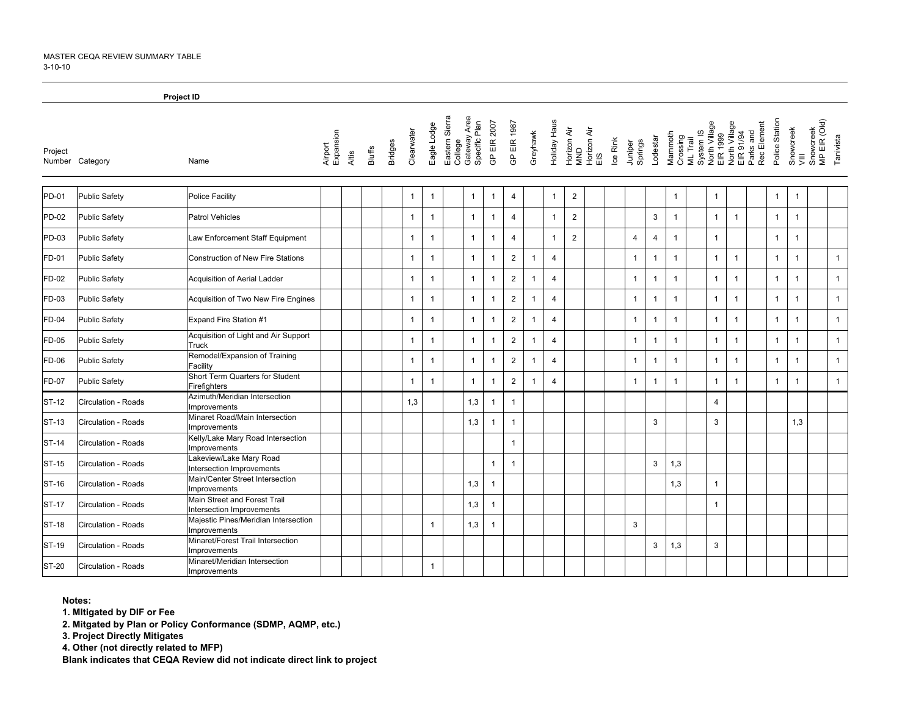MASTER CEQA REVIEW SUMMARY TABLE
3-10-10

| Project Number | Category | Name | Airport Expansion | Altis | Bluffs | Bridges | Clearwater | Eagle Lodge | Eastern Sierra College | Gateway Area Specific Plan | GP EIR 2007 | GP EIR 1987 | Greyhawk | Holiday Haus | Horizon Air MND | Horizon Air EIS | Ice Rink | Juniper Springs | Lodestar | Mammoth Crossing | ML Trail System IS | North Village EIR 1999 | North Village EIR 91/94 | Parks and Rec Element | Police Station | Snowcreek VIII | Snowcreek MP EIR (Old) | Tanivista |
|---|---|---|---|---|---|---|---|---|---|---|---|---|---|---|---|---|---|---|---|---|---|---|---|---|---|---|---|---|
| | | **Project ID** | | | | | | | | | | | | | | | | | | | | | | | | | | |
| PD-01 | Public Safety | Police Facility | | | | | 1 | 1 | | 1 | 1 | 4 | | 1 | 2 | | | | | 1 | | 1 | | | 1 | 1 | | |
| PD-02 | Public Safety | Patrol Vehicles | | | | | 1 | 1 | | 1 | 1 | 4 | | 1 | 2 | | | | 3 | 1 | | 1 | 1 | | 1 | 1 | | |
| PD-03 | Public Safety | Law Enforcement Staff Equipment | | | | | 1 | 1 | | 1 | 1 | 4 | | 1 | 2 | | | 4 | 4 | 1 | | 1 | | | 1 | 1 | | |
| FD-01 | Public Safety | Construction of New Fire Stations | | | | | 1 | 1 | | 1 | 1 | 2 | 1 | 4 | | | | 1 | 1 | 1 | | 1 | 1 | | 1 | 1 | | 1 |
| FD-02 | Public Safety | Acquisition of Aerial Ladder | | | | | 1 | 1 | | 1 | 1 | 2 | 1 | 4 | | | | 1 | 1 | 1 | | 1 | 1 | | 1 | 1 | | 1 |
| FD-03 | Public Safety | Acquisition of Two New Fire Engines | | | | | 1 | 1 | | 1 | 1 | 2 | 1 | 4 | | | | 1 | 1 | 1 | | 1 | 1 | | 1 | 1 | | 1 |
| FD-04 | Public Safety | Expand Fire Station #1 | | | | | 1 | 1 | | 1 | 1 | 2 | 1 | 4 | | | | 1 | 1 | 1 | | 1 | 1 | | 1 | 1 | | 1 |
| FD-05 | Public Safety | Acquisition of Light and Air Support Truck | | | | | 1 | 1 | | 1 | 1 | 2 | 1 | 4 | | | | 1 | 1 | 1 | | 1 | 1 | | 1 | 1 | | 1 |
| FD-06 | Public Safety | Remodel/Expansion of Training Facility | | | | | 1 | 1 | | 1 | 1 | 2 | 1 | 4 | | | | 1 | 1 | 1 | | 1 | 1 | | 1 | 1 | | 1 |
| FD-07 | Public Safety | Short Term Quarters for Student Firefighters | | | | | 1 | 1 | | 1 | 1 | 2 | 1 | 4 | | | | 1 | 1 | 1 | | 1 | 1 | | 1 | 1 | | 1 |
| ST-12 | Circulation - Roads | Azimuth/Meridian Intersection Improvements | | | | | 1,3 | | | 1,3 | 1 | 1 | | | | | | | | | | 4 | | | | | | |
| ST-13 | Circulation - Roads | Minaret Road/Main Intersection Improvements | | | | | | | | 1,3 | 1 | 1 | | | | | | | 3 | | | 3 | | | | 1,3 | | |
| ST-14 | Circulation - Roads | Kelly/Lake Mary Road Intersection Improvements | | | | | | | | | | 1 | | | | | | | | | | | | | | | | |
| ST-15 | Circulation - Roads | Lakeview/Lake Mary Road Intersection Improvements | | | | | | | | | 1 | 1 | | | | | | | 3 | 1,3 | | | | | | | | |
| ST-16 | Circulation - Roads | Main/Center Street Intersection Improvements | | | | | | | | 1,3 | 1 | | | | | | | | | 1,3 | | 1 | | | | | | |
| ST-17 | Circulation - Roads | Main Street and Forest Trail Intersection Improvements | | | | | | | | 1,3 | 1 | | | | | | | | | | | 1 | | | | | | |
| ST-18 | Circulation - Roads | Majestic Pines/Meridian Intersection Improvements | | | | | | 1 | | 1,3 | 1 | | | | | | | 3 | | | | | | | | | | |
| ST-19 | Circulation - Roads | Minaret/Forest Trail Intersection Improvements | | | | | | | | | | | | | | | | | 3 | 1,3 | | 3 | | | | | | |
| ST-20 | Circulation - Roads | Minaret/Meridian Intersection Improvements | | | | | | 1 | | | | | | | | | | | | | | | | | | | | |

**Notes:**

**1. MItigated by DIF or Fee**

**2. Mitgated by Plan or Policy Conformance (SDMP, AQMP, etc.)**

**3. Project Directly Mitigates**

**4. Other (not directly related to MFP)**

**Blank indicates that CEQA Review did not indicate direct link to project**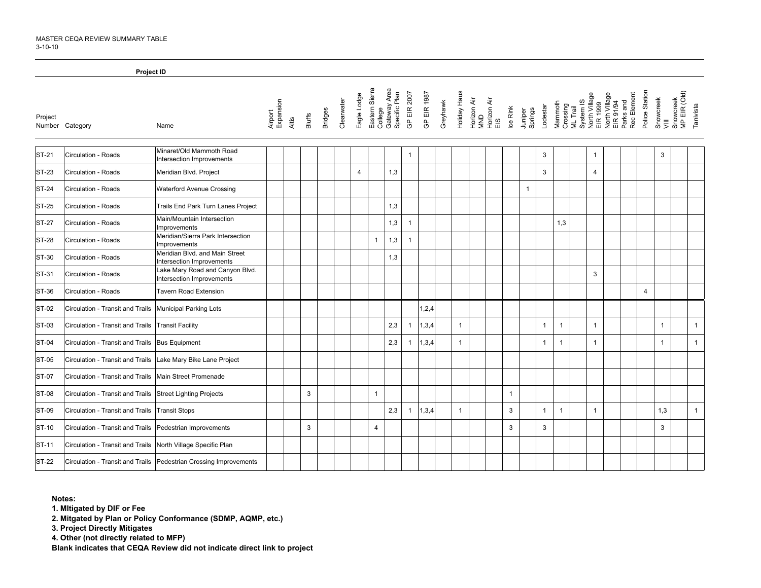MASTER CEQA REVIEW SUMMARY TABLE
3-10-10

| Project Number | Category | Name | Airport Expansion | Altis | Bluffs | Bridges | Clearwater | Eagle Lodge | Eastern Sierra College | Gateway Area Specific Plan | GP EIR 2007 | GP EIR 1987 | Greyhawk | Holiday Haus | Horizon Air MND | Horizon Air EIS | Ice Rink | Juniper Springs | Lodestar | Mammoth Crossing | ML Trail System IS | North Village EIR 1999 | North Village EIR 91/94 | Parks and Rec Element | Police Station | Snowcreek VIII | Snowcreek MP EIR (Old) | Tanivista |
|---|---|---|---|---|---|---|---|---|---|---|---|---|---|---|---|---|---|---|---|---|---|---|---|---|---|---|---|---|
| ST-21 | Circulation - Roads | Minaret/Old Mammoth Road Intersection Improvements | | | | | | | | | 1 | | | | | | | | 3 | | | 1 | | | | 3 | | |
| ST-23 | Circulation - Roads | Meridian Blvd. Project | | | | | | 4 | | 1,3 | | | | | | | | | 3 | | | 4 | | | | | | |
| ST-24 | Circulation - Roads | Waterford Avenue Crossing | | | | | | | | | | | | | | | | 1 | | | | | | | | | | |
| ST-25 | Circulation - Roads | Trails End Park Turn Lanes Project | | | | | | | | 1,3 | | | | | | | | | | | | | | | | | | |
| ST-27 | Circulation - Roads | Main/Mountain Intersection Improvements | | | | | | | | 1,3 | 1 | | | | | | | | | 1,3 | | | | | | | | |
| ST-28 | Circulation - Roads | Meridian/Sierra Park Intersection Improvements | | | | | | | 1 | 1,3 | 1 | | | | | | | | | | | | | | | | | |
| ST-30 | Circulation - Roads | Meridian Blvd. and Main Street Intersection Improvements | | | | | | | | 1,3 | | | | | | | | | | | | | | | | | | |
| ST-31 | Circulation - Roads | Lake Mary Road and Canyon Blvd. Intersection Improvements | | | | | | | | | | | | | | | | | | | | 3 | | | | | | |
| ST-36 | Circulation - Roads | Tavern Road Extension | | | | | | | | | | | | | | | | | | | | | | | 4 | | | |
| ST-02 | Circulation - Transit and Trails | Municipal Parking Lots | | | | | | | | | | 1,2,4 | | | | | | | | | | | | | | | | |
| ST-03 | Circulation - Transit and Trails | Transit Facility | | | | | | | | 2,3 | 1 | 1,3,4 | | 1 | | | | | 1 | 1 | | 1 | | | | 1 | | 1 |
| ST-04 | Circulation - Transit and Trails | Bus Equipment | | | | | | | | 2,3 | 1 | 1,3,4 | | 1 | | | | | 1 | 1 | | 1 | | | | 1 | | 1 |
| ST-05 | Circulation - Transit and Trails | Lake Mary Bike Lane Project | | | | | | | | | | | | | | | | | | | | | | | | | | |
| ST-07 | Circulation - Transit and Trails | Main Street Promenade | | | | | | | | | | | | | | | | | | | | | | | | | | |
| ST-08 | Circulation - Transit and Trails | Street Lighting Projects | | | 3 | | | | 1 | | | | | | | | 1 | | | | | | | | | | | |
| ST-09 | Circulation - Transit and Trails | Transit Stops | | | | | | | | 2,3 | 1 | 1,3,4 | | 1 | | | 3 | | 1 | 1 | | 1 | | | | 1,3 | | 1 |
| ST-10 | Circulation - Transit and Trails | Pedestrian Improvements | | | 3 | | | | 4 | | | | | | | | 3 | | 3 | | | | | | | 3 | | |
| ST-11 | Circulation - Transit and Trails | North Village Specific Plan | | | | | | | | | | | | | | | | | | | | | | | | | | |
| ST-22 | Circulation - Transit and Trails | Pedestrian Crossing Improvements | | | | | | | | | | | | | | | | | | | | | | | | | | |

**Notes:**

**1. MItigated by DIF or Fee**

**2. Mitgated by Plan or Policy Conformance (SDMP, AQMP, etc.)**

**3. Project Directly Mitigates**

**4. Other (not directly related to MFP)**

**Blank indicates that CEQA Review did not indicate direct link to project**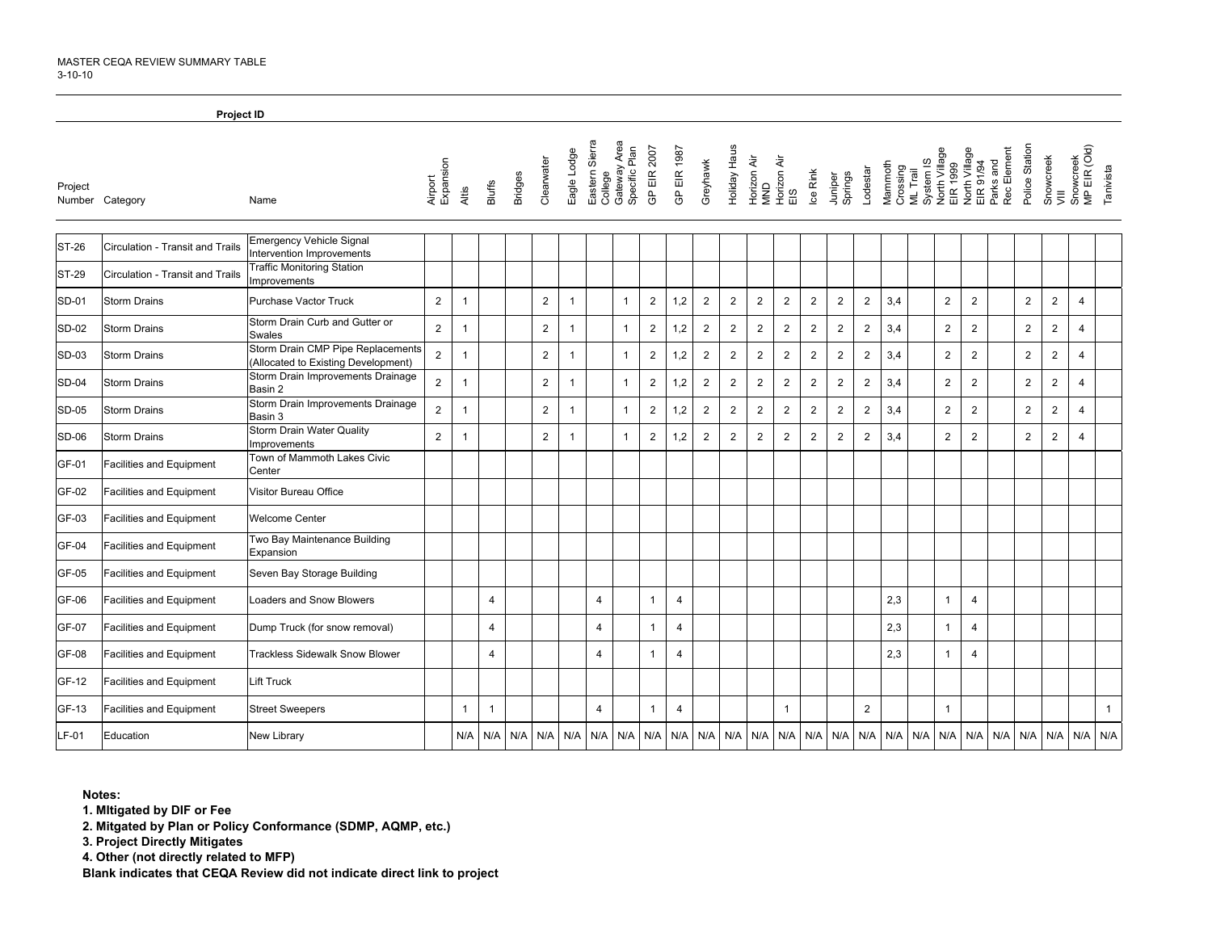MASTER CEQA REVIEW SUMMARY TABLE
3-10-10

| Project Number | Category | Name | Airport Expansion | Altis | Bluffs | Bridges | Clearwater | Eagle Lodge | Eastern Sierra College | Gateway Area Specific Plan | GP EIR 2007 | GP EIR 1987 | Greyhawk | Holiday Haus | Horizon Air MND | Horizon Air EIS | Ice Rink | Juniper Springs | Lodestar | Mammoth Crossing | ML Trail System IS | North Village EIR 1999 | North Village EIR 91/94 | Parks and Rec Element | Police Station | Snowcreek VIII | Snowcreek MP EIR (Old) | Tanivista |
|---|---|---|---|---|---|---|---|---|---|---|---|---|---|---|---|---|---|---|---|---|---|---|---|---|---|---|---|---|
| ST-26 | Circulation - Transit and Trails | Emergency Vehicle Signal Intervention Improvements | | | | | | | | | | | | | | | | | | | | | | | | | | |
| ST-29 | Circulation - Transit and Trails | Traffic Monitoring Station Improvements | | | | | | | | | | | | | | | | | | | | | | | | | | |
| SD-01 | Storm Drains | Purchase Vactor Truck | 2 | 1 | | | 2 | 1 | | 1 | 2 | 1,2 | 2 | 2 | 2 | 2 | 2 | 2 | 2 | 3,4 | | 2 | 2 | | 2 | 2 | 4 | |
| SD-02 | Storm Drains | Storm Drain Curb and Gutter or Swales | 2 | 1 | | | 2 | 1 | | 1 | 2 | 1,2 | 2 | 2 | 2 | 2 | 2 | 2 | 2 | 3,4 | | 2 | 2 | | 2 | 2 | 4 | |
| SD-03 | Storm Drains | Storm Drain CMP Pipe Replacements (Allocated to Existing Development) | 2 | 1 | | | 2 | 1 | | 1 | 2 | 1,2 | 2 | 2 | 2 | 2 | 2 | 2 | 2 | 3,4 | | 2 | 2 | | 2 | 2 | 4 | |
| SD-04 | Storm Drains | Storm Drain Improvements Drainage Basin 2 | 2 | 1 | | | 2 | 1 | | 1 | 2 | 1,2 | 2 | 2 | 2 | 2 | 2 | 2 | 2 | 3,4 | | 2 | 2 | | 2 | 2 | 4 | |
| SD-05 | Storm Drains | Storm Drain Improvements Drainage Basin 3 | 2 | 1 | | | 2 | 1 | | 1 | 2 | 1,2 | 2 | 2 | 2 | 2 | 2 | 2 | 2 | 3,4 | | 2 | 2 | | 2 | 2 | 4 | |
| SD-06 | Storm Drains | Storm Drain Water Quality Improvements | 2 | 1 | | | 2 | 1 | | 1 | 2 | 1,2 | 2 | 2 | 2 | 2 | 2 | 2 | 2 | 3,4 | | 2 | 2 | | 2 | 2 | 4 | |
| GF-01 | Facilities and Equipment | Town of Mammoth Lakes Civic Center | | | | | | | | | | | | | | | | | | | | | | | | | | |
| GF-02 | Facilities and Equipment | Visitor Bureau Office | | | | | | | | | | | | | | | | | | | | | | | | | | |
| GF-03 | Facilities and Equipment | Welcome Center | | | | | | | | | | | | | | | | | | | | | | | | | | |
| GF-04 | Facilities and Equipment | Two Bay Maintenance Building Expansion | | | | | | | | | | | | | | | | | | | | | | | | | | |
| GF-05 | Facilities and Equipment | Seven Bay Storage Building | | | | | | | | | | | | | | | | | | | | | | | | | | |
| GF-06 | Facilities and Equipment | Loaders and Snow Blowers | | | 4 | | | | 4 | | 1 | 4 | | | | | | | | 2,3 | | 1 | 4 | | | | | |
| GF-07 | Facilities and Equipment | Dump Truck (for snow removal) | | | 4 | | | | 4 | | 1 | 4 | | | | | | | | 2,3 | | 1 | 4 | | | | | |
| GF-08 | Facilities and Equipment | Trackless Sidewalk Snow Blower | | | 4 | | | | 4 | | 1 | 4 | | | | | | | | 2,3 | | 1 | 4 | | | | | |
| GF-12 | Facilities and Equipment | Lift Truck | | | | | | | | | | | | | | | | | | | | | | | | | | |
| GF-13 | Facilities and Equipment | Street Sweepers | | 1 | 1 | | | | 4 | | 1 | 4 | | | | 1 | | | 2 | | | 1 | | | | | | 1 |
| LF-01 | Education | New Library | | N/A | N/A | N/A | N/A | N/A | N/A | N/A | N/A | N/A | N/A | N/A | N/A | N/A | N/A | N/A | N/A | N/A | N/A | N/A | N/A | N/A | N/A | N/A | N/A | N/A |

**Notes:**

**1. MItigated by DIF or Fee**

**2. Mitgated by Plan or Policy Conformance (SDMP, AQMP, etc.)**

**3. Project Directly Mitigates**

**4. Other (not directly related to MFP)**

**Blank indicates that CEQA Review did not indicate direct link to project**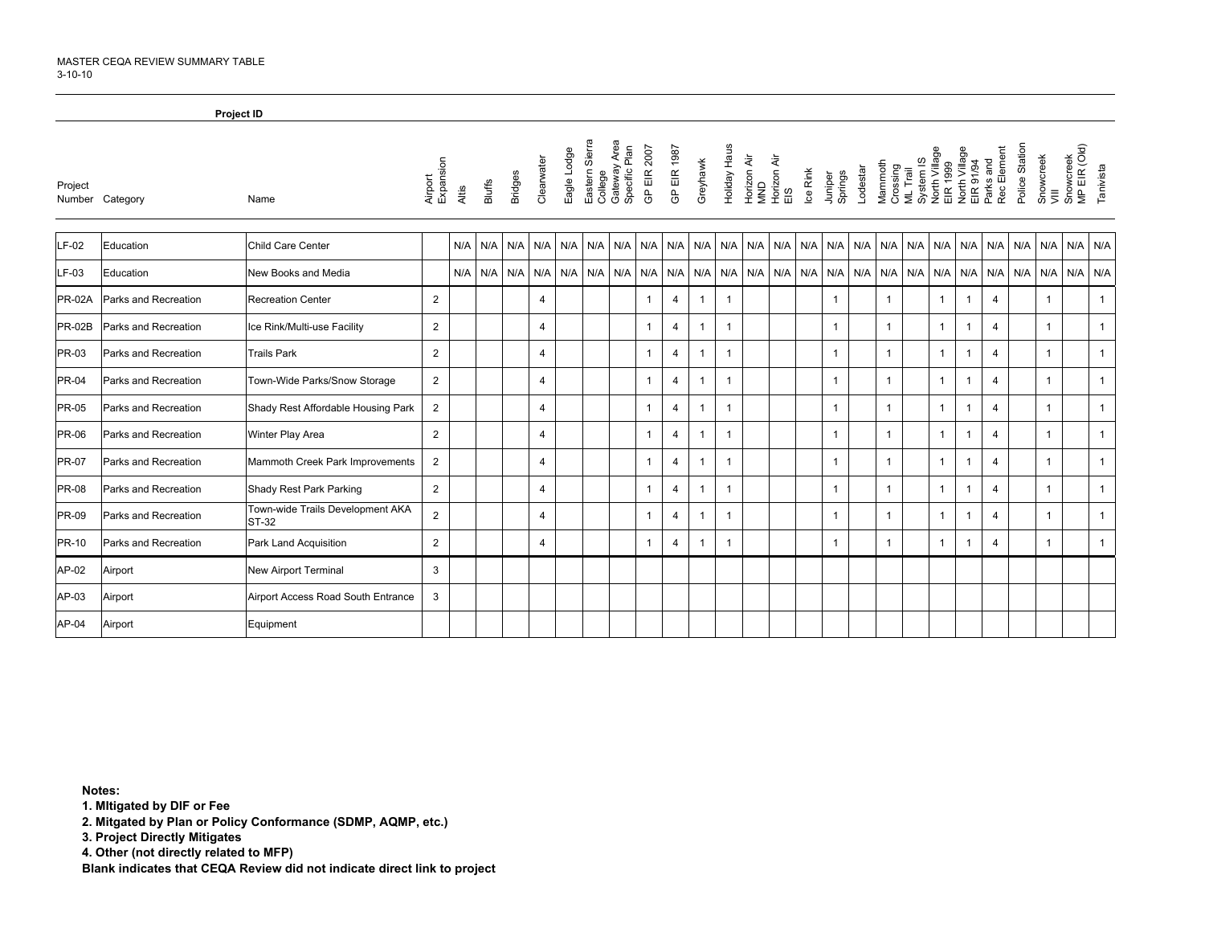MASTER CEQA REVIEW SUMMARY TABLE
3-10-10

| | | **Project ID** | | | | | | | | | | | | | | | | | | | | | | | | | | | |
|---|---|---|---|---|---|---|---|---|---|---|---|---|---|---|---|---|---|---|---|---|---|---|---|---|---|---|---|---|---|
| Project Number | Category | Name | Airport Expansion | Altis | Bluffs | Bridges | Clearwater | Eagle Lodge | Eastern Sierra College | Gateway Area Specific Plan | GP EIR 2007 | GP EIR 1987 | Greyhawk | Holiday Haus | Horizon Air MND | Horizon Air EIS | Ice Rink | Juniper Springs | Lodestar | Mammoth Crossing | ML Trail System IS | North Village EIR 1999 | North Village EIR 91/94 | Parks and Rec Element | Police Station | Snowcreek VIII | Snowcreek MP EIR (Old) | Tanivista |
| LF-02 | Education | Child Care Center | | N/A | N/A | N/A | N/A | N/A | N/A | N/A | N/A | N/A | N/A | N/A | N/A | N/A | N/A | N/A | N/A | N/A | N/A | N/A | N/A | N/A | N/A | N/A | N/A | N/A |
| LF-03 | Education | New Books and Media | | N/A | N/A | N/A | N/A | N/A | N/A | N/A | N/A | N/A | N/A | N/A | N/A | N/A | N/A | N/A | N/A | N/A | N/A | N/A | N/A | N/A | N/A | N/A | N/A | N/A |
| PR-02A | Parks and Recreation | Recreation Center | 2 | | | | 4 | | | | 1 | 4 | 1 | 1 | | | | 1 | | 1 | | 1 | 1 | 4 | | 1 | | 1 |
| PR-02B | Parks and Recreation | Ice Rink/Multi-use Facility | 2 | | | | 4 | | | | 1 | 4 | 1 | 1 | | | | 1 | | 1 | | 1 | 1 | 4 | | 1 | | 1 |
| PR-03 | Parks and Recreation | Trails Park | 2 | | | | 4 | | | | 1 | 4 | 1 | 1 | | | | 1 | | 1 | | 1 | 1 | 4 | | 1 | | 1 |
| PR-04 | Parks and Recreation | Town-Wide Parks/Snow Storage | 2 | | | | 4 | | | | 1 | 4 | 1 | 1 | | | | 1 | | 1 | | 1 | 1 | 4 | | 1 | | 1 |
| PR-05 | Parks and Recreation | Shady Rest Affordable Housing Park | 2 | | | | 4 | | | | 1 | 4 | 1 | 1 | | | | 1 | | 1 | | 1 | 1 | 4 | | 1 | | 1 |
| PR-06 | Parks and Recreation | Winter Play Area | 2 | | | | 4 | | | | 1 | 4 | 1 | 1 | | | | 1 | | 1 | | 1 | 1 | 4 | | 1 | | 1 |
| PR-07 | Parks and Recreation | Mammoth Creek Park Improvements | 2 | | | | 4 | | | | 1 | 4 | 1 | 1 | | | | 1 | | 1 | | 1 | 1 | 4 | | 1 | | 1 |
| PR-08 | Parks and Recreation | Shady Rest Park Parking | 2 | | | | 4 | | | | 1 | 4 | 1 | 1 | | | | 1 | | 1 | | 1 | 1 | 4 | | 1 | | 1 |
| PR-09 | Parks and Recreation | Town-wide Trails Development AKA ST-32 | 2 | | | | 4 | | | | 1 | 4 | 1 | 1 | | | | 1 | | 1 | | 1 | 1 | 4 | | 1 | | 1 |
| PR-10 | Parks and Recreation | Park Land Acquisition | 2 | | | | 4 | | | | 1 | 4 | 1 | 1 | | | | 1 | | 1 | | 1 | 1 | 4 | | 1 | | 1 |
| AP-02 | Airport | New Airport Terminal | 3 | | | | | | | | | | | | | | | | | | | | | | | | | |
| AP-03 | Airport | Airport Access Road South Entrance | 3 | | | | | | | | | | | | | | | | | | | | | | | | | |
| AP-04 | Airport | Equipment | | | | | | | | | | | | | | | | | | | | | | | | | | |

**Notes:**
**1. MItigated by DIF or Fee**
**2. Mitgated by Plan or Policy Conformance (SDMP, AQMP, etc.)**
**3. Project Directly Mitigates**
**4. Other (not directly related to MFP)**
**Blank indicates that CEQA Review did not indicate direct link to project**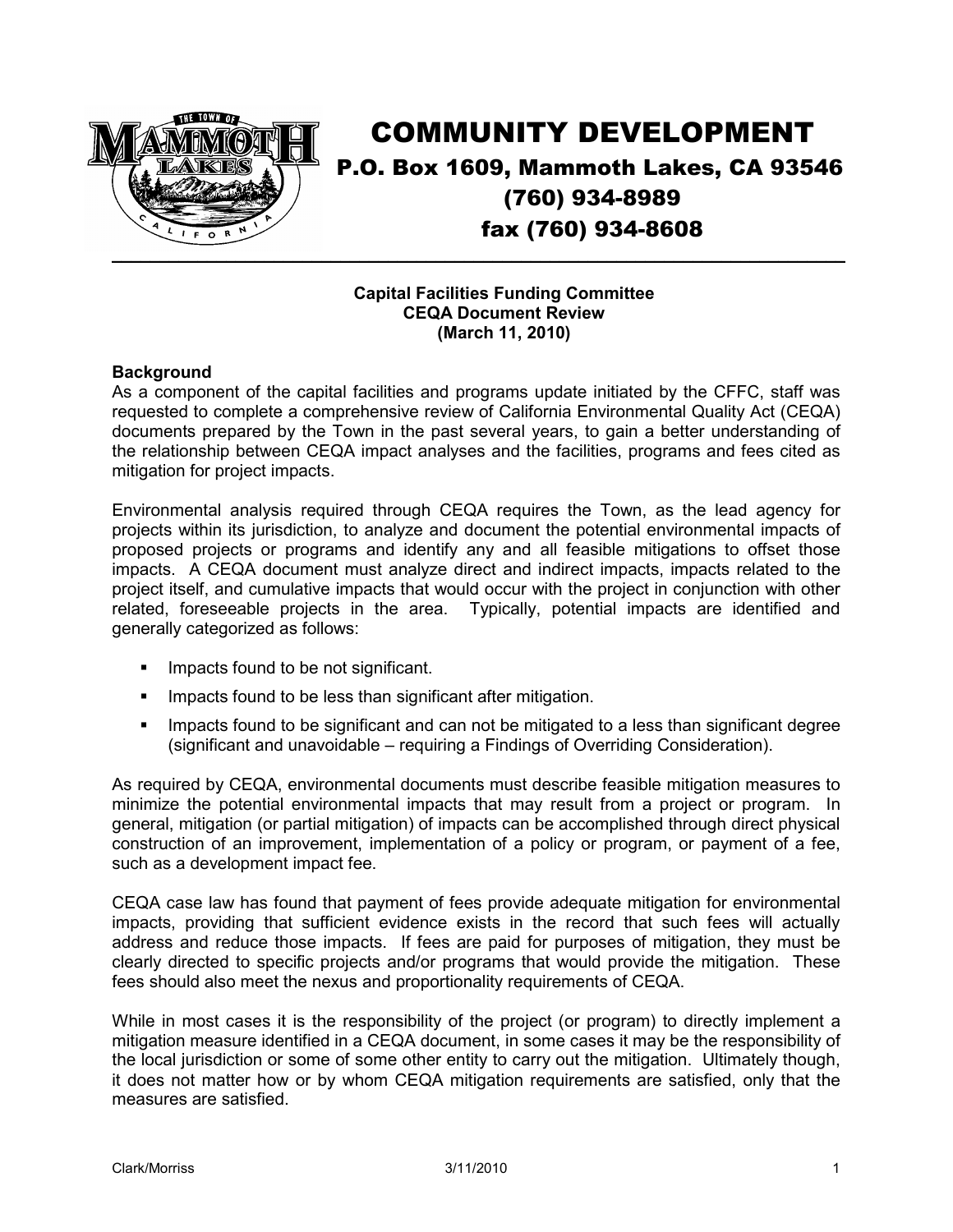# COMMUNITY DEVELOPMENT

**P.O. Box 1609, Mammoth Lakes, CA 93546**
**(760) 934-8989**
**fax (760) 934-8608**

---

**Capital Facilities Funding Committee**
**CEQA Document Review**
**(March 11, 2010)**

**Background**

As a component of the capital facilities and programs update initiated by the CFFC, staff was requested to complete a comprehensive review of California Environmental Quality Act (CEQA) documents prepared by the Town in the past several years, to gain a better understanding of the relationship between CEQA impact analyses and the facilities, programs and fees cited as mitigation for project impacts.

Environmental analysis required through CEQA requires the Town, as the lead agency for projects within its jurisdiction, to analyze and document the potential environmental impacts of proposed projects or programs and identify any and all feasible mitigations to offset those impacts. A CEQA document must analyze direct and indirect impacts, impacts related to the project itself, and cumulative impacts that would occur with the project in conjunction with other related, foreseeable projects in the area. Typically, potential impacts are identified and generally categorized as follows:

- Impacts found to be not significant.
- Impacts found to be less than significant after mitigation.
- Impacts found to be significant and can not be mitigated to a less than significant degree (significant and unavoidable – requiring a Findings of Overriding Consideration).

As required by CEQA, environmental documents must describe feasible mitigation measures to minimize the potential environmental impacts that may result from a project or program. In general, mitigation (or partial mitigation) of impacts can be accomplished through direct physical construction of an improvement, implementation of a policy or program, or payment of a fee, such as a development impact fee.

CEQA case law has found that payment of fees provide adequate mitigation for environmental impacts, providing that sufficient evidence exists in the record that such fees will actually address and reduce those impacts. If fees are paid for purposes of mitigation, they must be clearly directed to specific projects and/or programs that would provide the mitigation. These fees should also meet the nexus and proportionality requirements of CEQA.

While in most cases it is the responsibility of the project (or program) to directly implement a mitigation measure identified in a CEQA document, in some cases it may be the responsibility of the local jurisdiction or some of some other entity to carry out the mitigation. Ultimately though, it does not matter how or by whom CEQA mitigation requirements are satisfied, only that the measures are satisfied.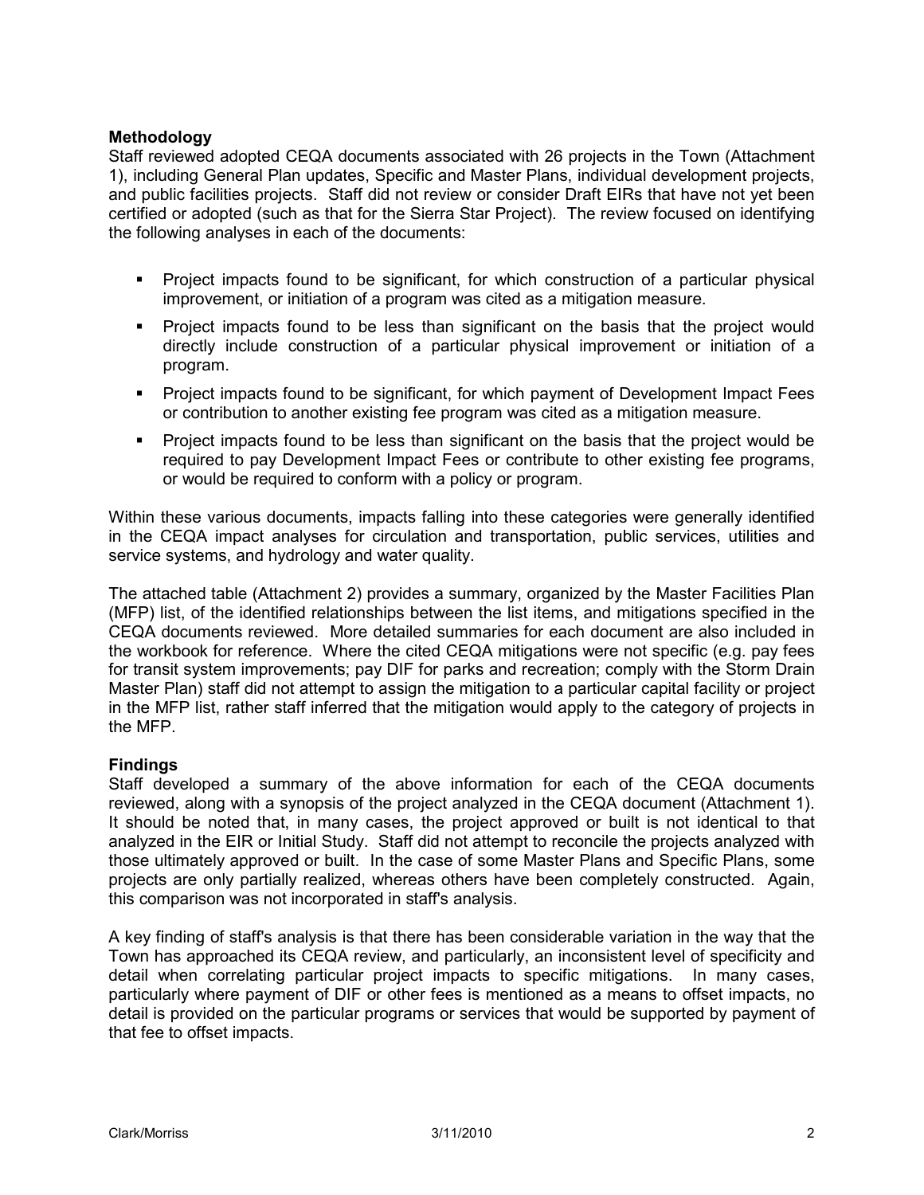**Methodology**

Staff reviewed adopted CEQA documents associated with 26 projects in the Town (Attachment 1), including General Plan updates, Specific and Master Plans, individual development projects, and public facilities projects. Staff did not review or consider Draft EIRs that have not yet been certified or adopted (such as that for the Sierra Star Project). The review focused on identifying the following analyses in each of the documents:

- Project impacts found to be significant, for which construction of a particular physical improvement, or initiation of a program was cited as a mitigation measure.
- Project impacts found to be less than significant on the basis that the project would directly include construction of a particular physical improvement or initiation of a program.
- Project impacts found to be significant, for which payment of Development Impact Fees or contribution to another existing fee program was cited as a mitigation measure.
- Project impacts found to be less than significant on the basis that the project would be required to pay Development Impact Fees or contribute to other existing fee programs, or would be required to conform with a policy or program.

Within these various documents, impacts falling into these categories were generally identified in the CEQA impact analyses for circulation and transportation, public services, utilities and service systems, and hydrology and water quality.

The attached table (Attachment 2) provides a summary, organized by the Master Facilities Plan (MFP) list, of the identified relationships between the list items, and mitigations specified in the CEQA documents reviewed. More detailed summaries for each document are also included in the workbook for reference. Where the cited CEQA mitigations were not specific (e.g. pay fees for transit system improvements; pay DIF for parks and recreation; comply with the Storm Drain Master Plan) staff did not attempt to assign the mitigation to a particular capital facility or project in the MFP list, rather staff inferred that the mitigation would apply to the category of projects in the MFP.

**Findings**

Staff developed a summary of the above information for each of the CEQA documents reviewed, along with a synopsis of the project analyzed in the CEQA document (Attachment 1). It should be noted that, in many cases, the project approved or built is not identical to that analyzed in the EIR or Initial Study. Staff did not attempt to reconcile the projects analyzed with those ultimately approved or built. In the case of some Master Plans and Specific Plans, some projects are only partially realized, whereas others have been completely constructed. Again, this comparison was not incorporated in staff's analysis.

A key finding of staff's analysis is that there has been considerable variation in the way that the Town has approached its CEQA review, and particularly, an inconsistent level of specificity and detail when correlating particular project impacts to specific mitigations. In many cases, particularly where payment of DIF or other fees is mentioned as a means to offset impacts, no detail is provided on the particular programs or services that would be supported by payment of that fee to offset impacts.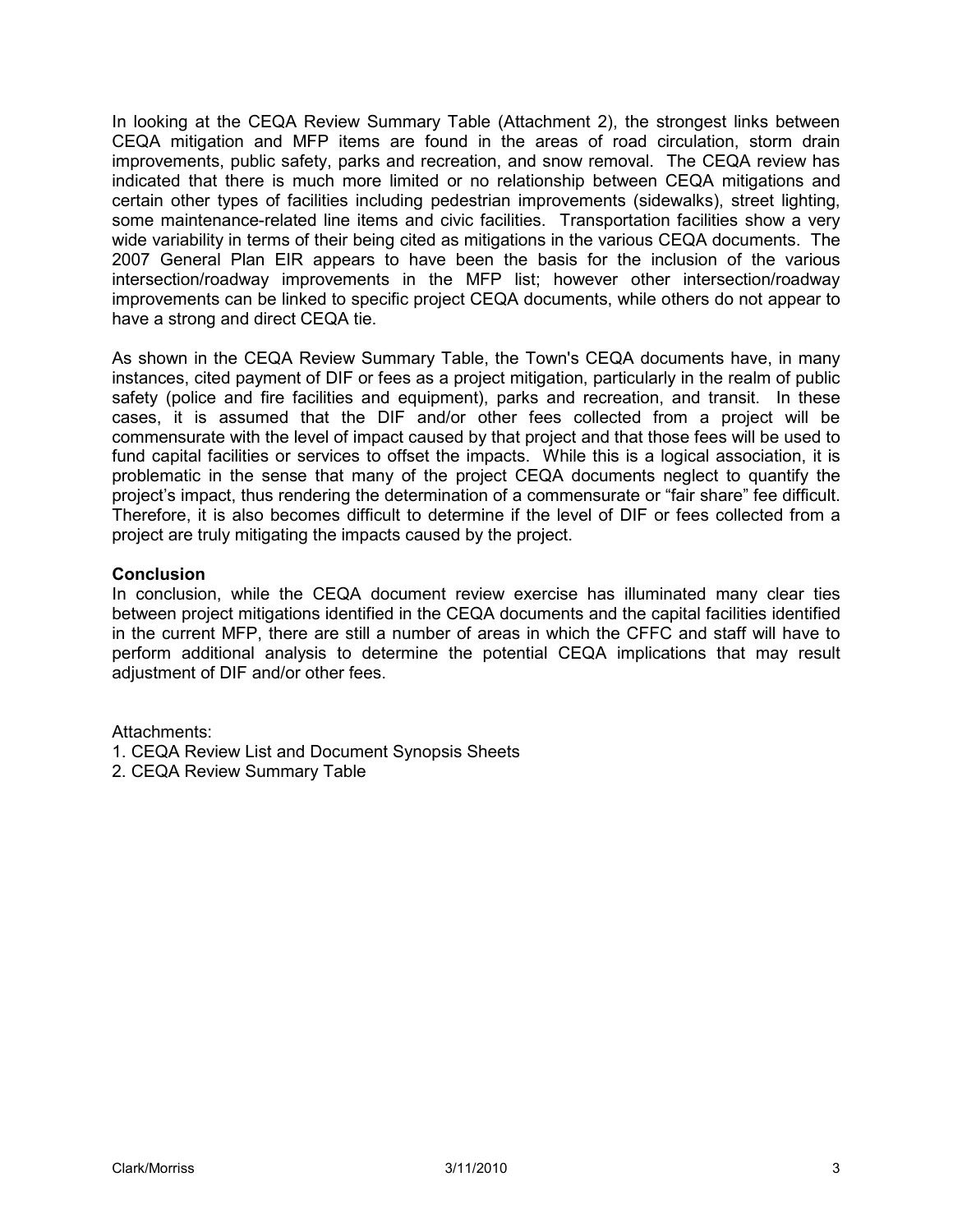In looking at the CEQA Review Summary Table (Attachment 2), the strongest links between CEQA mitigation and MFP items are found in the areas of road circulation, storm drain improvements, public safety, parks and recreation, and snow removal. The CEQA review has indicated that there is much more limited or no relationship between CEQA mitigations and certain other types of facilities including pedestrian improvements (sidewalks), street lighting, some maintenance-related line items and civic facilities. Transportation facilities show a very wide variability in terms of their being cited as mitigations in the various CEQA documents. The 2007 General Plan EIR appears to have been the basis for the inclusion of the various intersection/roadway improvements in the MFP list; however other intersection/roadway improvements can be linked to specific project CEQA documents, while others do not appear to have a strong and direct CEQA tie.

As shown in the CEQA Review Summary Table, the Town's CEQA documents have, in many instances, cited payment of DIF or fees as a project mitigation, particularly in the realm of public safety (police and fire facilities and equipment), parks and recreation, and transit. In these cases, it is assumed that the DIF and/or other fees collected from a project will be commensurate with the level of impact caused by that project and that those fees will be used to fund capital facilities or services to offset the impacts. While this is a logical association, it is problematic in the sense that many of the project CEQA documents neglect to quantify the project's impact, thus rendering the determination of a commensurate or "fair share" fee difficult. Therefore, it is also becomes difficult to determine if the level of DIF or fees collected from a project are truly mitigating the impacts caused by the project.

**Conclusion**

In conclusion, while the CEQA document review exercise has illuminated many clear ties between project mitigations identified in the CEQA documents and the capital facilities identified in the current MFP, there are still a number of areas in which the CFFC and staff will have to perform additional analysis to determine the potential CEQA implications that may result adjustment of DIF and/or other fees.

Attachments:
1. CEQA Review List and Document Synopsis Sheets
2. CEQA Review Summary Table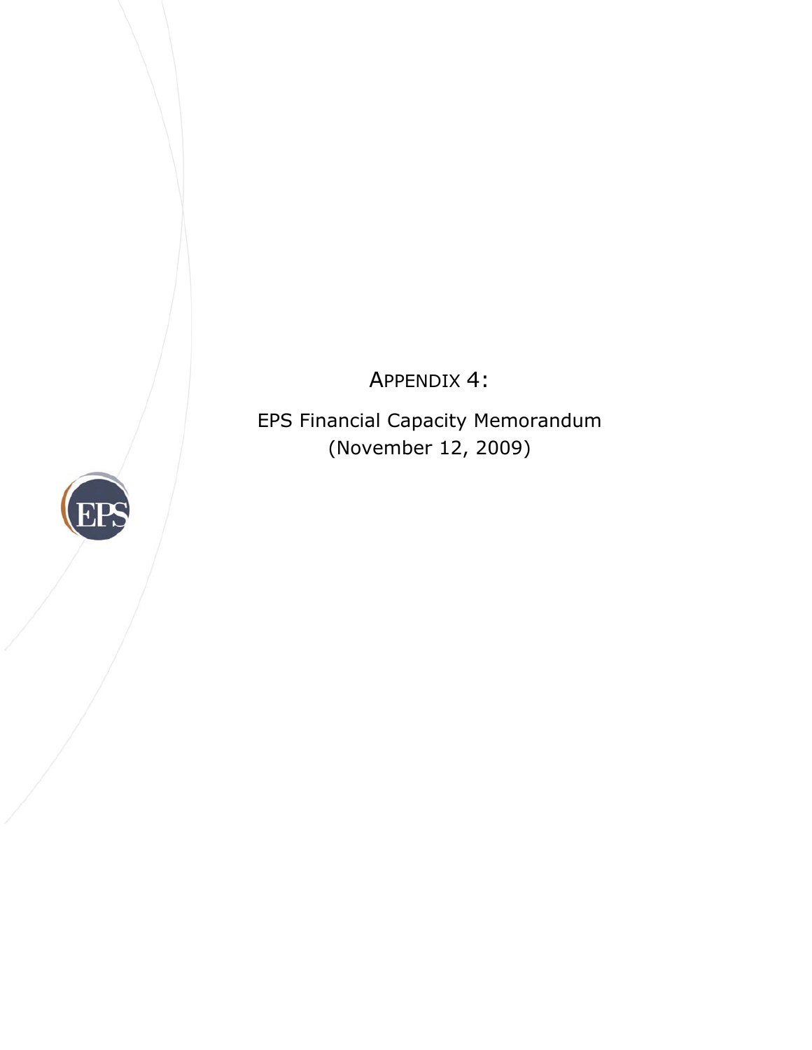# APPENDIX 4:

EPS Financial Capacity Memorandum
(November 12, 2009)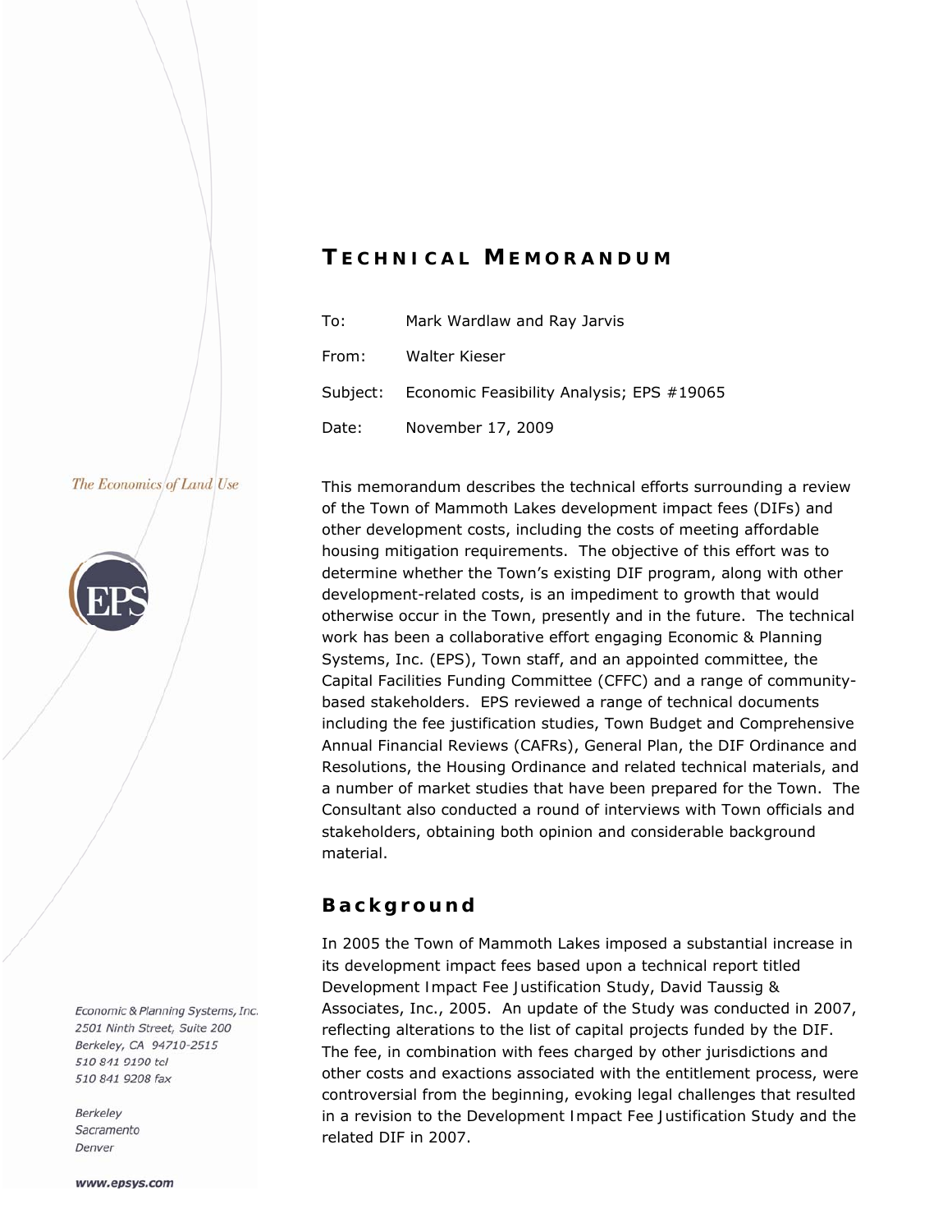# TECHNICAL MEMORANDUM

To: Mark Wardlaw and Ray Jarvis

From: Walter Kieser

Subject: Economic Feasibility Analysis; EPS #19065

Date: November 17, 2009

*The Economics of Land Use*

*Economic & Planning Systems, Inc.*
*2501 Ninth Street, Suite 200*
*Berkeley, CA 94710-2515*
*510 841 9190 tel*
*510 841 9208 fax*

*Berkeley*
*Sacramento*
*Denver*

**www.epsys.com**

This memorandum describes the technical efforts surrounding a review of the Town of Mammoth Lakes development impact fees (DIFs) and other development costs, including the costs of meeting affordable housing mitigation requirements. The objective of this effort was to determine whether the Town's existing DIF program, along with other development-related costs, is an impediment to growth that would otherwise occur in the Town, presently and in the future. The technical work has been a collaborative effort engaging Economic & Planning Systems, Inc. (EPS), Town staff, and an appointed committee, the Capital Facilities Funding Committee (CFFC) and a range of community-based stakeholders. EPS reviewed a range of technical documents including the fee justification studies, Town Budget and Comprehensive Annual Financial Reviews (CAFRs), General Plan, the DIF Ordinance and Resolutions, the Housing Ordinance and related technical materials, and a number of market studies that have been prepared for the Town. The Consultant also conducted a round of interviews with Town officials and stakeholders, obtaining both opinion and considerable background material.

## Background

In 2005 the Town of Mammoth Lakes imposed a substantial increase in its development impact fees based upon a technical report titled Development Impact Fee Justification Study, David Taussig & Associates, Inc., 2005. An update of the Study was conducted in 2007, reflecting alterations to the list of capital projects funded by the DIF. The fee, in combination with fees charged by other jurisdictions and other costs and exactions associated with the entitlement process, were controversial from the beginning, evoking legal challenges that resulted in a revision to the Development Impact Fee Justification Study and the related DIF in 2007.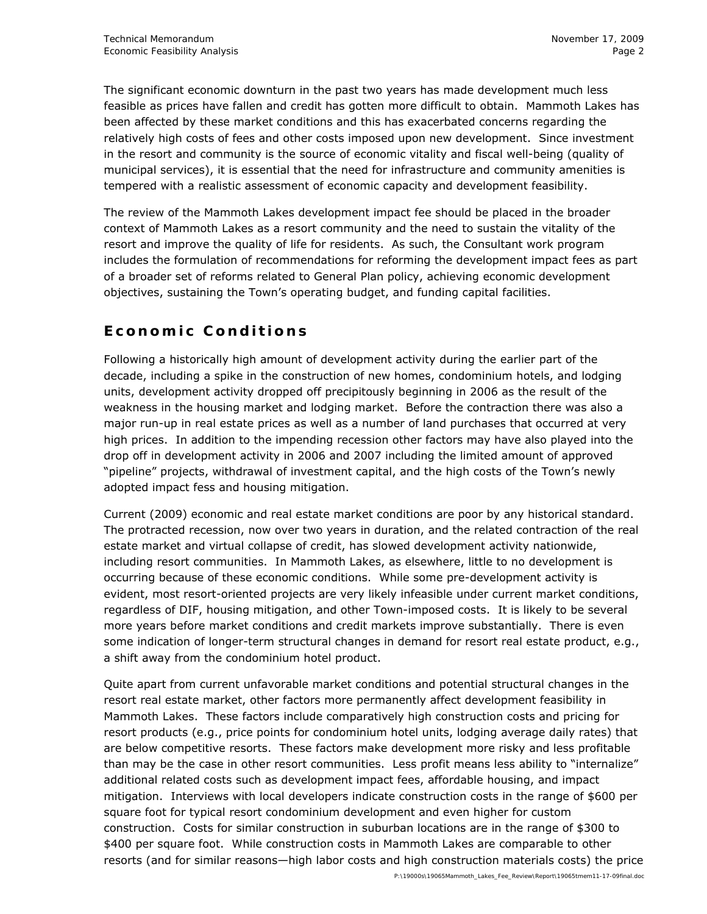The significant economic downturn in the past two years has made development much less feasible as prices have fallen and credit has gotten more difficult to obtain. Mammoth Lakes has been affected by these market conditions and this has exacerbated concerns regarding the relatively high costs of fees and other costs imposed upon new development. Since investment in the resort and community is the source of economic vitality and fiscal well-being (quality of municipal services), it is essential that the need for infrastructure and community amenities is tempered with a realistic assessment of economic capacity and development feasibility.

The review of the Mammoth Lakes development impact fee should be placed in the broader context of Mammoth Lakes as a resort community and the need to sustain the vitality of the resort and improve the quality of life for residents. As such, the Consultant work program includes the formulation of recommendations for reforming the development impact fees as part of a broader set of reforms related to General Plan policy, achieving economic development objectives, sustaining the Town's operating budget, and funding capital facilities.

## Economic Conditions

Following a historically high amount of development activity during the earlier part of the decade, including a spike in the construction of new homes, condominium hotels, and lodging units, development activity dropped off precipitously beginning in 2006 as the result of the weakness in the housing market and lodging market. Before the contraction there was also a major run-up in real estate prices as well as a number of land purchases that occurred at very high prices. In addition to the impending recession other factors may have also played into the drop off in development activity in 2006 and 2007 including the limited amount of approved "pipeline" projects, withdrawal of investment capital, and the high costs of the Town's newly adopted impact fess and housing mitigation.

Current (2009) economic and real estate market conditions are poor by any historical standard. The protracted recession, now over two years in duration, and the related contraction of the real estate market and virtual collapse of credit, has slowed development activity nationwide, including resort communities. In Mammoth Lakes, as elsewhere, little to no development is occurring because of these economic conditions. While some pre-development activity is evident, most resort-oriented projects are very likely infeasible under current market conditions, regardless of DIF, housing mitigation, and other Town-imposed costs. It is likely to be several more years before market conditions and credit markets improve substantially. There is even some indication of longer-term structural changes in demand for resort real estate product, e.g., a shift away from the condominium hotel product.

Quite apart from current unfavorable market conditions and potential structural changes in the resort real estate market, other factors more permanently affect development feasibility in Mammoth Lakes. These factors include comparatively high construction costs and pricing for resort products (e.g., price points for condominium hotel units, lodging average daily rates) that are below competitive resorts. These factors make development more risky and less profitable than may be the case in other resort communities. Less profit means less ability to "internalize" additional related costs such as development impact fees, affordable housing, and impact mitigation. Interviews with local developers indicate construction costs in the range of $600 per square foot for typical resort condominium development and even higher for custom construction. Costs for similar construction in suburban locations are in the range of $300 to $400 per square foot. While construction costs in Mammoth Lakes are comparable to other resorts (and for similar reasons—high labor costs and high construction materials costs) the price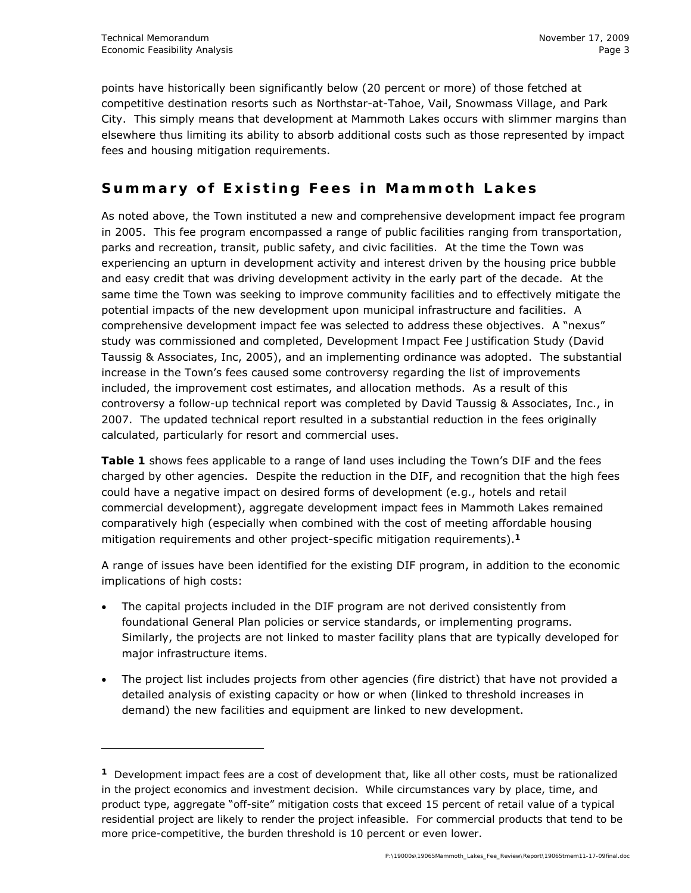points have historically been significantly below (20 percent or more) of those fetched at competitive destination resorts such as Northstar-at-Tahoe, Vail, Snowmass Village, and Park City. This simply means that development at Mammoth Lakes occurs with slimmer margins than elsewhere thus limiting its ability to absorb additional costs such as those represented by impact fees and housing mitigation requirements.

## Summary of Existing Fees in Mammoth Lakes

As noted above, the Town instituted a new and comprehensive development impact fee program in 2005. This fee program encompassed a range of public facilities ranging from transportation, parks and recreation, transit, public safety, and civic facilities. At the time the Town was experiencing an upturn in development activity and interest driven by the housing price bubble and easy credit that was driving development activity in the early part of the decade. At the same time the Town was seeking to improve community facilities and to effectively mitigate the potential impacts of the new development upon municipal infrastructure and facilities. A comprehensive development impact fee was selected to address these objectives. A "nexus" study was commissioned and completed, Development Impact Fee Justification Study (David Taussig & Associates, Inc, 2005), and an implementing ordinance was adopted. The substantial increase in the Town's fees caused some controversy regarding the list of improvements included, the improvement cost estimates, and allocation methods. As a result of this controversy a follow-up technical report was completed by David Taussig & Associates, Inc., in 2007. The updated technical report resulted in a substantial reduction in the fees originally calculated, particularly for resort and commercial uses.

**Table 1** shows fees applicable to a range of land uses including the Town's DIF and the fees charged by other agencies. Despite the reduction in the DIF, and recognition that the high fees could have a negative impact on desired forms of development (e.g., hotels and retail commercial development), aggregate development impact fees in Mammoth Lakes remained comparatively high (especially when combined with the cost of meeting affordable housing mitigation requirements and other project-specific mitigation requirements).[1]

A range of issues have been identified for the existing DIF program, in addition to the economic implications of high costs:

- The capital projects included in the DIF program are not derived consistently from foundational General Plan policies or service standards, or implementing programs. Similarly, the projects are not linked to master facility plans that are typically developed for major infrastructure items.
- The project list includes projects from other agencies (fire district) that have not provided a detailed analysis of existing capacity or how or when (linked to threshold increases in demand) the new facilities and equipment are linked to new development.

---

[1] Development impact fees are a cost of development that, like all other costs, must be rationalized in the project economics and investment decision. While circumstances vary by place, time, and product type, aggregate "off-site" mitigation costs that exceed 15 percent of retail value of a typical residential project are likely to render the project infeasible. For commercial products that tend to be more price-competitive, the burden threshold is 10 percent or even lower.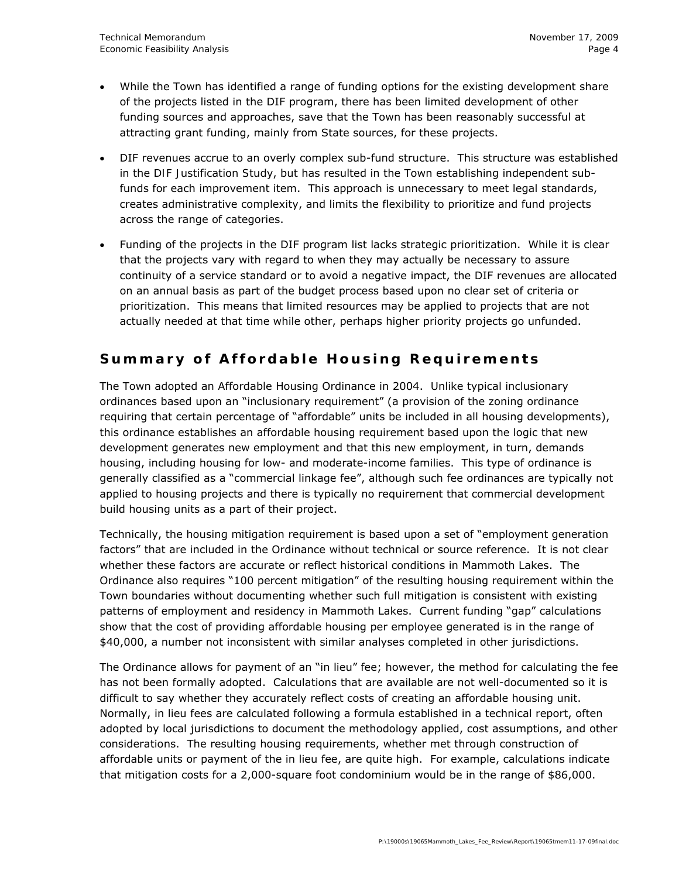- While the Town has identified a range of funding options for the existing development share of the projects listed in the DIF program, there has been limited development of other funding sources and approaches, save that the Town has been reasonably successful at attracting grant funding, mainly from State sources, for these projects.
- DIF revenues accrue to an overly complex sub-fund structure. This structure was established in the DIF Justification Study, but has resulted in the Town establishing independent sub-funds for each improvement item. This approach is unnecessary to meet legal standards, creates administrative complexity, and limits the flexibility to prioritize and fund projects across the range of categories.
- Funding of the projects in the DIF program list lacks strategic prioritization. While it is clear that the projects vary with regard to when they may actually be necessary to assure continuity of a service standard or to avoid a negative impact, the DIF revenues are allocated on an annual basis as part of the budget process based upon no clear set of criteria or prioritization. This means that limited resources may be applied to projects that are not actually needed at that time while other, perhaps higher priority projects go unfunded.

## Summary of Affordable Housing Requirements

The Town adopted an Affordable Housing Ordinance in 2004. Unlike typical inclusionary ordinances based upon an "inclusionary requirement" (a provision of the zoning ordinance requiring that certain percentage of "affordable" units be included in all housing developments), this ordinance establishes an affordable housing requirement based upon the logic that new development generates new employment and that this new employment, in turn, demands housing, including housing for low- and moderate-income families. This type of ordinance is generally classified as a "commercial linkage fee", although such fee ordinances are typically not applied to housing projects and there is typically no requirement that commercial development build housing units as a part of their project.

Technically, the housing mitigation requirement is based upon a set of "employment generation factors" that are included in the Ordinance without technical or source reference. It is not clear whether these factors are accurate or reflect historical conditions in Mammoth Lakes. The Ordinance also requires "100 percent mitigation" of the resulting housing requirement within the Town boundaries without documenting whether such full mitigation is consistent with existing patterns of employment and residency in Mammoth Lakes. Current funding "gap" calculations show that the cost of providing affordable housing per employee generated is in the range of $40,000, a number not inconsistent with similar analyses completed in other jurisdictions.

The Ordinance allows for payment of an "in lieu" fee; however, the method for calculating the fee has not been formally adopted. Calculations that are available are not well-documented so it is difficult to say whether they accurately reflect costs of creating an affordable housing unit. Normally, in lieu fees are calculated following a formula established in a technical report, often adopted by local jurisdictions to document the methodology applied, cost assumptions, and other considerations. The resulting housing requirements, whether met through construction of affordable units or payment of the in lieu fee, are quite high. For example, calculations indicate that mitigation costs for a 2,000-square foot condominium would be in the range of $86,000.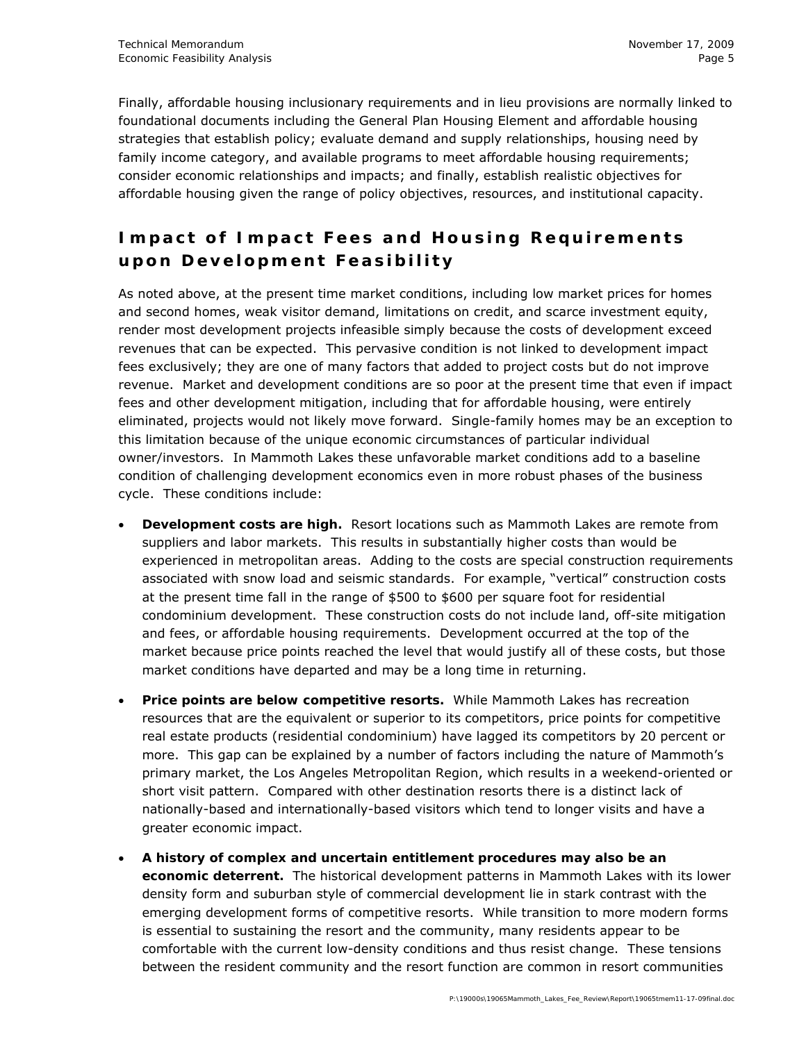Finally, affordable housing inclusionary requirements and in lieu provisions are normally linked to foundational documents including the General Plan Housing Element and affordable housing strategies that establish policy; evaluate demand and supply relationships, housing need by family income category, and available programs to meet affordable housing requirements; consider economic relationships and impacts; and finally, establish realistic objectives for affordable housing given the range of policy objectives, resources, and institutional capacity.

## Impact of Impact Fees and Housing Requirements upon Development Feasibility

As noted above, at the present time market conditions, including low market prices for homes and second homes, weak visitor demand, limitations on credit, and scarce investment equity, render most development projects infeasible simply because the costs of development exceed revenues that can be expected. This pervasive condition is not linked to development impact fees exclusively; they are one of many factors that added to project costs but do not improve revenue. Market and development conditions are so poor at the present time that even if impact fees and other development mitigation, including that for affordable housing, were entirely eliminated, projects would not likely move forward. Single-family homes may be an exception to this limitation because of the unique economic circumstances of particular individual owner/investors. In Mammoth Lakes these unfavorable market conditions add to a baseline condition of challenging development economics even in more robust phases of the business cycle. These conditions include:

- **Development costs are high.** Resort locations such as Mammoth Lakes are remote from suppliers and labor markets. This results in substantially higher costs than would be experienced in metropolitan areas. Adding to the costs are special construction requirements associated with snow load and seismic standards. For example, "vertical" construction costs at the present time fall in the range of $500 to $600 per square foot for residential condominium development. These construction costs do not include land, off-site mitigation and fees, or affordable housing requirements. Development occurred at the top of the market because price points reached the level that would justify all of these costs, but those market conditions have departed and may be a long time in returning.

- **Price points are below competitive resorts.** While Mammoth Lakes has recreation resources that are the equivalent or superior to its competitors, price points for competitive real estate products (residential condominium) have lagged its competitors by 20 percent or more. This gap can be explained by a number of factors including the nature of Mammoth's primary market, the Los Angeles Metropolitan Region, which results in a weekend-oriented or short visit pattern. Compared with other destination resorts there is a distinct lack of nationally-based and internationally-based visitors which tend to longer visits and have a greater economic impact.

- **A history of complex and uncertain entitlement procedures may also be an economic deterrent.** The historical development patterns in Mammoth Lakes with its lower density form and suburban style of commercial development lie in stark contrast with the emerging development forms of competitive resorts. While transition to more modern forms is essential to sustaining the resort and the community, many residents appear to be comfortable with the current low-density conditions and thus resist change. These tensions between the resident community and the resort function are common in resort communities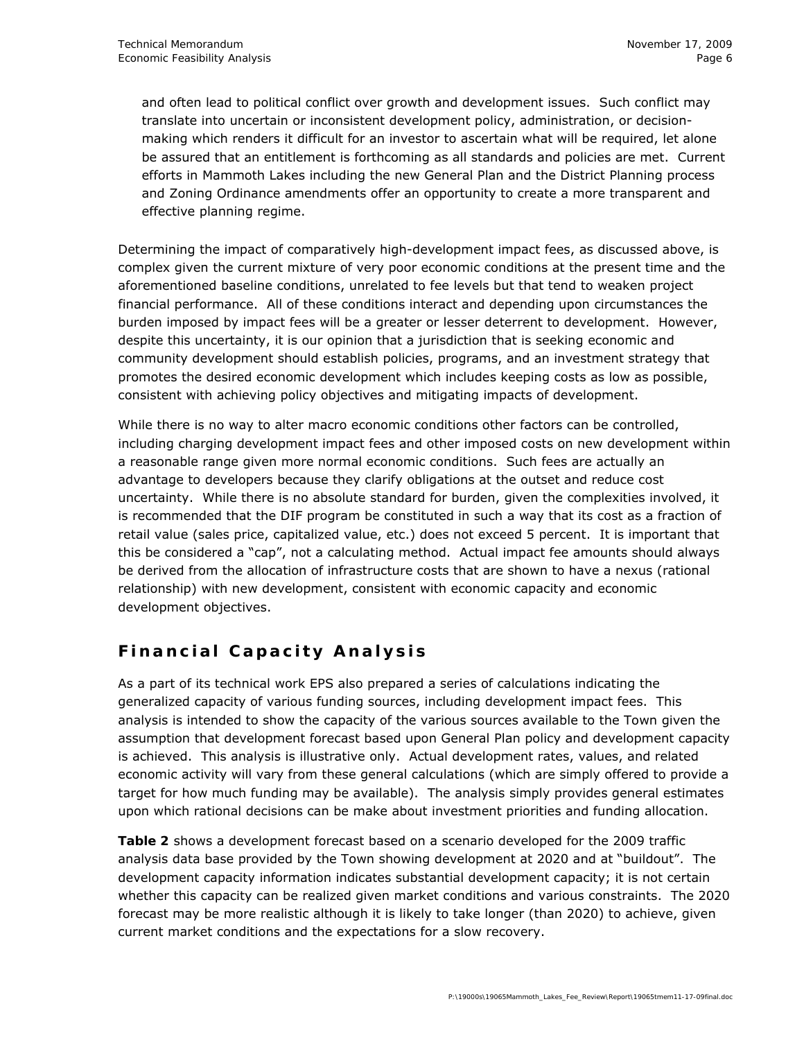and often lead to political conflict over growth and development issues. Such conflict may translate into uncertain or inconsistent development policy, administration, or decision-making which renders it difficult for an investor to ascertain what will be required, let alone be assured that an entitlement is forthcoming as all standards and policies are met. Current efforts in Mammoth Lakes including the new General Plan and the District Planning process and Zoning Ordinance amendments offer an opportunity to create a more transparent and effective planning regime.

Determining the impact of comparatively high-development impact fees, as discussed above, is complex given the current mixture of very poor economic conditions at the present time and the aforementioned baseline conditions, unrelated to fee levels but that tend to weaken project financial performance. All of these conditions interact and depending upon circumstances the burden imposed by impact fees will be a greater or lesser deterrent to development. However, despite this uncertainty, it is our opinion that a jurisdiction that is seeking economic and community development should establish policies, programs, and an investment strategy that promotes the desired economic development which includes keeping costs as low as possible, consistent with achieving policy objectives and mitigating impacts of development.

While there is no way to alter macro economic conditions other factors can be controlled, including charging development impact fees and other imposed costs on new development within a reasonable range given more normal economic conditions. Such fees are actually an advantage to developers because they clarify obligations at the outset and reduce cost uncertainty. While there is no absolute standard for burden, given the complexities involved, it is recommended that the DIF program be constituted in such a way that its cost as a fraction of retail value (sales price, capitalized value, etc.) does not exceed 5 percent. It is important that this be considered a "cap", not a calculating method. Actual impact fee amounts should always be derived from the allocation of infrastructure costs that are shown to have a nexus (rational relationship) with new development, consistent with economic capacity and economic development objectives.

## Financial Capacity Analysis

As a part of its technical work EPS also prepared a series of calculations indicating the generalized capacity of various funding sources, including development impact fees. This analysis is intended to show the capacity of the various sources available to the Town given the assumption that development forecast based upon General Plan policy and development capacity is achieved. This analysis is illustrative only. Actual development rates, values, and related economic activity will vary from these general calculations (which are simply offered to provide a target for how much funding may be available). The analysis simply provides general estimates upon which rational decisions can be make about investment priorities and funding allocation.

**Table 2** shows a development forecast based on a scenario developed for the 2009 traffic analysis data base provided by the Town showing development at 2020 and at "buildout". The development capacity information indicates substantial development capacity; it is not certain whether this capacity can be realized given market conditions and various constraints. The 2020 forecast may be more realistic although it is likely to take longer (than 2020) to achieve, given current market conditions and the expectations for a slow recovery.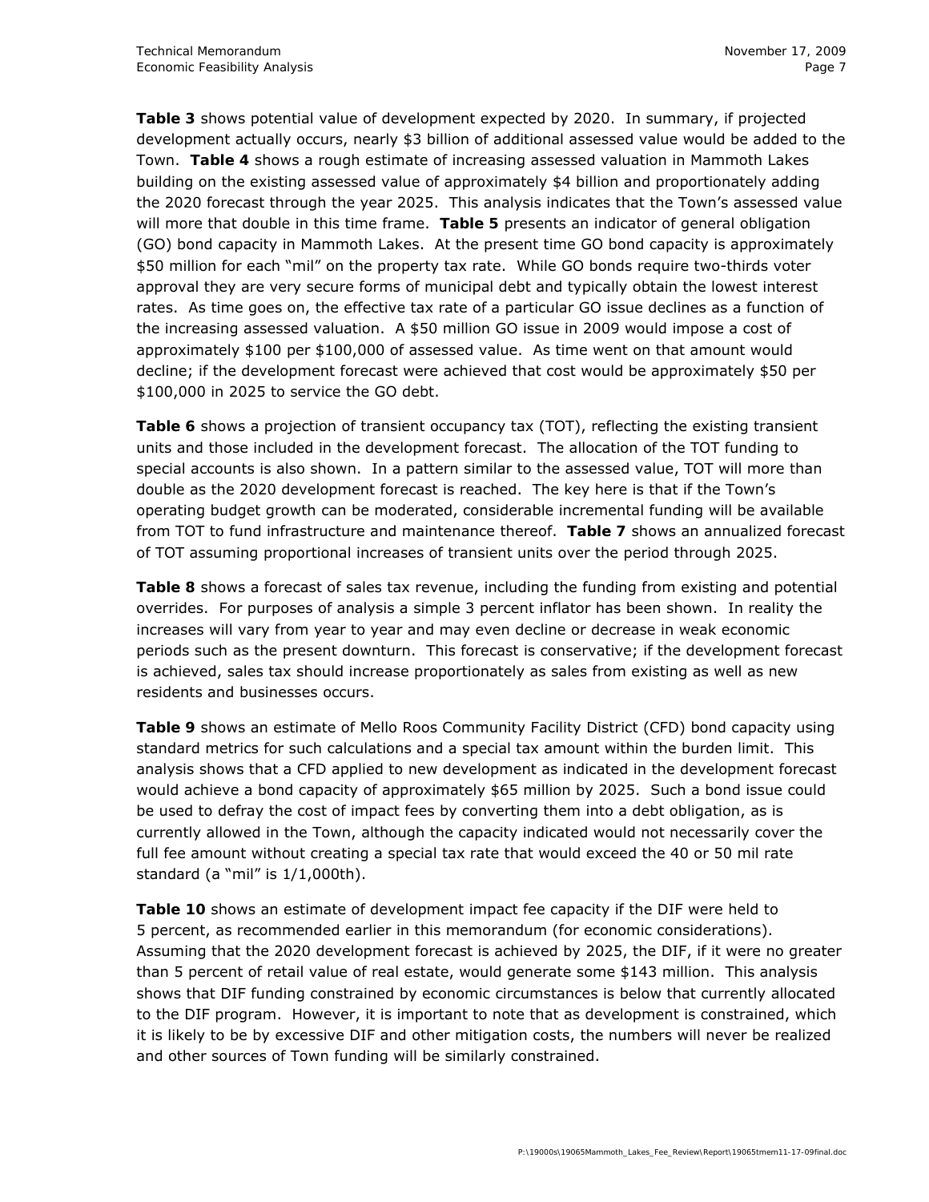**Table 3** shows potential value of development expected by 2020. In summary, if projected development actually occurs, nearly $3 billion of additional assessed value would be added to the Town. **Table 4** shows a rough estimate of increasing assessed valuation in Mammoth Lakes building on the existing assessed value of approximately $4 billion and proportionately adding the 2020 forecast through the year 2025. This analysis indicates that the Town's assessed value will more that double in this time frame. **Table 5** presents an indicator of general obligation (GO) bond capacity in Mammoth Lakes. At the present time GO bond capacity is approximately $50 million for each "mil" on the property tax rate. While GO bonds require two-thirds voter approval they are very secure forms of municipal debt and typically obtain the lowest interest rates. As time goes on, the effective tax rate of a particular GO issue declines as a function of the increasing assessed valuation. A $50 million GO issue in 2009 would impose a cost of approximately $100 per $100,000 of assessed value. As time went on that amount would decline; if the development forecast were achieved that cost would be approximately $50 per $100,000 in 2025 to service the GO debt.

**Table 6** shows a projection of transient occupancy tax (TOT), reflecting the existing transient units and those included in the development forecast. The allocation of the TOT funding to special accounts is also shown. In a pattern similar to the assessed value, TOT will more than double as the 2020 development forecast is reached. The key here is that if the Town's operating budget growth can be moderated, considerable incremental funding will be available from TOT to fund infrastructure and maintenance thereof. **Table 7** shows an annualized forecast of TOT assuming proportional increases of transient units over the period through 2025.

**Table 8** shows a forecast of sales tax revenue, including the funding from existing and potential overrides. For purposes of analysis a simple 3 percent inflator has been shown. In reality the increases will vary from year to year and may even decline or decrease in weak economic periods such as the present downturn. This forecast is conservative; if the development forecast is achieved, sales tax should increase proportionately as sales from existing as well as new residents and businesses occurs.

**Table 9** shows an estimate of Mello Roos Community Facility District (CFD) bond capacity using standard metrics for such calculations and a special tax amount within the burden limit. This analysis shows that a CFD applied to new development as indicated in the development forecast would achieve a bond capacity of approximately $65 million by 2025. Such a bond issue could be used to defray the cost of impact fees by converting them into a debt obligation, as is currently allowed in the Town, although the capacity indicated would not necessarily cover the full fee amount without creating a special tax rate that would exceed the 40 or 50 mil rate standard (a "mil" is 1/1,000th).

**Table 10** shows an estimate of development impact fee capacity if the DIF were held to 5 percent, as recommended earlier in this memorandum (for economic considerations). Assuming that the 2020 development forecast is achieved by 2025, the DIF, if it were no greater than 5 percent of retail value of real estate, would generate some $143 million. This analysis shows that DIF funding constrained by economic circumstances is below that currently allocated to the DIF program. However, it is important to note that as development is constrained, which it is likely to be by excessive DIF and other mitigation costs, the numbers will never be realized and other sources of Town funding will be similarly constrained.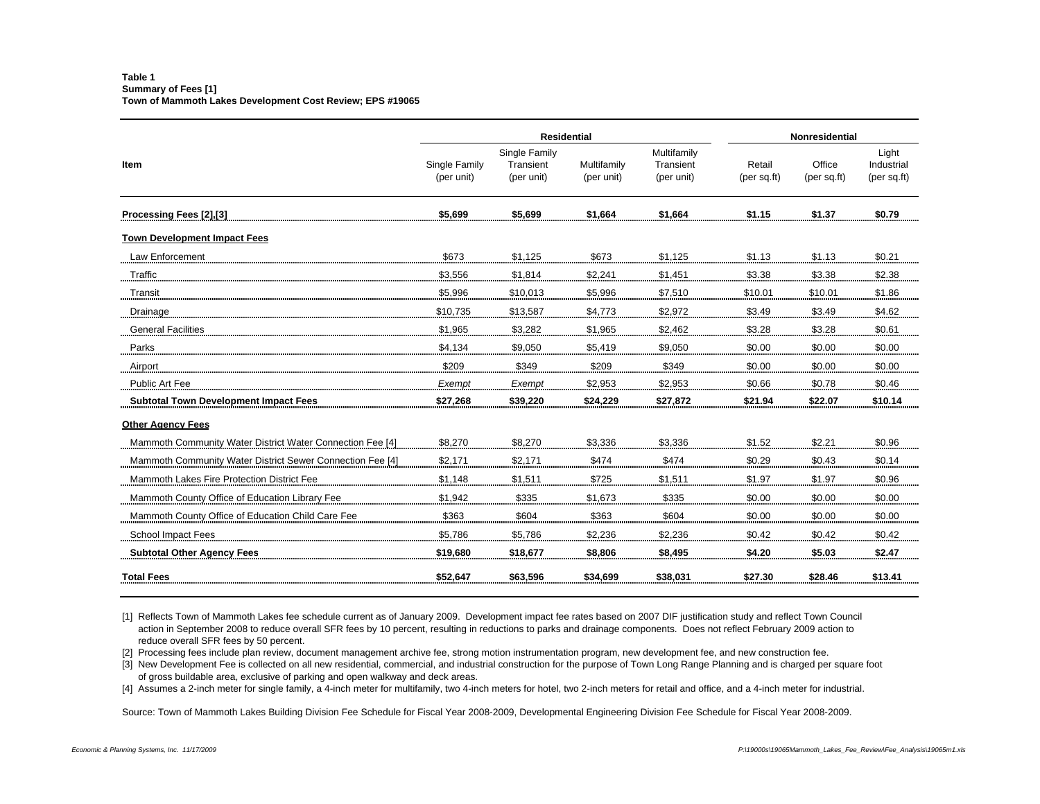**Table 1**
**Summary of Fees [1]**
**Town of Mammoth Lakes Development Cost Review; EPS #19065**

| Item | Residential | | | | Nonresidential | | |
|---|---|---|---|---|---|---|---|
| | Single Family (per unit) | Single Family Transient (per unit) | Multifamily (per unit) | Multifamily Transient (per unit) | Retail (per sq.ft) | Office (per sq.ft) | Light Industrial (per sq.ft) |
| **Processing Fees [2],[3]** | **$5,699** | **$5,699** | **$1,664** | **$1,664** | **$1.15** | **$1.37** | **$0.79** |
| **Town Development Impact Fees** | | | | | | | |
| Law Enforcement | $673 | $1,125 | $673 | $1,125 | $1.13 | $1.13 | $0.21 |
| Traffic | $3,556 | $1,814 | $2,241 | $1,451 | $3.38 | $3.38 | $2.38 |
| Transit | $5,996 | $10,013 | $5,996 | $7,510 | $10.01 | $10.01 | $1.86 |
| Drainage | $10,735 | $13,587 | $4,773 | $2,972 | $3.49 | $3.49 | $4.62 |
| General Facilities | $1,965 | $3,282 | $1,965 | $2,462 | $3.28 | $3.28 | $0.61 |
| Parks | $4,134 | $9,050 | $5,419 | $9,050 | $0.00 | $0.00 | $0.00 |
| Airport | $209 | $349 | $209 | $349 | $0.00 | $0.00 | $0.00 |
| Public Art Fee | *Exempt* | *Exempt* | $2,953 | $2,953 | $0.66 | $0.78 | $0.46 |
| **Subtotal Town Development Impact Fees** | **$27,268** | **$39,220** | **$24,229** | **$27,872** | **$21.94** | **$22.07** | **$10.14** |
| **Other Agency Fees** | | | | | | | |
| Mammoth Community Water District Water Connection Fee [4] | $8,270 | $8,270 | $3,336 | $3,336 | $1.52 | $2.21 | $0.96 |
| Mammoth Community Water District Sewer Connection Fee [4] | $2,171 | $2,171 | $474 | $474 | $0.29 | $0.43 | $0.14 |
| Mammoth Lakes Fire Protection District Fee | $1,148 | $1,511 | $725 | $1,511 | $1.97 | $1.97 | $0.96 |
| Mammoth County Office of Education Library Fee | $1,942 | $335 | $1,673 | $335 | $0.00 | $0.00 | $0.00 |
| Mammoth County Office of Education Child Care Fee | $363 | $604 | $363 | $604 | $0.00 | $0.00 | $0.00 |
| School Impact Fees | $5,786 | $5,786 | $2,236 | $2,236 | $0.42 | $0.42 | $0.42 |
| **Subtotal Other Agency Fees** | **$19,680** | **$18,677** | **$8,806** | **$8,495** | **$4.20** | **$5.03** | **$2.47** |
| **Total Fees** | **$52,647** | **$63,596** | **$34,699** | **$38,031** | **$27.30** | **$28.46** | **$13.41** |

[1] Reflects Town of Mammoth Lakes fee schedule current as of January 2009. Development impact fee rates based on 2007 DIF justification study and reflect Town Council action in September 2008 to reduce overall SFR fees by 10 percent, resulting in reductions to parks and drainage components. Does not reflect February 2009 action to reduce overall SFR fees by 50 percent.

[2] Processing fees include plan review, document management archive fee, strong motion instrumentation program, new development fee, and new construction fee.

[3] New Development Fee is collected on all new residential, commercial, and industrial construction for the purpose of Town Long Range Planning and is charged per square foot of gross buildable area, exclusive of parking and open walkway and deck areas.

[4] Assumes a 2-inch meter for single family, a 4-inch meter for multifamily, two 4-inch meters for hotel, two 2-inch meters for retail and office, and a 4-inch meter for industrial.

Source: Town of Mammoth Lakes Building Division Fee Schedule for Fiscal Year 2008-2009, Developmental Engineering Division Fee Schedule for Fiscal Year 2008-2009.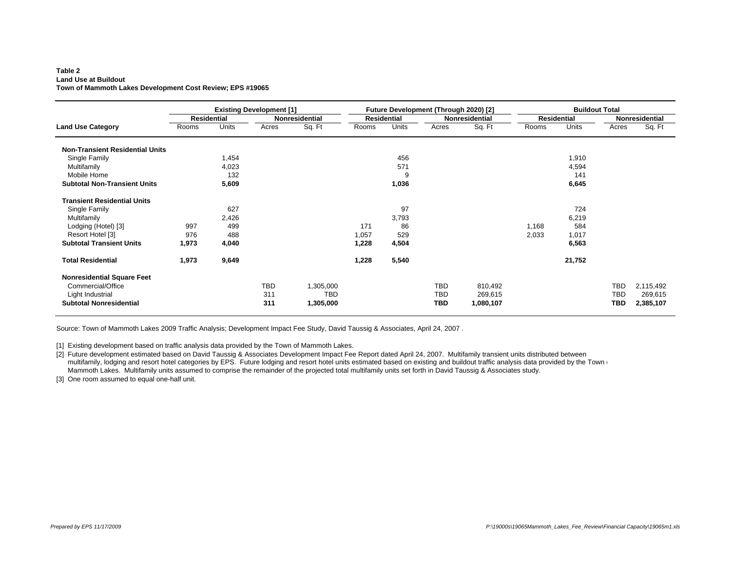**Table 2**
**Land Use at Buildout**
**Town of Mammoth Lakes Development Cost Review; EPS #19065**

| Land Use Category | Existing Development [1] | | | | Future Development (Through 2020) [2] | | | | Buildout Total | | | |
|---|---|---|---|---|---|---|---|---|---|---|---|---|
| | Residential | | Nonresidential | | Residential | | Nonresidential | | Residential | | Nonresidential | |
| | Rooms | Units | Acres | Sq. Ft | Rooms | Units | Acres | Sq. Ft | Rooms | Units | Acres | Sq. Ft |
| **Non-Transient Residential Units** | | | | | | | | | | | | |
| Single Family | | 1,454 | | | | 456 | | | | 1,910 | | |
| Multifamily | | 4,023 | | | | 571 | | | | 4,594 | | |
| Mobile Home | | 132 | | | | 9 | | | | 141 | | |
| **Subtotal Non-Transient Units** | | **5,609** | | | | **1,036** | | | | **6,645** | | |
| **Transient Residential Units** | | | | | | | | | | | | |
| Single Family | | 627 | | | | 97 | | | | 724 | | |
| Multifamily | | 2,426 | | | | 3,793 | | | | 6,219 | | |
| Lodging (Hotel) [3] | 997 | 499 | | | 171 | 86 | | | 1,168 | 584 | | |
| Resort Hotel [3] | 976 | 488 | | | 1,057 | 529 | | | 2,033 | 1,017 | | |
| **Subtotal Transient Units** | **1,973** | **4,040** | | | **1,228** | **4,504** | | | | **6,563** | | |
| **Total Residential** | **1,973** | **9,649** | | | **1,228** | **5,540** | | | | **21,752** | | |
| **Nonresidential Square Feet** | | | | | | | | | | | | |
| Commercial/Office | | | TBD | 1,305,000 | | | TBD | 810,492 | | | TBD | 2,115,492 |
| Light Industrial | | | 311 | TBD | | | TBD | 269,615 | | | TBD | 269,615 |
| **Subtotal Nonresidential** | | | **311** | **1,305,000** | | | **TBD** | **1,080,107** | | | **TBD** | **2,385,107** |

Source: Town of Mammoth Lakes 2009 Traffic Analysis; Development Impact Fee Study, David Taussig & Associates, April 24, 2007 .

[1] Existing development based on traffic analysis data provided by the Town of Mammoth Lakes.

[2] Future development estimated based on David Taussig & Associates Development Impact Fee Report dated April 24, 2007. Multifamily transient units distributed between multifamily, lodging and resort hotel categories by EPS. Future lodging and resort hotel units estimated based on existing and buildout traffic analysis data provided by the Town of Mammoth Lakes. Multifamily units assumed to comprise the remainder of the projected total multifamily units set forth in David Taussig & Associates study.

[3] One room assumed to equal one-half unit.

*Prepared by EPS 11/17/2009*

*P:\19000s\19065Mammoth_Lakes_Fee_Review\Financial Capacity\19065m1.xls*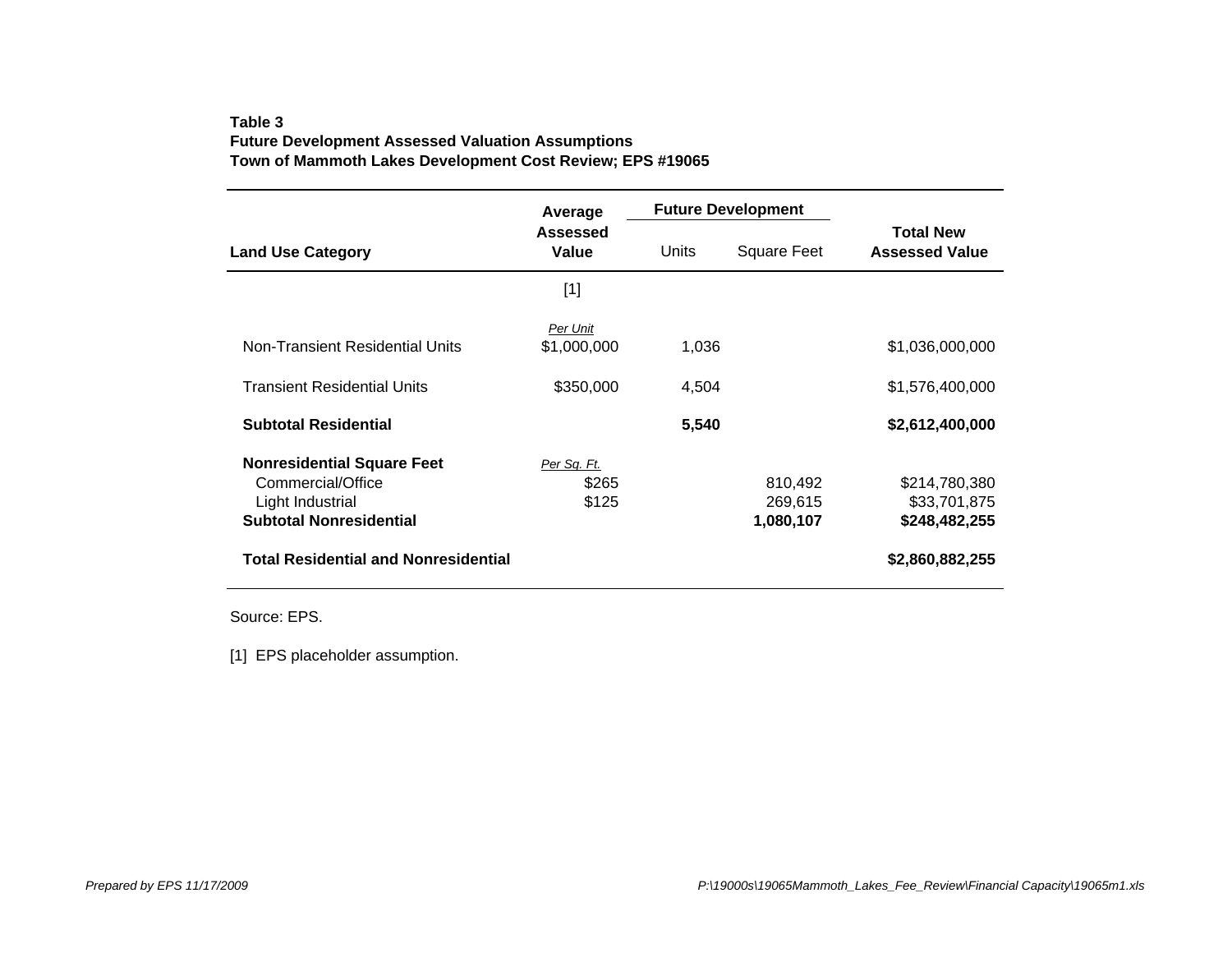**Table 3**
**Future Development Assessed Valuation Assumptions**
**Town of Mammoth Lakes Development Cost Review; EPS #19065**

| Land Use Category | Average Assessed Value | Future Development | | Total New Assessed Value |
|---|---|---|---|---|
| | | Units | Square Feet | |
| | [1] | | | |
| | *Per Unit* | | | |
| Non-Transient Residential Units | $1,000,000 | 1,036 | | $1,036,000,000 |
| Transient Residential Units | $350,000 | 4,504 | | $1,576,400,000 |
| **Subtotal Residential** | | **5,540** | | **$2,612,400,000** |
| **Nonresidential Square Feet** | *Per Sq. Ft.* | | | |
| Commercial/Office | $265 | | 810,492 | $214,780,380 |
| Light Industrial | $125 | | 269,615 | $33,701,875 |
| **Subtotal Nonresidential** | | | **1,080,107** | **$248,482,255** |
| **Total Residential and Nonresidential** | | | | **$2,860,882,255** |

Source: EPS.

[1] EPS placeholder assumption.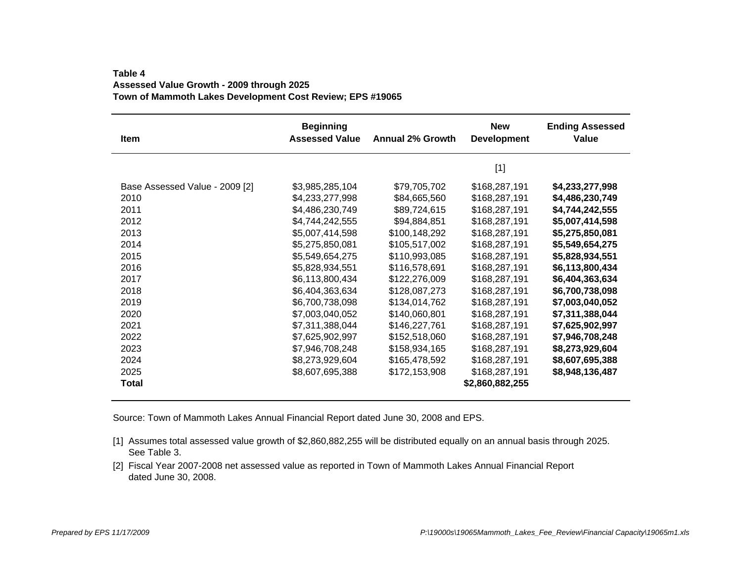**Table 4**
**Assessed Value Growth - 2009 through 2025**
**Town of Mammoth Lakes Development Cost Review; EPS #19065**

| Item | Beginning Assessed Value | Annual 2% Growth | New Development | Ending Assessed Value |
|---|---|---|---|---|
| | | | [1] | |
| Base Assessed Value - 2009 [2] | $3,985,285,104 | $79,705,702 | $168,287,191 | **$4,233,277,998** |
| 2010 | $4,233,277,998 | $84,665,560 | $168,287,191 | **$4,486,230,749** |
| 2011 | $4,486,230,749 | $89,724,615 | $168,287,191 | **$4,744,242,555** |
| 2012 | $4,744,242,555 | $94,884,851 | $168,287,191 | **$5,007,414,598** |
| 2013 | $5,007,414,598 | $100,148,292 | $168,287,191 | **$5,275,850,081** |
| 2014 | $5,275,850,081 | $105,517,002 | $168,287,191 | **$5,549,654,275** |
| 2015 | $5,549,654,275 | $110,993,085 | $168,287,191 | **$5,828,934,551** |
| 2016 | $5,828,934,551 | $116,578,691 | $168,287,191 | **$6,113,800,434** |
| 2017 | $6,113,800,434 | $122,276,009 | $168,287,191 | **$6,404,363,634** |
| 2018 | $6,404,363,634 | $128,087,273 | $168,287,191 | **$6,700,738,098** |
| 2019 | $6,700,738,098 | $134,014,762 | $168,287,191 | **$7,003,040,052** |
| 2020 | $7,003,040,052 | $140,060,801 | $168,287,191 | **$7,311,388,044** |
| 2021 | $7,311,388,044 | $146,227,761 | $168,287,191 | **$7,625,902,997** |
| 2022 | $7,625,902,997 | $152,518,060 | $168,287,191 | **$7,946,708,248** |
| 2023 | $7,946,708,248 | $158,934,165 | $168,287,191 | **$8,273,929,604** |
| 2024 | $8,273,929,604 | $165,478,592 | $168,287,191 | **$8,607,695,388** |
| 2025 | $8,607,695,388 | $172,153,908 | $168,287,191 | **$8,948,136,487** |
| **Total** | | | **$2,860,882,255** | |

Source: Town of Mammoth Lakes Annual Financial Report dated June 30, 2008 and EPS.

[1] Assumes total assessed value growth of $2,860,882,255 will be distributed equally on an annual basis through 2025. See Table 3.

[2] Fiscal Year 2007-2008 net assessed value as reported in Town of Mammoth Lakes Annual Financial Report dated June 30, 2008.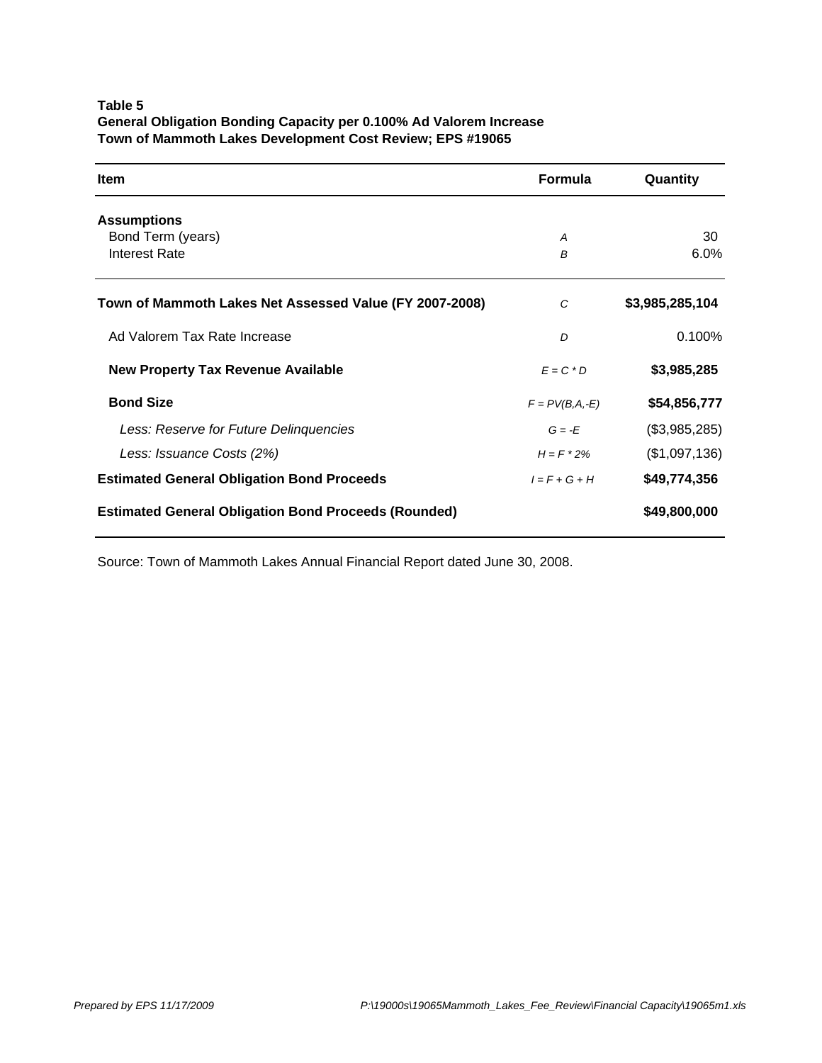**Table 5**
**General Obligation Bonding Capacity per 0.100% Ad Valorem Increase**
**Town of Mammoth Lakes Development Cost Review; EPS #19065**

| Item | Formula | Quantity |
|---|---|---|
| **Assumptions** | | |
| Bond Term (years) | *A* | 30 |
| Interest Rate | *B* | 6.0% |
| **Town of Mammoth Lakes Net Assessed Value (FY 2007-2008)** | *C* | **$3,985,285,104** |
| Ad Valorem Tax Rate Increase | *D* | 0.100% |
| **New Property Tax Revenue Available** | *E = C * D* | **$3,985,285** |
| **Bond Size** | *F = PV(B,A,-E)* | **$54,856,777** |
| *Less: Reserve for Future Delinquencies* | *G = -E* | ($3,985,285) |
| *Less: Issuance Costs (2%)* | *H = F * 2%* | ($1,097,136) |
| **Estimated General Obligation Bond Proceeds** | *I = F + G + H* | **$49,774,356** |
| **Estimated General Obligation Bond Proceeds (Rounded)** | | **$49,800,000** |

Source: Town of Mammoth Lakes Annual Financial Report dated June 30, 2008.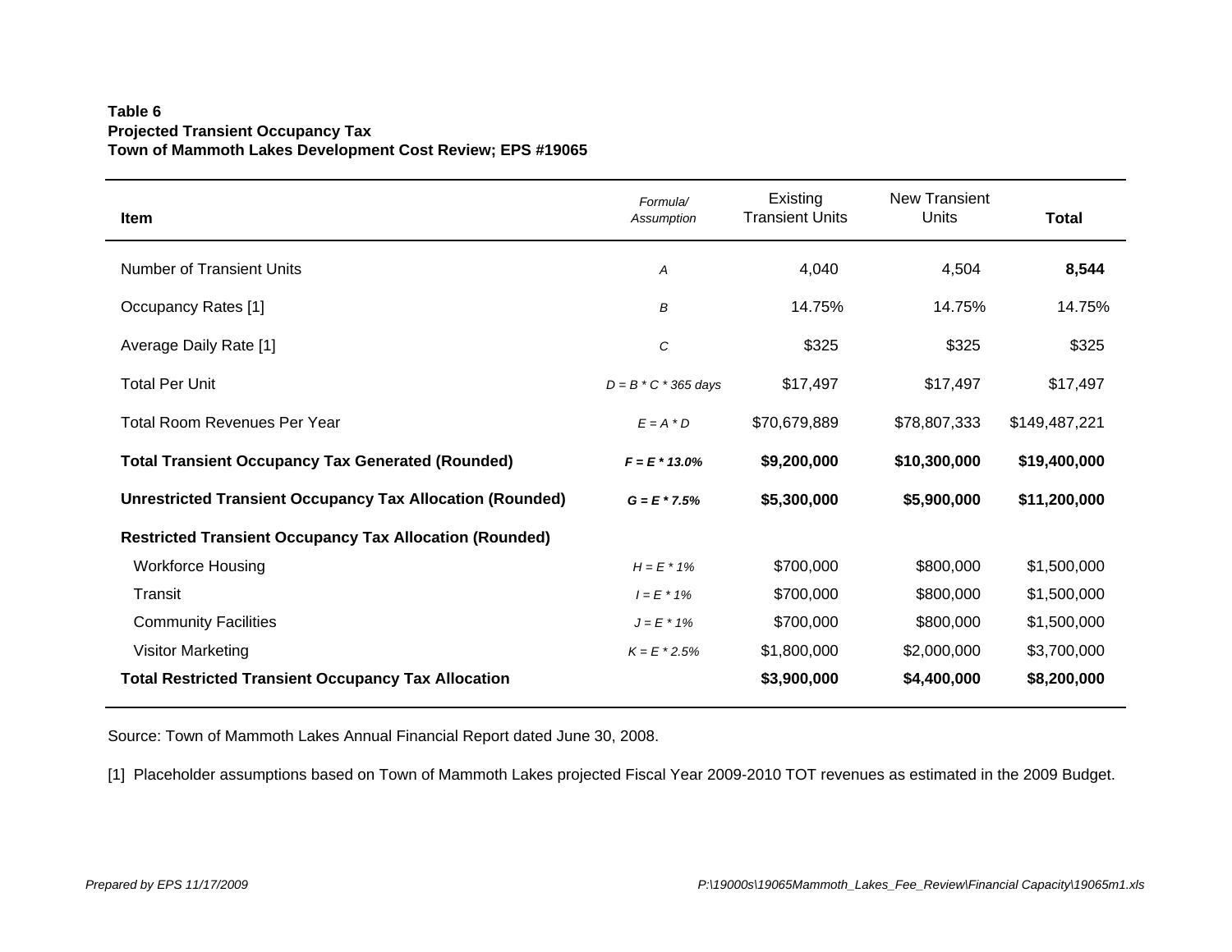**Table 6**
**Projected Transient Occupancy Tax**
**Town of Mammoth Lakes Development Cost Review; EPS #19065**

| Item | *Formula/ Assumption* | Existing Transient Units | New Transient Units | Total |
|---|---|---|---|---|
| Number of Transient Units | *A* | 4,040 | 4,504 | **8,544** |
| Occupancy Rates [1] | *B* | 14.75% | 14.75% | 14.75% |
| Average Daily Rate [1] | *C* | $325 | $325 | $325 |
| Total Per Unit | *D = B * C * 365 days* | $17,497 | $17,497 | $17,497 |
| Total Room Revenues Per Year | *E = A * D* | $70,679,889 | $78,807,333 | $149,487,221 |
| **Total Transient Occupancy Tax Generated (Rounded)** | ***F = E * 13.0%*** | **$9,200,000** | **$10,300,000** | **$19,400,000** |
| **Unrestricted Transient Occupancy Tax Allocation (Rounded)** | ***G = E * 7.5%*** | **$5,300,000** | **$5,900,000** | **$11,200,000** |
| **Restricted Transient Occupancy Tax Allocation (Rounded)** | | | | |
| Workforce Housing | *H = E * 1%* | $700,000 | $800,000 | $1,500,000 |
| Transit | *I = E * 1%* | $700,000 | $800,000 | $1,500,000 |
| Community Facilities | *J = E * 1%* | $700,000 | $800,000 | $1,500,000 |
| Visitor Marketing | *K = E * 2.5%* | $1,800,000 | $2,000,000 | $3,700,000 |
| **Total Restricted Transient Occupancy Tax Allocation** | | **$3,900,000** | **$4,400,000** | **$8,200,000** |

Source: Town of Mammoth Lakes Annual Financial Report dated June 30, 2008.

[1] Placeholder assumptions based on Town of Mammoth Lakes projected Fiscal Year 2009-2010 TOT revenues as estimated in the 2009 Budget.

*Prepared by EPS 11/17/2009*

*P:\19000s\19065Mammoth_Lakes_Fee_Review\Financial Capacity\19065m1.xls*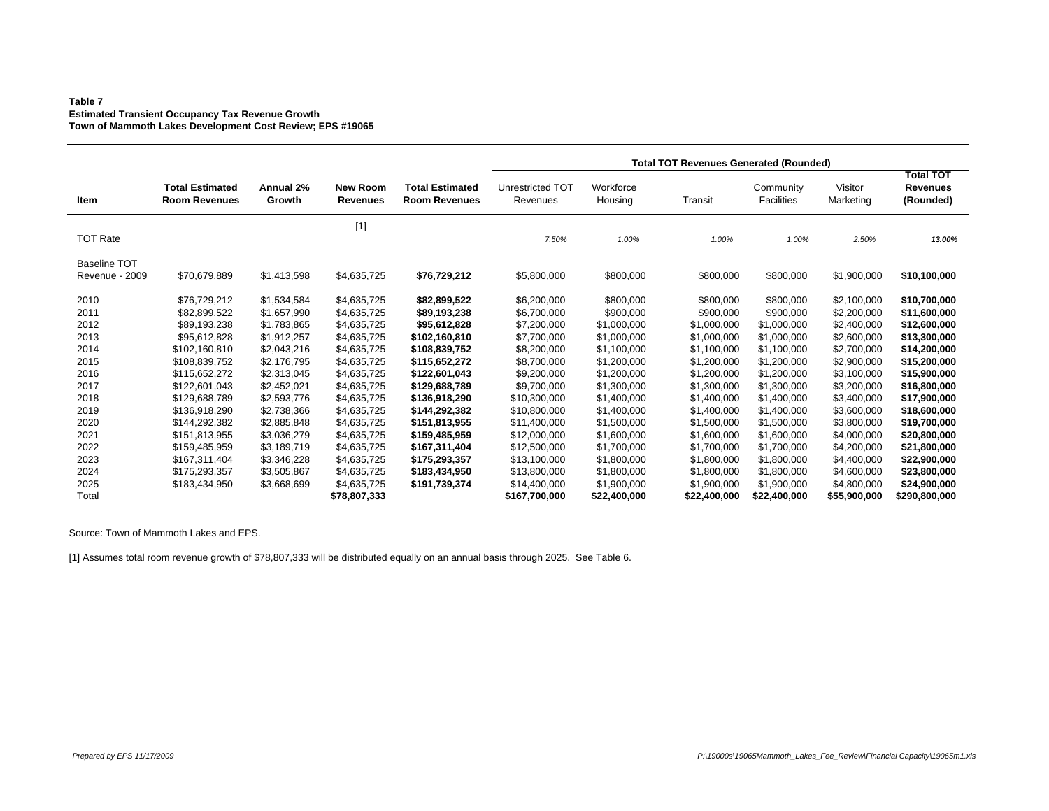**Table 7**
**Estimated Transient Occupancy Tax Revenue Growth**
**Town of Mammoth Lakes Development Cost Review; EPS #19065**

| Item | Total Estimated Room Revenues | Annual 2% Growth | New Room Revenues | Total Estimated Room Revenues | Total TOT Revenues Generated (Rounded) | | | | | |
|---|---|---|---|---|---|---|---|---|---|---|
| | | | | | Unrestricted TOT Revenues | Workforce Housing | Transit | Community Facilities | Visitor Marketing | Total TOT Revenues (Rounded) |
| | | | [1] | | | | | | | |
| TOT Rate | | | | | *7.50%* | *1.00%* | *1.00%* | *1.00%* | *2.50%* | ***13.00%*** |
| Baseline TOT Revenue - 2009 | $70,679,889 | $1,413,598 | $4,635,725 | **$76,729,212** | $5,800,000 | $800,000 | $800,000 | $800,000 | $1,900,000 | **$10,100,000** |
| 2010 | $76,729,212 | $1,534,584 | $4,635,725 | **$82,899,522** | $6,200,000 | $800,000 | $800,000 | $800,000 | $2,100,000 | **$10,700,000** |
| 2011 | $82,899,522 | $1,657,990 | $4,635,725 | **$89,193,238** | $6,700,000 | $900,000 | $900,000 | $900,000 | $2,200,000 | **$11,600,000** |
| 2012 | $89,193,238 | $1,783,865 | $4,635,725 | **$95,612,828** | $7,200,000 | $1,000,000 | $1,000,000 | $1,000,000 | $2,400,000 | **$12,600,000** |
| 2013 | $95,612,828 | $1,912,257 | $4,635,725 | **$102,160,810** | $7,700,000 | $1,000,000 | $1,000,000 | $1,000,000 | $2,600,000 | **$13,300,000** |
| 2014 | $102,160,810 | $2,043,216 | $4,635,725 | **$108,839,752** | $8,200,000 | $1,100,000 | $1,100,000 | $1,100,000 | $2,700,000 | **$14,200,000** |
| 2015 | $108,839,752 | $2,176,795 | $4,635,725 | **$115,652,272** | $8,700,000 | $1,200,000 | $1,200,000 | $1,200,000 | $2,900,000 | **$15,200,000** |
| 2016 | $115,652,272 | $2,313,045 | $4,635,725 | **$122,601,043** | $9,200,000 | $1,200,000 | $1,200,000 | $1,200,000 | $3,100,000 | **$15,900,000** |
| 2017 | $122,601,043 | $2,452,021 | $4,635,725 | **$129,688,789** | $9,700,000 | $1,300,000 | $1,300,000 | $1,300,000 | $3,200,000 | **$16,800,000** |
| 2018 | $129,688,789 | $2,593,776 | $4,635,725 | **$136,918,290** | $10,300,000 | $1,400,000 | $1,400,000 | $1,400,000 | $3,400,000 | **$17,900,000** |
| 2019 | $136,918,290 | $2,738,366 | $4,635,725 | **$144,292,382** | $10,800,000 | $1,400,000 | $1,400,000 | $1,400,000 | $3,600,000 | **$18,600,000** |
| 2020 | $144,292,382 | $2,885,848 | $4,635,725 | **$151,813,955** | $11,400,000 | $1,500,000 | $1,500,000 | $1,500,000 | $3,800,000 | **$19,700,000** |
| 2021 | $151,813,955 | $3,036,279 | $4,635,725 | **$159,485,959** | $12,000,000 | $1,600,000 | $1,600,000 | $1,600,000 | $4,000,000 | **$20,800,000** |
| 2022 | $159,485,959 | $3,189,719 | $4,635,725 | **$167,311,404** | $12,500,000 | $1,700,000 | $1,700,000 | $1,700,000 | $4,200,000 | **$21,800,000** |
| 2023 | $167,311,404 | $3,346,228 | $4,635,725 | **$175,293,357** | $13,100,000 | $1,800,000 | $1,800,000 | $1,800,000 | $4,400,000 | **$22,900,000** |
| 2024 | $175,293,357 | $3,505,867 | $4,635,725 | **$183,434,950** | $13,800,000 | $1,800,000 | $1,800,000 | $1,800,000 | $4,600,000 | **$23,800,000** |
| 2025 | $183,434,950 | $3,668,699 | $4,635,725 | **$191,739,374** | $14,400,000 | $1,900,000 | $1,900,000 | $1,900,000 | $4,800,000 | **$24,900,000** |
| Total | | | **$78,807,333** | | **$167,700,000** | **$22,400,000** | **$22,400,000** | **$22,400,000** | **$55,900,000** | **$290,800,000** |

Source: Town of Mammoth Lakes and EPS.

[1] Assumes total room revenue growth of $78,807,333 will be distributed equally on an annual basis through 2025. See Table 6.

*Prepared by EPS 11/17/2009*

*P:\19000s\19065Mammoth_Lakes_Fee_Review\Financial Capacity\19065m1.xls*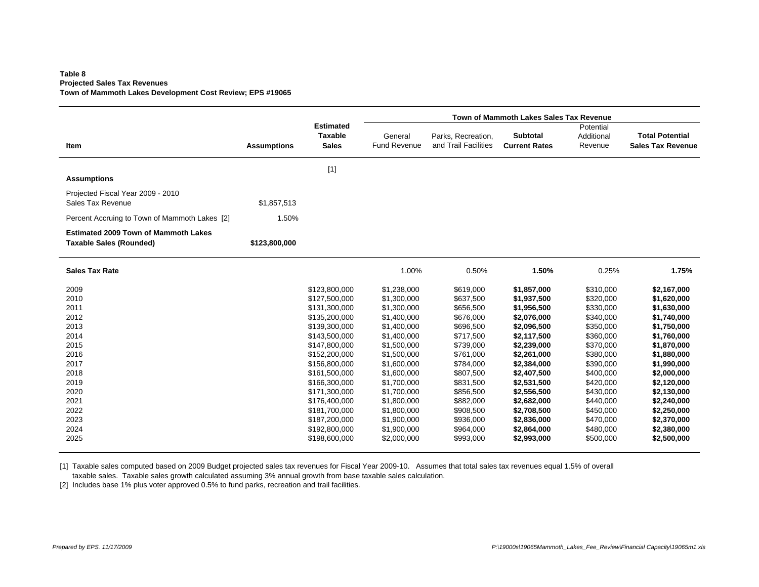**Table 8**
**Projected Sales Tax Revenues**
**Town of Mammoth Lakes Development Cost Review; EPS #19065**

| Item | Assumptions | Estimated Taxable Sales | Town of Mammoth Lakes Sales Tax Revenue | | | | |
|---|---|---|---|---|---|---|---|
| | | | General Fund Revenue | Parks, Recreation, and Trail Facilities | **Subtotal Current Rates** | Potential Additional Revenue | **Total Potential Sales Tax Revenue** |
| | | [1] | | | | | |
| **Assumptions** | | | | | | | |
| Projected Fiscal Year 2009 - 2010 Sales Tax Revenue | $1,857,513 | | | | | | |
| Percent Accruing to Town of Mammoth Lakes [2] | 1.50% | | | | | | |
| **Estimated 2009 Town of Mammoth Lakes Taxable Sales (Rounded)** | **$123,800,000** | | | | | | |
| **Sales Tax Rate** | | | 1.00% | 0.50% | **1.50%** | 0.25% | **1.75%** |
| 2009 | | $123,800,000 | $1,238,000 | $619,000 | **$1,857,000** | $310,000 | **$2,167,000** |
| 2010 | | $127,500,000 | $1,300,000 | $637,500 | **$1,937,500** | $320,000 | **$1,620,000** |
| 2011 | | $131,300,000 | $1,300,000 | $656,500 | **$1,956,500** | $330,000 | **$1,630,000** |
| 2012 | | $135,200,000 | $1,400,000 | $676,000 | **$2,076,000** | $340,000 | **$1,740,000** |
| 2013 | | $139,300,000 | $1,400,000 | $696,500 | **$2,096,500** | $350,000 | **$1,750,000** |
| 2014 | | $143,500,000 | $1,400,000 | $717,500 | **$2,117,500** | $360,000 | **$1,760,000** |
| 2015 | | $147,800,000 | $1,500,000 | $739,000 | **$2,239,000** | $370,000 | **$1,870,000** |
| 2016 | | $152,200,000 | $1,500,000 | $761,000 | **$2,261,000** | $380,000 | **$1,880,000** |
| 2017 | | $156,800,000 | $1,600,000 | $784,000 | **$2,384,000** | $390,000 | **$1,990,000** |
| 2018 | | $161,500,000 | $1,600,000 | $807,500 | **$2,407,500** | $400,000 | **$2,000,000** |
| 2019 | | $166,300,000 | $1,700,000 | $831,500 | **$2,531,500** | $420,000 | **$2,120,000** |
| 2020 | | $171,300,000 | $1,700,000 | $856,500 | **$2,556,500** | $430,000 | **$2,130,000** |
| 2021 | | $176,400,000 | $1,800,000 | $882,000 | **$2,682,000** | $440,000 | **$2,240,000** |
| 2022 | | $181,700,000 | $1,800,000 | $908,500 | **$2,708,500** | $450,000 | **$2,250,000** |
| 2023 | | $187,200,000 | $1,900,000 | $936,000 | **$2,836,000** | $470,000 | **$2,370,000** |
| 2024 | | $192,800,000 | $1,900,000 | $964,000 | **$2,864,000** | $480,000 | **$2,380,000** |
| 2025 | | $198,600,000 | $2,000,000 | $993,000 | **$2,993,000** | $500,000 | **$2,500,000** |

[1] Taxable sales computed based on 2009 Budget projected sales tax revenues for Fiscal Year 2009-10. Assumes that total sales tax revenues equal 1.5% of overall taxable sales. Taxable sales growth calculated assuming 3% annual growth from base taxable sales calculation.
[2] Includes base 1% plus voter approved 0.5% to fund parks, recreation and trail facilities.

*Prepared by EPS. 11/17/2009*

*P:\19000s\19065Mammoth_Lakes_Fee_Review\Financial Capacity\19065m1.xls*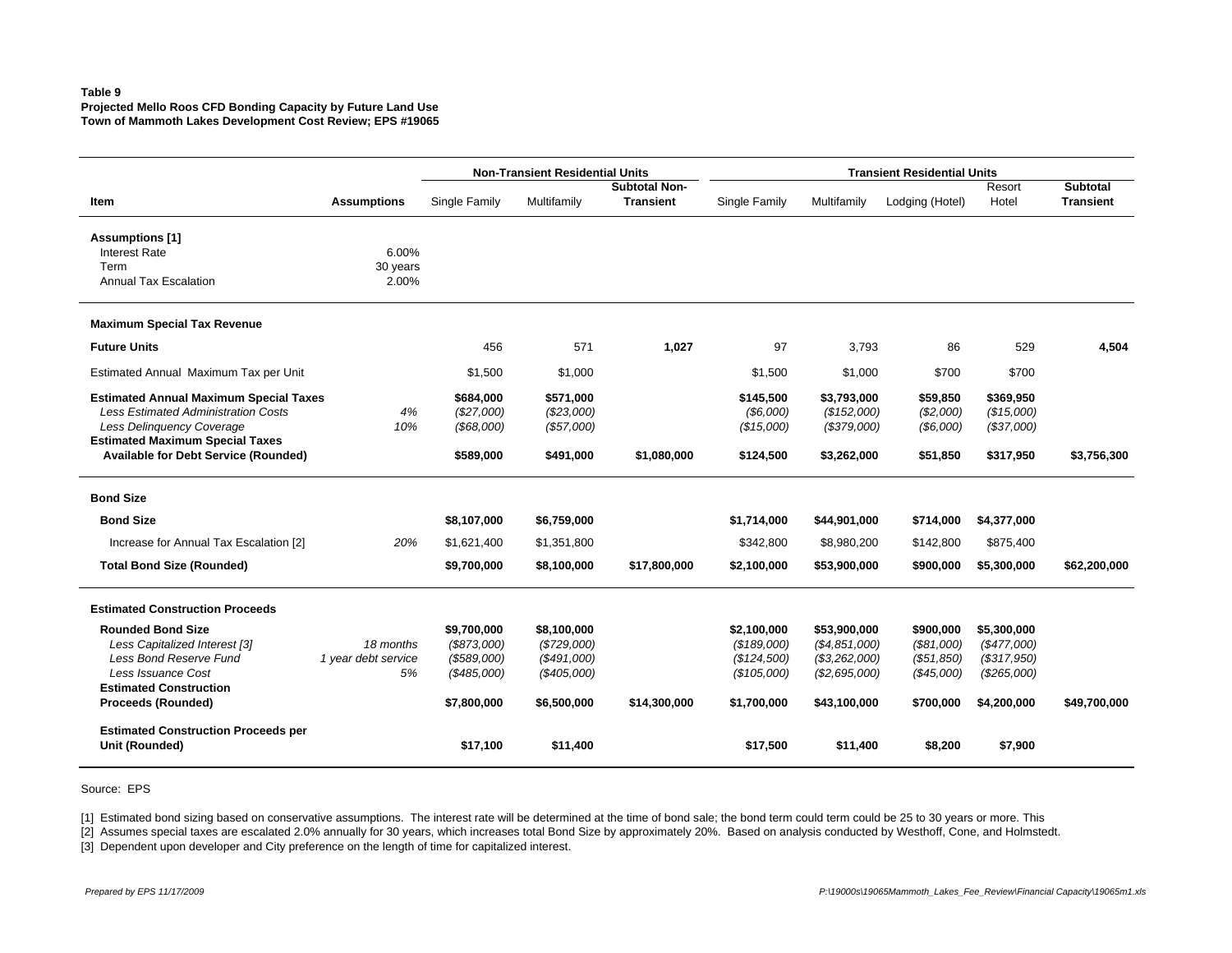**Table 9**
**Projected Mello Roos CFD Bonding Capacity by Future Land Use**
**Town of Mammoth Lakes Development Cost Review; EPS #19065**

| | | Non-Transient Residential Units | | | Transient Residential Units | | | | |
|---|---|---|---|---|---|---|---|---|---|
| **Item** | **Assumptions** | Single Family | Multifamily | **Subtotal Non-Transient** | Single Family | Multifamily | Lodging (Hotel) | Resort Hotel | **Subtotal Transient** |
| **Assumptions [1]** | | | | | | | | | |
| Interest Rate | 6.00% | | | | | | | | |
| Term | 30 years | | | | | | | | |
| Annual Tax Escalation | 2.00% | | | | | | | | |
| **Maximum Special Tax Revenue** | | | | | | | | | |
| **Future Units** | | 456 | 571 | **1,027** | 97 | 3,793 | 86 | 529 | **4,504** |
| Estimated Annual Maximum Tax per Unit | | $1,500 | $1,000 | | $1,500 | $1,000 | $700 | $700 | |
| **Estimated Annual Maximum Special Taxes** | | **$684,000** | **$571,000** | | **$145,500** | **$3,793,000** | **$59,850** | **$369,950** | |
| *Less Estimated Administration Costs* | *4%* | *($27,000)* | *($23,000)* | | *($6,000)* | *($152,000)* | *($2,000)* | *($15,000)* | |
| *Less Delinquency Coverage* | *10%* | *($68,000)* | *($57,000)* | | *($15,000)* | *($379,000)* | *($6,000)* | *($37,000)* | |
| **Estimated Maximum Special Taxes Available for Debt Service (Rounded)** | | **$589,000** | **$491,000** | **$1,080,000** | **$124,500** | **$3,262,000** | **$51,850** | **$317,950** | **$3,756,300** |
| **Bond Size** | | | | | | | | | |
| **Bond Size** | | **$8,107,000** | **$6,759,000** | | **$1,714,000** | **$44,901,000** | **$714,000** | **$4,377,000** | |
| Increase for Annual Tax Escalation [2] | *20%* | $1,621,400 | $1,351,800 | | $342,800 | $8,980,200 | $142,800 | $875,400 | |
| **Total Bond Size (Rounded)** | | **$9,700,000** | **$8,100,000** | **$17,800,000** | **$2,100,000** | **$53,900,000** | **$900,000** | **$5,300,000** | **$62,200,000** |
| **Estimated Construction Proceeds** | | | | | | | | | |
| **Rounded Bond Size** | | **$9,700,000** | **$8,100,000** | | **$2,100,000** | **$53,900,000** | **$900,000** | **$5,300,000** | |
| *Less Capitalized Interest [3]* | *18 months* | *($873,000)* | *($729,000)* | | *($189,000)* | *($4,851,000)* | *($81,000)* | *($477,000)* | |
| *Less Bond Reserve Fund* | *1 year debt service* | *($589,000)* | *($491,000)* | | *($124,500)* | *($3,262,000)* | *($51,850)* | *($317,950)* | |
| *Less Issuance Cost* | *5%* | *($485,000)* | *($405,000)* | | *($105,000)* | *($2,695,000)* | *($45,000)* | *($265,000)* | |
| **Estimated Construction Proceeds (Rounded)** | | **$7,800,000** | **$6,500,000** | **$14,300,000** | **$1,700,000** | **$43,100,000** | **$700,000** | **$4,200,000** | **$49,700,000** |
| **Estimated Construction Proceeds per Unit (Rounded)** | | **$17,100** | **$11,400** | | **$17,500** | **$11,400** | **$8,200** | **$7,900** | |

Source: EPS

[1] Estimated bond sizing based on conservative assumptions. The interest rate will be determined at the time of bond sale; the bond term could term could be 25 to 30 years or more. This

[2] Assumes special taxes are escalated 2.0% annually for 30 years, which increases total Bond Size by approximately 20%. Based on analysis conducted by Westhoff, Cone, and Holmstedt.

[3] Dependent upon developer and City preference on the length of time for capitalized interest.

*Prepared by EPS 11/17/2009*

*P:\19000s\19065Mammoth_Lakes_Fee_Review\Financial Capacity\19065m1.xls*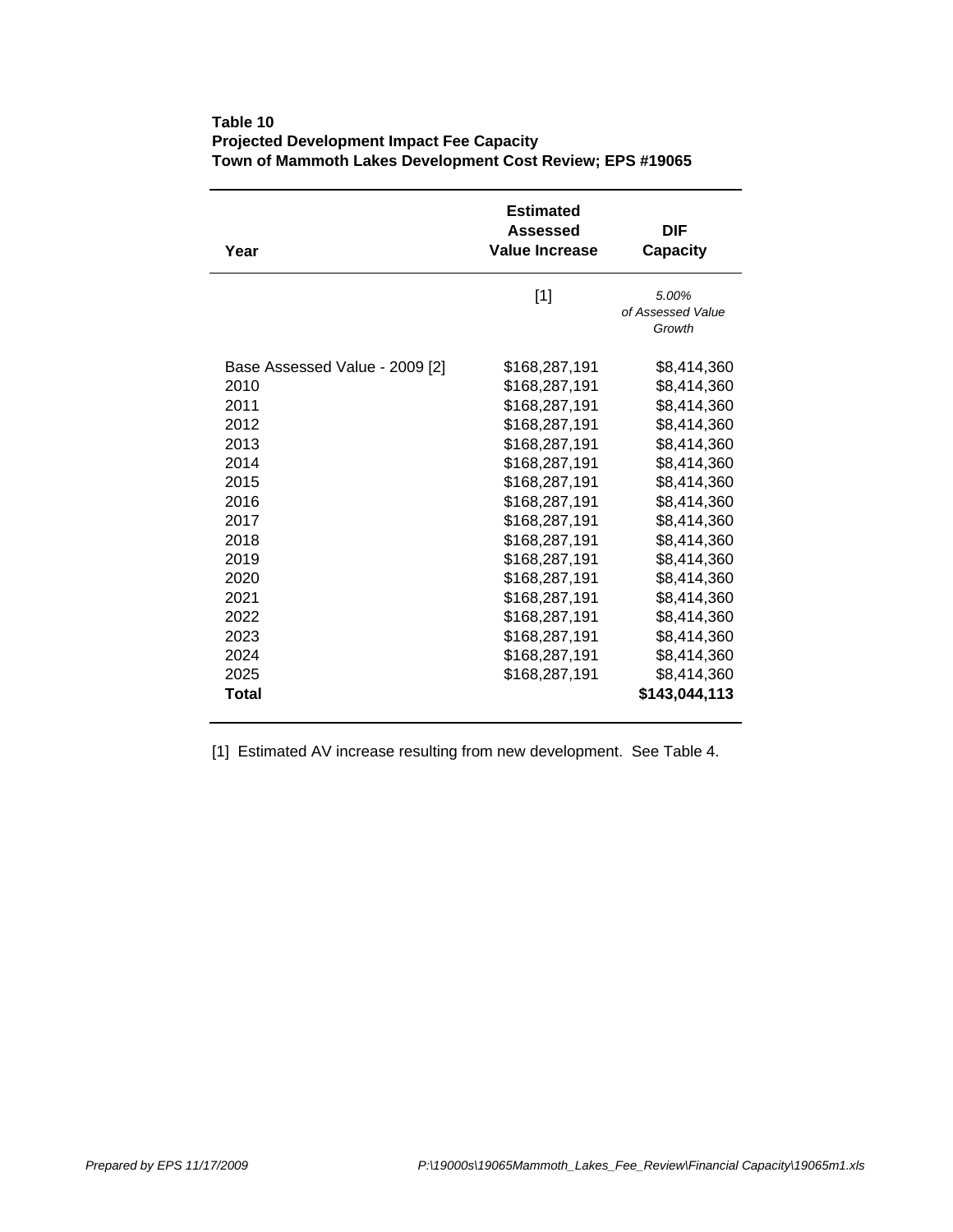**Table 10**
**Projected Development Impact Fee Capacity**
**Town of Mammoth Lakes Development Cost Review; EPS #19065**

| Year | Estimated Assessed Value Increase | DIF Capacity |
|---|---|---|
| | [1] | *5.00% of Assessed Value Growth* |
| Base Assessed Value - 2009 [2] | $168,287,191 | $8,414,360 |
| 2010 | $168,287,191 | $8,414,360 |
| 2011 | $168,287,191 | $8,414,360 |
| 2012 | $168,287,191 | $8,414,360 |
| 2013 | $168,287,191 | $8,414,360 |
| 2014 | $168,287,191 | $8,414,360 |
| 2015 | $168,287,191 | $8,414,360 |
| 2016 | $168,287,191 | $8,414,360 |
| 2017 | $168,287,191 | $8,414,360 |
| 2018 | $168,287,191 | $8,414,360 |
| 2019 | $168,287,191 | $8,414,360 |
| 2020 | $168,287,191 | $8,414,360 |
| 2021 | $168,287,191 | $8,414,360 |
| 2022 | $168,287,191 | $8,414,360 |
| 2023 | $168,287,191 | $8,414,360 |
| 2024 | $168,287,191 | $8,414,360 |
| 2025 | $168,287,191 | $8,414,360 |
| **Total** | | **$143,044,113** |

[1] Estimated AV increase resulting from new development. See Table 4.

*Prepared by EPS 11/17/2009* *P:\19000s\19065Mammoth_Lakes_Fee_Review\Financial Capacity\19065m1.xls*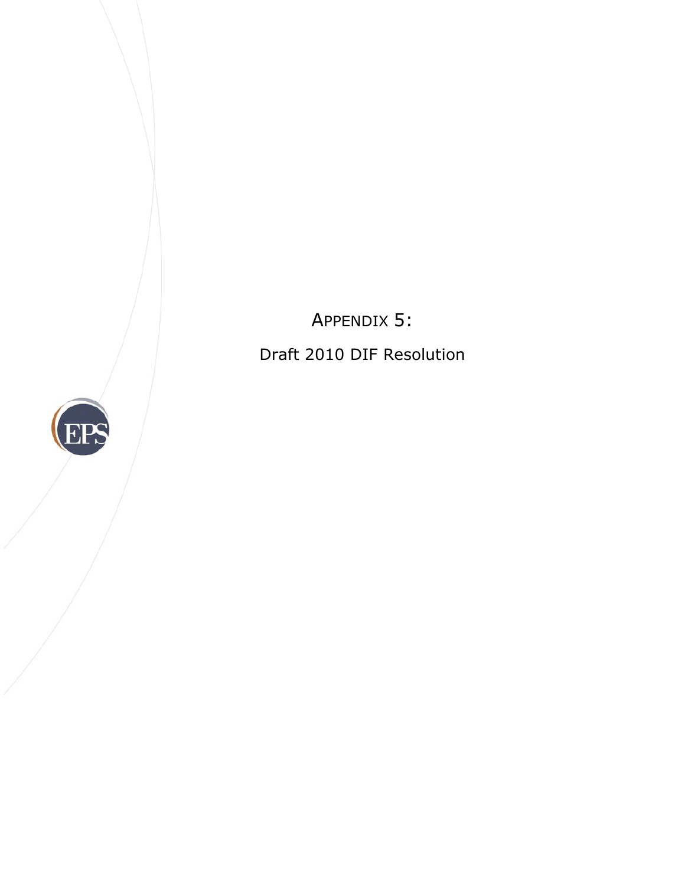# APPENDIX 5:

## Draft 2010 DIF Resolution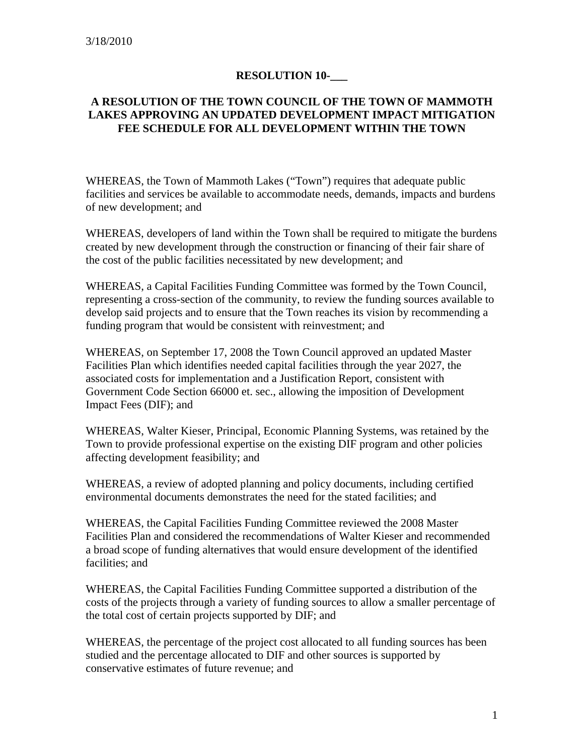3/18/2010

**RESOLUTION 10-\_\_\_**

**A RESOLUTION OF THE TOWN COUNCIL OF THE TOWN OF MAMMOTH LAKES APPROVING AN UPDATED DEVELOPMENT IMPACT MITIGATION FEE SCHEDULE FOR ALL DEVELOPMENT WITHIN THE TOWN**

WHEREAS, the Town of Mammoth Lakes ("Town") requires that adequate public facilities and services be available to accommodate needs, demands, impacts and burdens of new development; and

WHEREAS, developers of land within the Town shall be required to mitigate the burdens created by new development through the construction or financing of their fair share of the cost of the public facilities necessitated by new development; and

WHEREAS, a Capital Facilities Funding Committee was formed by the Town Council, representing a cross-section of the community, to review the funding sources available to develop said projects and to ensure that the Town reaches its vision by recommending a funding program that would be consistent with reinvestment; and

WHEREAS, on September 17, 2008 the Town Council approved an updated Master Facilities Plan which identifies needed capital facilities through the year 2027, the associated costs for implementation and a Justification Report, consistent with Government Code Section 66000 et. sec., allowing the imposition of Development Impact Fees (DIF); and

WHEREAS, Walter Kieser, Principal, Economic Planning Systems, was retained by the Town to provide professional expertise on the existing DIF program and other policies affecting development feasibility; and

WHEREAS, a review of adopted planning and policy documents, including certified environmental documents demonstrates the need for the stated facilities; and

WHEREAS, the Capital Facilities Funding Committee reviewed the 2008 Master Facilities Plan and considered the recommendations of Walter Kieser and recommended a broad scope of funding alternatives that would ensure development of the identified facilities; and

WHEREAS, the Capital Facilities Funding Committee supported a distribution of the costs of the projects through a variety of funding sources to allow a smaller percentage of the total cost of certain projects supported by DIF; and

WHEREAS, the percentage of the project cost allocated to all funding sources has been studied and the percentage allocated to DIF and other sources is supported by conservative estimates of future revenue; and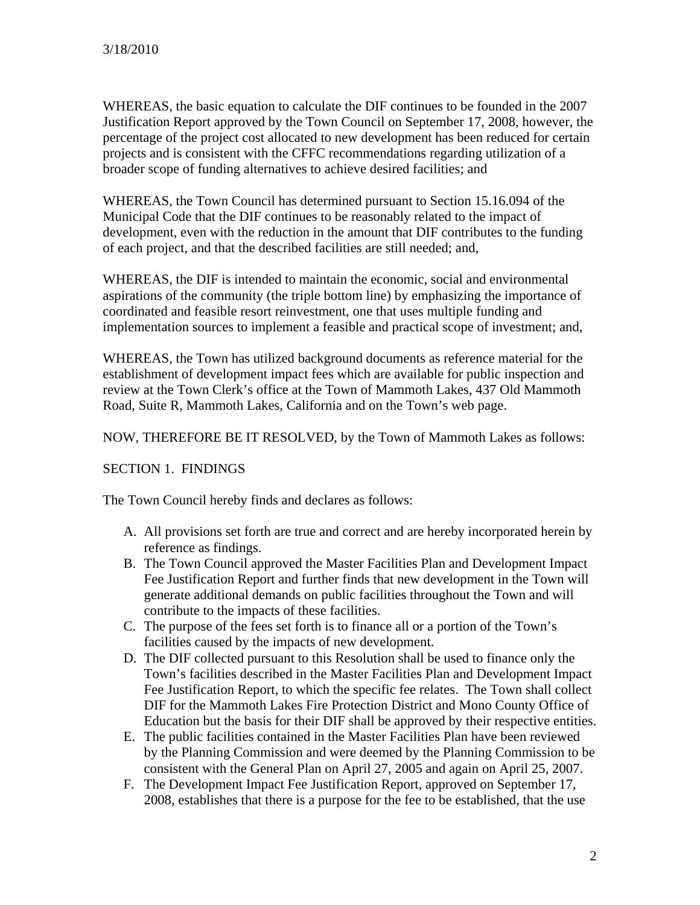3/18/2010

WHEREAS, the basic equation to calculate the DIF continues to be founded in the 2007 Justification Report approved by the Town Council on September 17, 2008, however, the percentage of the project cost allocated to new development has been reduced for certain projects and is consistent with the CFFC recommendations regarding utilization of a broader scope of funding alternatives to achieve desired facilities; and

WHEREAS, the Town Council has determined pursuant to Section 15.16.094 of the Municipal Code that the DIF continues to be reasonably related to the impact of development, even with the reduction in the amount that DIF contributes to the funding of each project, and that the described facilities are still needed; and,

WHEREAS, the DIF is intended to maintain the economic, social and environmental aspirations of the community (the triple bottom line) by emphasizing the importance of coordinated and feasible resort reinvestment, one that uses multiple funding and implementation sources to implement a feasible and practical scope of investment; and,

WHEREAS, the Town has utilized background documents as reference material for the establishment of development impact fees which are available for public inspection and review at the Town Clerk's office at the Town of Mammoth Lakes, 437 Old Mammoth Road, Suite R, Mammoth Lakes, California and on the Town's web page.

NOW, THEREFORE BE IT RESOLVED, by the Town of Mammoth Lakes as follows:

SECTION 1. FINDINGS

The Town Council hereby finds and declares as follows:

A. All provisions set forth are true and correct and are hereby incorporated herein by reference as findings.
B. The Town Council approved the Master Facilities Plan and Development Impact Fee Justification Report and further finds that new development in the Town will generate additional demands on public facilities throughout the Town and will contribute to the impacts of these facilities.
C. The purpose of the fees set forth is to finance all or a portion of the Town's facilities caused by the impacts of new development.
D. The DIF collected pursuant to this Resolution shall be used to finance only the Town's facilities described in the Master Facilities Plan and Development Impact Fee Justification Report, to which the specific fee relates. The Town shall collect DIF for the Mammoth Lakes Fire Protection District and Mono County Office of Education but the basis for their DIF shall be approved by their respective entities.
E. The public facilities contained in the Master Facilities Plan have been reviewed by the Planning Commission and were deemed by the Planning Commission to be consistent with the General Plan on April 27, 2005 and again on April 25, 2007.
F. The Development Impact Fee Justification Report, approved on September 17, 2008, establishes that there is a purpose for the fee to be established, that the use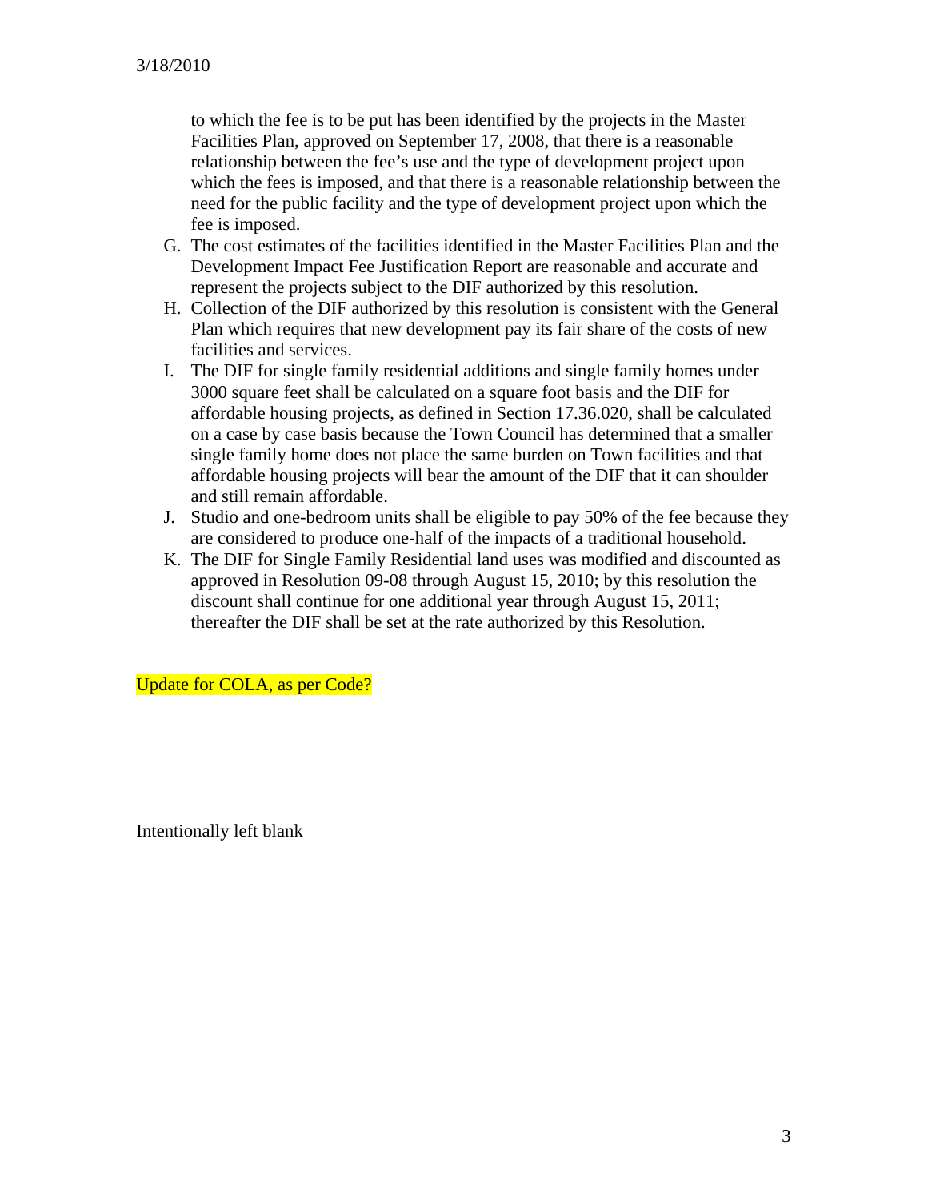to which the fee is to be put has been identified by the projects in the Master Facilities Plan, approved on September 17, 2008, that there is a reasonable relationship between the fee's use and the type of development project upon which the fees is imposed, and that there is a reasonable relationship between the need for the public facility and the type of development project upon which the fee is imposed.

G. The cost estimates of the facilities identified in the Master Facilities Plan and the Development Impact Fee Justification Report are reasonable and accurate and represent the projects subject to the DIF authorized by this resolution.
H. Collection of the DIF authorized by this resolution is consistent with the General Plan which requires that new development pay its fair share of the costs of new facilities and services.
I. The DIF for single family residential additions and single family homes under 3000 square feet shall be calculated on a square foot basis and the DIF for affordable housing projects, as defined in Section 17.36.020, shall be calculated on a case by case basis because the Town Council has determined that a smaller single family home does not place the same burden on Town facilities and that affordable housing projects will bear the amount of the DIF that it can shoulder and still remain affordable.
J. Studio and one-bedroom units shall be eligible to pay 50% of the fee because they are considered to produce one-half of the impacts of a traditional household.
K. The DIF for Single Family Residential land uses was modified and discounted as approved in Resolution 09-08 through August 15, 2010; by this resolution the discount shall continue for one additional year through August 15, 2011; thereafter the DIF shall be set at the rate authorized by this Resolution.

Update for COLA, as per Code?

Intentionally left blank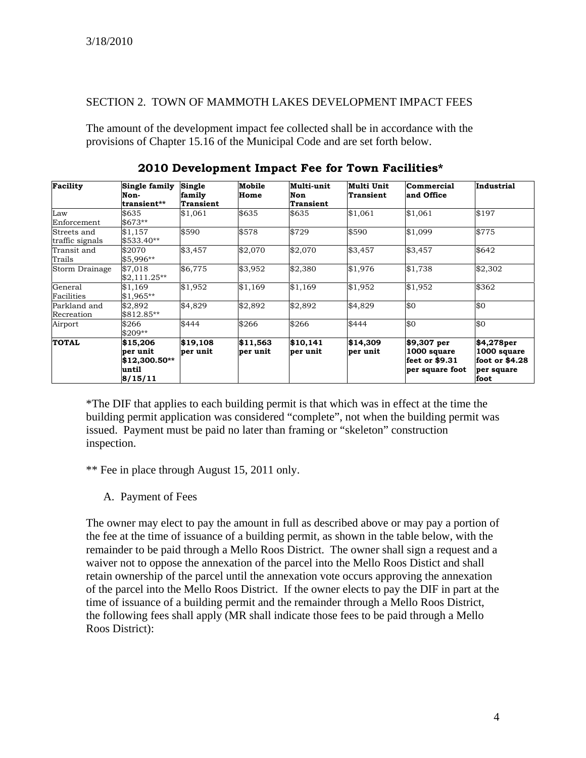3/18/2010

SECTION 2. TOWN OF MAMMOTH LAKES DEVELOPMENT IMPACT FEES

The amount of the development impact fee collected shall be in accordance with the provisions of Chapter 15.16 of the Municipal Code and are set forth below.

## 2010 Development Impact Fee for Town Facilities*

| Facility | Single family Non-transient** | Single family Transient | Mobile Home | Multi-unit Non Transient | Multi Unit Transient | Commercial and Office | Industrial |
|---|---|---|---|---|---|---|---|
| Law Enforcement | $635 $673** | $1,061 | $635 | $635 | $1,061 | $1,061 | $197 |
| Streets and traffic signals | $1,157 $533.40** | $590 | $578 | $729 | $590 | $1,099 | $775 |
| Transit and Trails | $2070 $5,996** | $3,457 | $2,070 | $2,070 | $3,457 | $3,457 | $642 |
| Storm Drainage | $7,018 $2,111.25** | $6,775 | $3,952 | $2,380 | $1,976 | $1,738 | $2,302 |
| General Facilities | $1,169 $1,965** | $1,952 | $1,169 | $1,169 | $1,952 | $1,952 | $362 |
| Parkland and Recreation | $2,892 $812.85** | $4,829 | $2,892 | $2,892 | $4,829 | $0 | $0 |
| Airport | $266 $209** | $444 | $266 | $266 | $444 | $0 | $0 |
| **TOTAL** | **$15,206 per unit $12,300.50** until 8/15/11** | **$19,108 per unit** | **$11,563 per unit** | **$10,141 per unit** | **$14,309 per unit** | **$9,307 per 1000 square feet or $9.31 per square foot** | **$4,278per 1000 square foot or $4.28 per square foot** |

*The DIF that applies to each building permit is that which was in effect at the time the building permit application was considered "complete", not when the building permit was issued. Payment must be paid no later than framing or "skeleton" construction inspection.

** Fee in place through August 15, 2011 only.

A. Payment of Fees

The owner may elect to pay the amount in full as described above or may pay a portion of the fee at the time of issuance of a building permit, as shown in the table below, with the remainder to be paid through a Mello Roos District. The owner shall sign a request and a waiver not to oppose the annexation of the parcel into the Mello Roos Distict and shall retain ownership of the parcel until the annexation vote occurs approving the annexation of the parcel into the Mello Roos District. If the owner elects to pay the DIF in part at the time of issuance of a building permit and the remainder through a Mello Roos District, the following fees shall apply (MR shall indicate those fees to be paid through a Mello Roos District):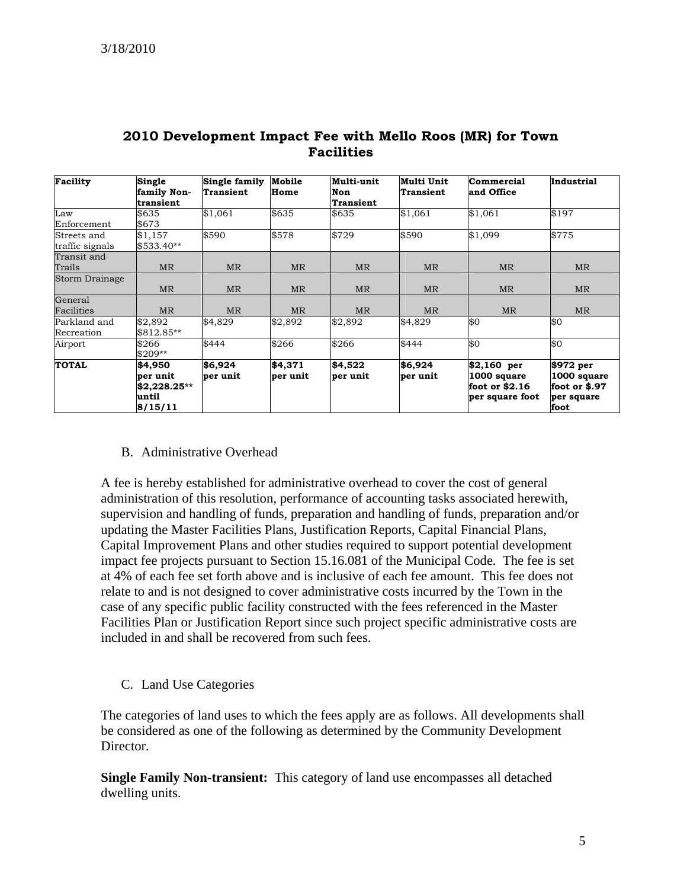3/18/2010

## 2010 Development Impact Fee with Mello Roos (MR) for Town Facilities

| Facility | Single family Non-transient | Single family Transient | Mobile Home | Multi-unit Non Transient | Multi Unit Transient | Commercial and Office | Industrial |
|---|---|---|---|---|---|---|---|
| Law Enforcement | $635 $673 | $1,061 | $635 | $635 | $1,061 | $1,061 | $197 |
| Streets and traffic signals | $1,157 $533.40** | $590 | $578 | $729 | $590 | $1,099 | $775 |
| Transit and Trails | MR | MR | MR | MR | MR | MR | MR |
| Storm Drainage | MR | MR | MR | MR | MR | MR | MR |
| General Facilities | MR | MR | MR | MR | MR | MR | MR |
| Parkland and Recreation | $2,892 $812.85** | $4,829 | $2,892 | $2,892 | $4,829 | $0 | $0 |
| Airport | $266 $209** | $444 | $266 | $266 | $444 | $0 | $0 |
| **TOTAL** | **$4,950 per unit $2,228.25** until 8/15/11** | **$6,924 per unit** | **$4,371 per unit** | **$4,522 per unit** | **$6,924 per unit** | **$2,160 per 1000 square foot or $2.16 per square foot** | **$972 per 1000 square foot or $.97 per square foot** |

B. Administrative Overhead

A fee is hereby established for administrative overhead to cover the cost of general administration of this resolution, performance of accounting tasks associated herewith, supervision and handling of funds, preparation and handling of funds, preparation and/or updating the Master Facilities Plans, Justification Reports, Capital Financial Plans, Capital Improvement Plans and other studies required to support potential development impact fee projects pursuant to Section 15.16.081 of the Municipal Code. The fee is set at 4% of each fee set forth above and is inclusive of each fee amount. This fee does not relate to and is not designed to cover administrative costs incurred by the Town in the case of any specific public facility constructed with the fees referenced in the Master Facilities Plan or Justification Report since such project specific administrative costs are included in and shall be recovered from such fees.

C. Land Use Categories

The categories of land uses to which the fees apply are as follows. All developments shall be considered as one of the following as determined by the Community Development Director.

**Single Family Non-transient:** This category of land use encompasses all detached dwelling units.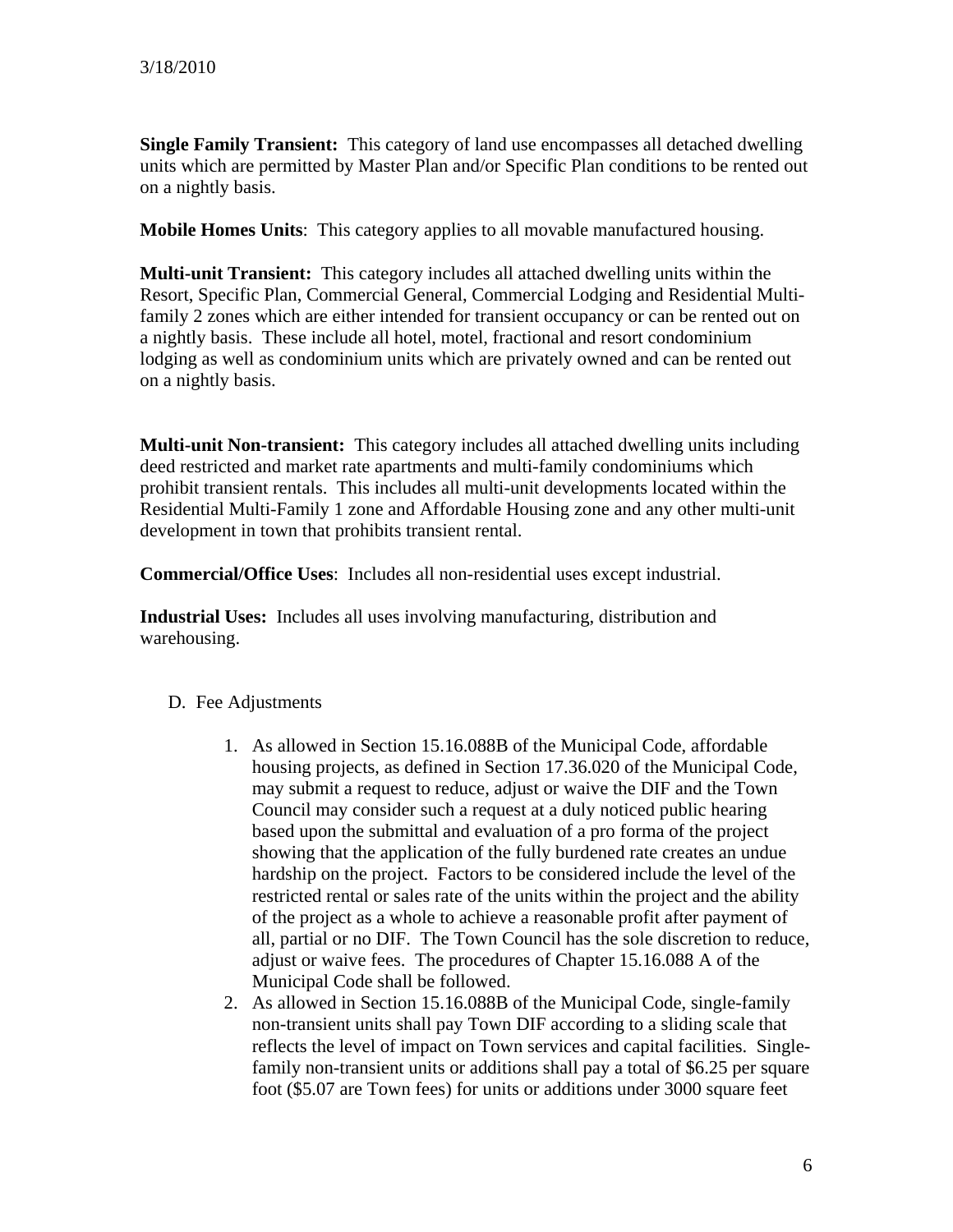3/18/2010

**Single Family Transient:** This category of land use encompasses all detached dwelling units which are permitted by Master Plan and/or Specific Plan conditions to be rented out on a nightly basis.

**Mobile Homes Units**: This category applies to all movable manufactured housing.

**Multi-unit Transient:** This category includes all attached dwelling units within the Resort, Specific Plan, Commercial General, Commercial Lodging and Residential Multi-family 2 zones which are either intended for transient occupancy or can be rented out on a nightly basis. These include all hotel, motel, fractional and resort condominium lodging as well as condominium units which are privately owned and can be rented out on a nightly basis.

**Multi-unit Non-transient:** This category includes all attached dwelling units including deed restricted and market rate apartments and multi-family condominiums which prohibit transient rentals. This includes all multi-unit developments located within the Residential Multi-Family 1 zone and Affordable Housing zone and any other multi-unit development in town that prohibits transient rental.

**Commercial/Office Uses**: Includes all non-residential uses except industrial.

**Industrial Uses:** Includes all uses involving manufacturing, distribution and warehousing.

D. Fee Adjustments

1. As allowed in Section 15.16.088B of the Municipal Code, affordable housing projects, as defined in Section 17.36.020 of the Municipal Code, may submit a request to reduce, adjust or waive the DIF and the Town Council may consider such a request at a duly noticed public hearing based upon the submittal and evaluation of a pro forma of the project showing that the application of the fully burdened rate creates an undue hardship on the project. Factors to be considered include the level of the restricted rental or sales rate of the units within the project and the ability of the project as a whole to achieve a reasonable profit after payment of all, partial or no DIF. The Town Council has the sole discretion to reduce, adjust or waive fees. The procedures of Chapter 15.16.088 A of the Municipal Code shall be followed.
2. As allowed in Section 15.16.088B of the Municipal Code, single-family non-transient units shall pay Town DIF according to a sliding scale that reflects the level of impact on Town services and capital facilities. Single-family non-transient units or additions shall pay a total of $6.25 per square foot ($5.07 are Town fees) for units or additions under 3000 square feet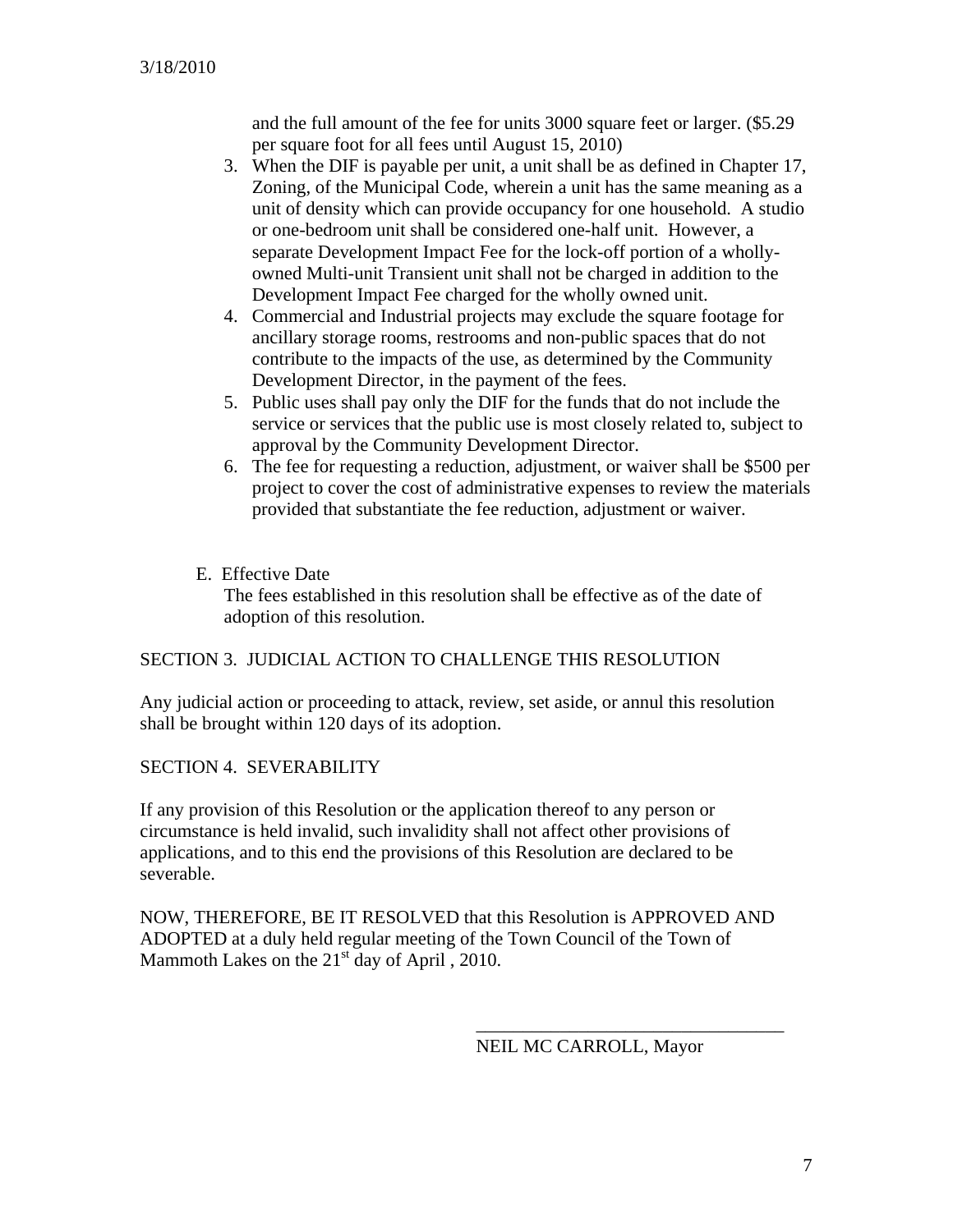and the full amount of the fee for units 3000 square feet or larger. ($5.29 per square foot for all fees until August 15, 2010)

3. When the DIF is payable per unit, a unit shall be as defined in Chapter 17, Zoning, of the Municipal Code, wherein a unit has the same meaning as a unit of density which can provide occupancy for one household. A studio or one-bedroom unit shall be considered one-half unit. However, a separate Development Impact Fee for the lock-off portion of a wholly-owned Multi-unit Transient unit shall not be charged in addition to the Development Impact Fee charged for the wholly owned unit.
4. Commercial and Industrial projects may exclude the square footage for ancillary storage rooms, restrooms and non-public spaces that do not contribute to the impacts of the use, as determined by the Community Development Director, in the payment of the fees.
5. Public uses shall pay only the DIF for the funds that do not include the service or services that the public use is most closely related to, subject to approval by the Community Development Director.
6. The fee for requesting a reduction, adjustment, or waiver shall be $500 per project to cover the cost of administrative expenses to review the materials provided that substantiate the fee reduction, adjustment or waiver.

E. Effective Date

The fees established in this resolution shall be effective as of the date of adoption of this resolution.

SECTION 3. JUDICIAL ACTION TO CHALLENGE THIS RESOLUTION

Any judicial action or proceeding to attack, review, set aside, or annul this resolution shall be brought within 120 days of its adoption.

SECTION 4. SEVERABILITY

If any provision of this Resolution or the application thereof to any person or circumstance is held invalid, such invalidity shall not affect other provisions of applications, and to this end the provisions of this Resolution are declared to be severable.

NOW, THEREFORE, BE IT RESOLVED that this Resolution is APPROVED AND ADOPTED at a duly held regular meeting of the Town Council of the Town of Mammoth Lakes on the 21st day of April , 2010.

\_\_\_\_\_\_\_\_\_\_\_\_\_\_\_\_\_\_\_\_\_\_\_\_\_\_\_\_\_\_\_\_\_

NEIL MC CARROLL, Mayor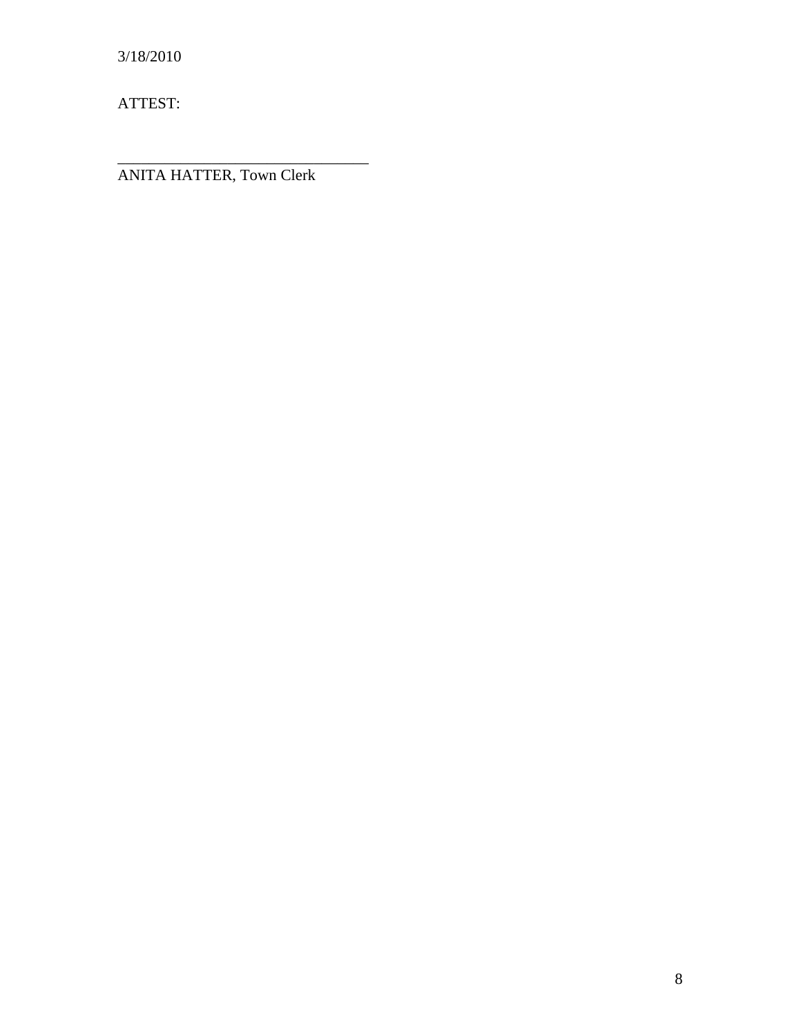3/18/2010

ATTEST:

\_\_\_\_\_\_\_\_\_\_\_\_\_\_\_\_\_\_\_\_\_\_\_\_\_\_\_\_\_\_\_\_

ANITA HATTER, Town Clerk